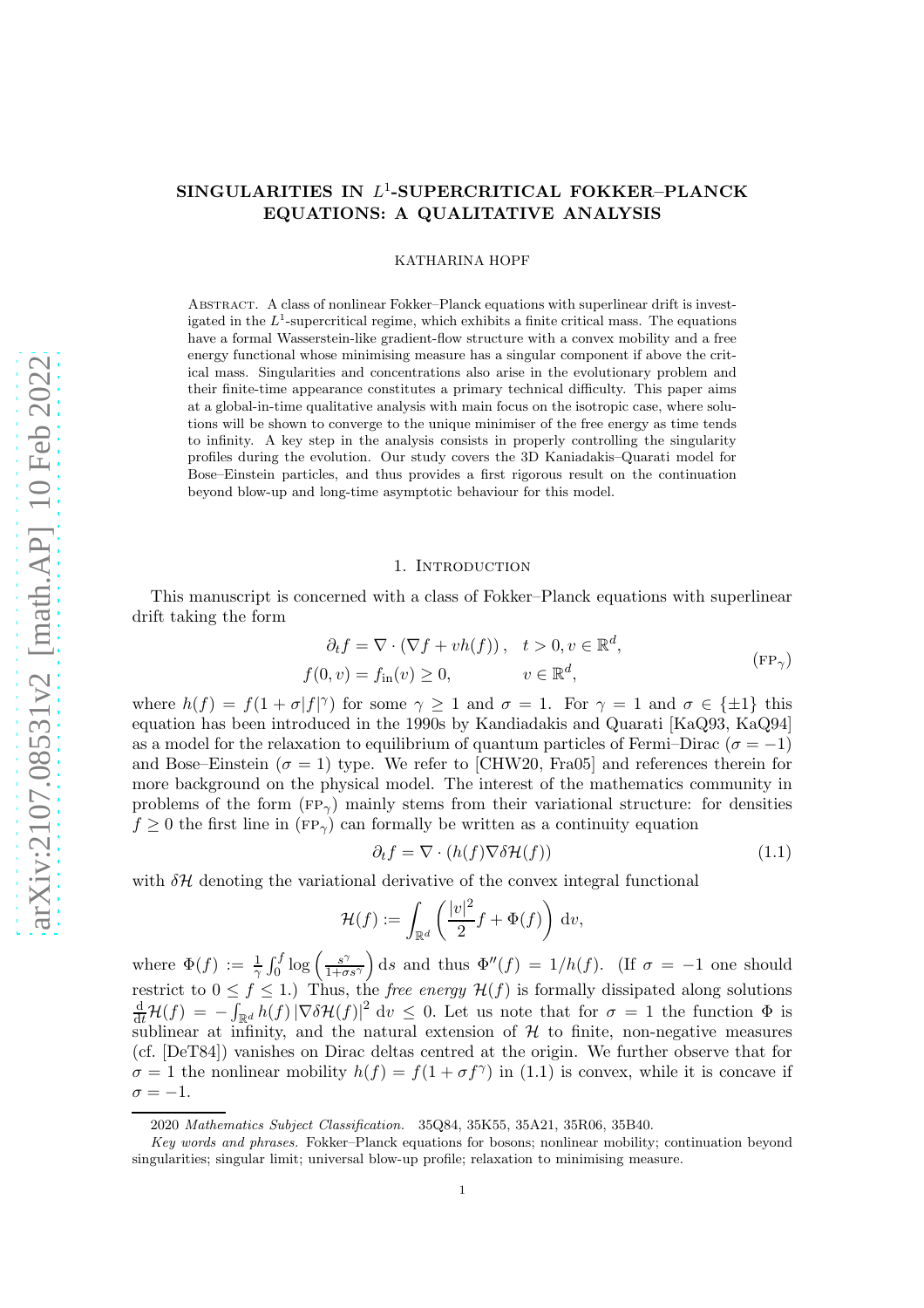# SINGULARITIES IN $L^1$-SUPERCRITICAL FOKKER–PLANCK EQUATIONS: A QUALITATIVE ANALYSIS

KATHARINA HOPF

Abstract. A class of nonlinear Fokker–Planck equations with superlinear drift is investigated in the $L^1$-supercritical regime, which exhibits a finite critical mass. The equations have a formal Wasserstein-like gradient-flow structure with a convex mobility and a free energy functional whose minimising measure has a singular component if above the critical mass. Singularities and concentrations also arise in the evolutionary problem and their finite-time appearance constitutes a primary technical difficulty. This paper aims at a global-in-time qualitative analysis with main focus on the isotropic case, where solutions will be shown to converge to the unique minimiser of the free energy as time tends to infinity. A key step in the analysis consists in properly controlling the singularity profiles during the evolution. Our study covers the 3D Kaniadakis–Quarati model for Bose–Einstein particles, and thus provides a first rigorous result on the continuation beyond blow-up and long-time asymptotic behaviour for this model.

## 1. Introduction

This manuscript is concerned with a class of Fokker–Planck equations with superlinear drift taking the form

$$
\begin{aligned}
\partial_t f &= \nabla \cdot (\nabla f + v h(f)), \quad t > 0, v \in \mathbb{R}^d, \\
f(0, v) &= f_{\mathrm{in}}(v) \geq 0, \qquad\qquad v \in \mathbb{R}^d,
\end{aligned}
\tag{FP$_\gamma$}
$$

where $h(f) = f(1 + \sigma|f|^\gamma)$ for some $\gamma \geq 1$ and $\sigma = 1$. For $\gamma = 1$ and $\sigma \in \{\pm 1\}$ this equation has been introduced in the 1990s by Kandiadakis and Quarati [KaQ93, KaQ94] as a model for the relaxation to equilibrium of quantum particles of Fermi–Dirac ($\sigma = -1$) and Bose–Einstein ($\sigma = 1$) type. We refer to [CHW20, Fra05] and references therein for more background on the physical model. The interest of the mathematics community in problems of the form (FP$_\gamma$) mainly stems from their variational structure: for densities $f \geq 0$ the first line in (FP$_\gamma$) can formally be written as a continuity equation

$$
\partial_t f = \nabla \cdot (h(f) \nabla \delta \mathcal{H}(f)) \tag{1.1}
$$

with $\delta \mathcal{H}$ denoting the variational derivative of the convex integral functional

$$
\mathcal{H}(f) := \int_{\mathbb{R}^d} \left( \frac{|v|^2}{2} f + \Phi(f) \right) \mathrm{d}v,
$$

where $\Phi(f) := \frac{1}{\gamma} \int_0^f \log\left( \frac{s^\gamma}{1+\sigma s^\gamma} \right) \mathrm{d}s$ and thus $\Phi''(f) = 1/h(f)$. (If $\sigma = -1$ one should restrict to $0 \leq f \leq 1$.) Thus, the *free energy* $\mathcal{H}(f)$ is formally dissipated along solutions $\frac{\mathrm{d}}{\mathrm{d}t} \mathcal{H}(f) = -\int_{\mathbb{R}^d} h(f) \left| \nabla \delta \mathcal{H}(f) \right|^2 \mathrm{d}v \leq 0$. Let us note that for $\sigma = 1$ the function $\Phi$ is sublinear at infinity, and the natural extension of $\mathcal{H}$ to finite, non-negative measures (cf. [DeT84]) vanishes on Dirac deltas centred at the origin. We further observe that for $\sigma = 1$ the nonlinear mobility $h(f) = f(1 + \sigma f^\gamma)$ in (1.1) is convex, while it is concave if $\sigma = -1$.

---

2020 *Mathematics Subject Classification.* 35Q84, 35K55, 35A21, 35R06, 35B40.

*Key words and phrases.* Fokker–Planck equations for bosons; nonlinear mobility; continuation beyond singularities; singular limit; universal blow-up profile; relaxation to minimising measure.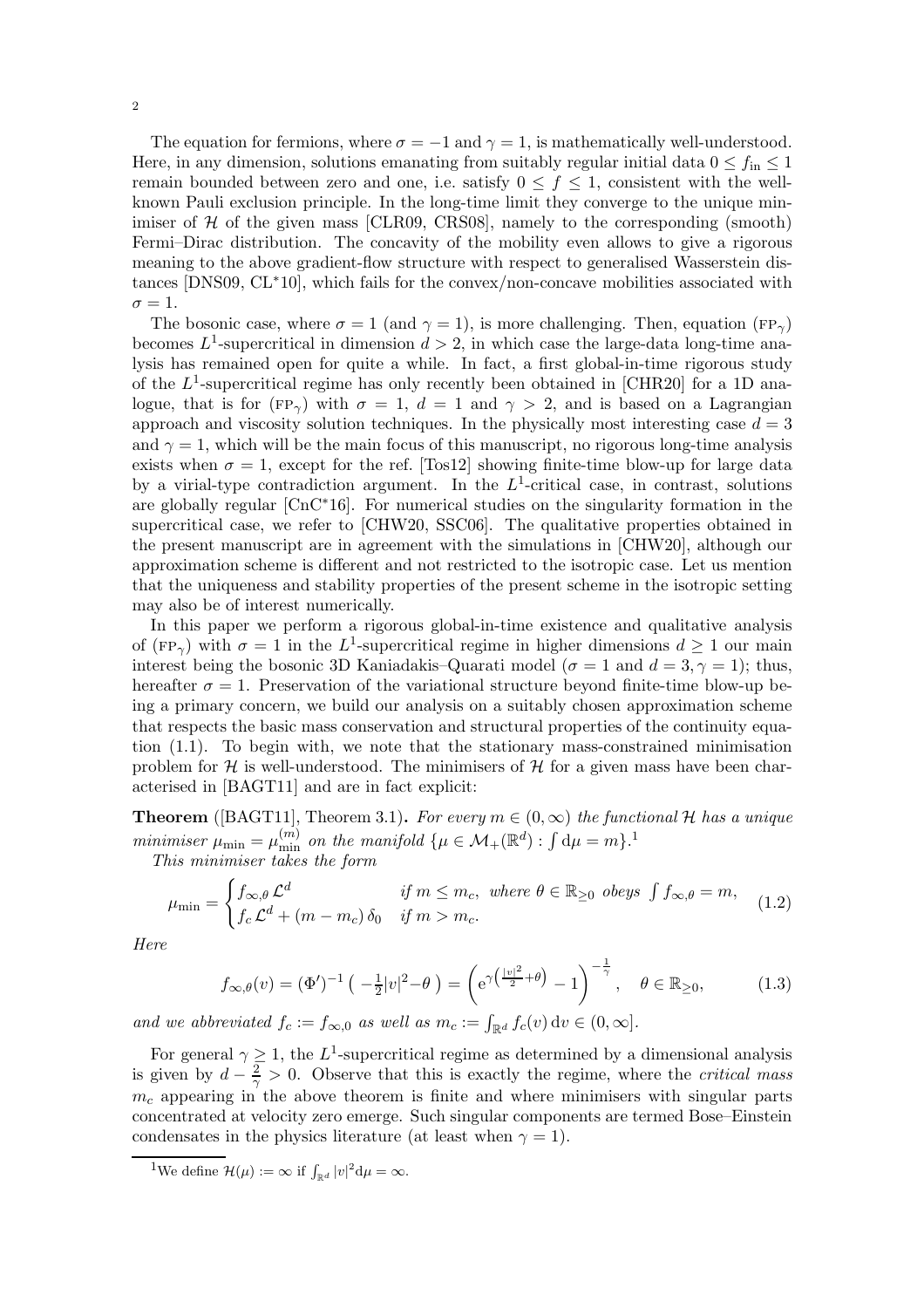The equation for fermions, where $\sigma = -1$ and $\gamma = 1$, is mathematically well-understood. Here, in any dimension, solutions emanating from suitably regular initial data $0 \le f_{\rm in} \le 1$ remain bounded between zero and one, i.e. satisfy $0 \le f \le 1$, consistent with the well-known Pauli exclusion principle. In the long-time limit they converge to the unique minimiser of $\mathcal{H}$ of the given mass [CLR09, CRS08], namely to the corresponding (smooth) Fermi–Dirac distribution. The concavity of the mobility even allows to give a rigorous meaning to the above gradient-flow structure with respect to generalised Wasserstein distances [DNS09, CL*10], which fails for the convex/non-concave mobilities associated with $\sigma = 1$.

The bosonic case, where $\sigma = 1$ (and $\gamma = 1$), is more challenging. Then, equation (FP$_\gamma$) becomes $L^1$-supercritical in dimension $d > 2$, in which case the large-data long-time analysis has remained open for quite a while. In fact, a first global-in-time rigorous study of the $L^1$-supercritical regime has only recently been obtained in [CHR20] for a 1D analogue, that is for (FP$_\gamma$) with $\sigma = 1$, $d = 1$ and $\gamma > 2$, and is based on a Lagrangian approach and viscosity solution techniques. In the physically most interesting case $d = 3$ and $\gamma = 1$, which will be the main focus of this manuscript, no rigorous long-time analysis exists when $\sigma = 1$, except for the ref. [Tos12] showing finite-time blow-up for large data by a virial-type contradiction argument. In the $L^1$-critical case, in contrast, solutions are globally regular [CnC*16]. For numerical studies on the singularity formation in the supercritical case, we refer to [CHW20, SSC06]. The qualitative properties obtained in the present manuscript are in agreement with the simulations in [CHW20], although our approximation scheme is different and not restricted to the isotropic case. Let us mention that the uniqueness and stability properties of the present scheme in the isotropic setting may also be of interest numerically.

In this paper we perform a rigorous global-in-time existence and qualitative analysis of (FP$_\gamma$) with $\sigma = 1$ in the $L^1$-supercritical regime in higher dimensions $d \ge 1$ our main interest being the bosonic 3D Kaniadakis–Quarati model ($\sigma = 1$ and $d = 3, \gamma = 1$); thus, hereafter $\sigma = 1$. Preservation of the variational structure beyond finite-time blow-up being a primary concern, we build our analysis on a suitably chosen approximation scheme that respects the basic mass conservation and structural properties of the continuity equation (1.1). To begin with, we note that the stationary mass-constrained minimisation problem for $\mathcal{H}$ is well-understood. The minimisers of $\mathcal{H}$ for a given mass have been characterised in [BAGT11] and are in fact explicit:

**Theorem** ([BAGT11], Theorem 3.1)**.** *For every $m \in (0, \infty)$ the functional $\mathcal{H}$ has a unique minimiser $\mu_{\min} = \mu_{\min}^{(m)}$ on the manifold $\{\mu \in \mathcal{M}_+(\mathbb{R}^d) : \int {\rm d}\mu = m\}$.*[1]

*This minimiser takes the form*

$$\mu_{\min} = \begin{cases} f_{\infty,\theta}\, \mathcal{L}^d & \text{if } m \le m_c, \text{ where } \theta \in \mathbb{R}_{\ge 0} \text{ obeys } \int f_{\infty,\theta} = m, \\ f_c\, \mathcal{L}^d + (m - m_c)\, \delta_0 & \text{if } m > m_c. \end{cases} \tag{1.2}$$

*Here*

$$f_{\infty,\theta}(v) = (\Phi')^{-1}\left(-\tfrac{1}{2}|v|^2 - \theta\right) = \left(e^{\gamma\left(\frac{|v|^2}{2} + \theta\right)} - 1\right)^{-\frac{1}{\gamma}}, \quad \theta \in \mathbb{R}_{\ge 0}, \tag{1.3}$$

*and we abbreviated $f_c := f_{\infty,0}$ as well as $m_c := \int_{\mathbb{R}^d} f_c(v)\, {\rm d}v \in (0, \infty]$.*

For general $\gamma \ge 1$, the $L^1$-supercritical regime as determined by a dimensional analysis is given by $d - \frac{2}{\gamma} > 0$. Observe that this is exactly the regime, where the *critical mass* $m_c$ appearing in the above theorem is finite and where minimisers with singular parts concentrated at velocity zero emerge. Such singular components are termed Bose–Einstein condensates in the physics literature (at least when $\gamma = 1$).

[1] We define $\mathcal{H}(\mu) := \infty$ if $\int_{\mathbb{R}^d} |v|^2 {\rm d}\mu = \infty$.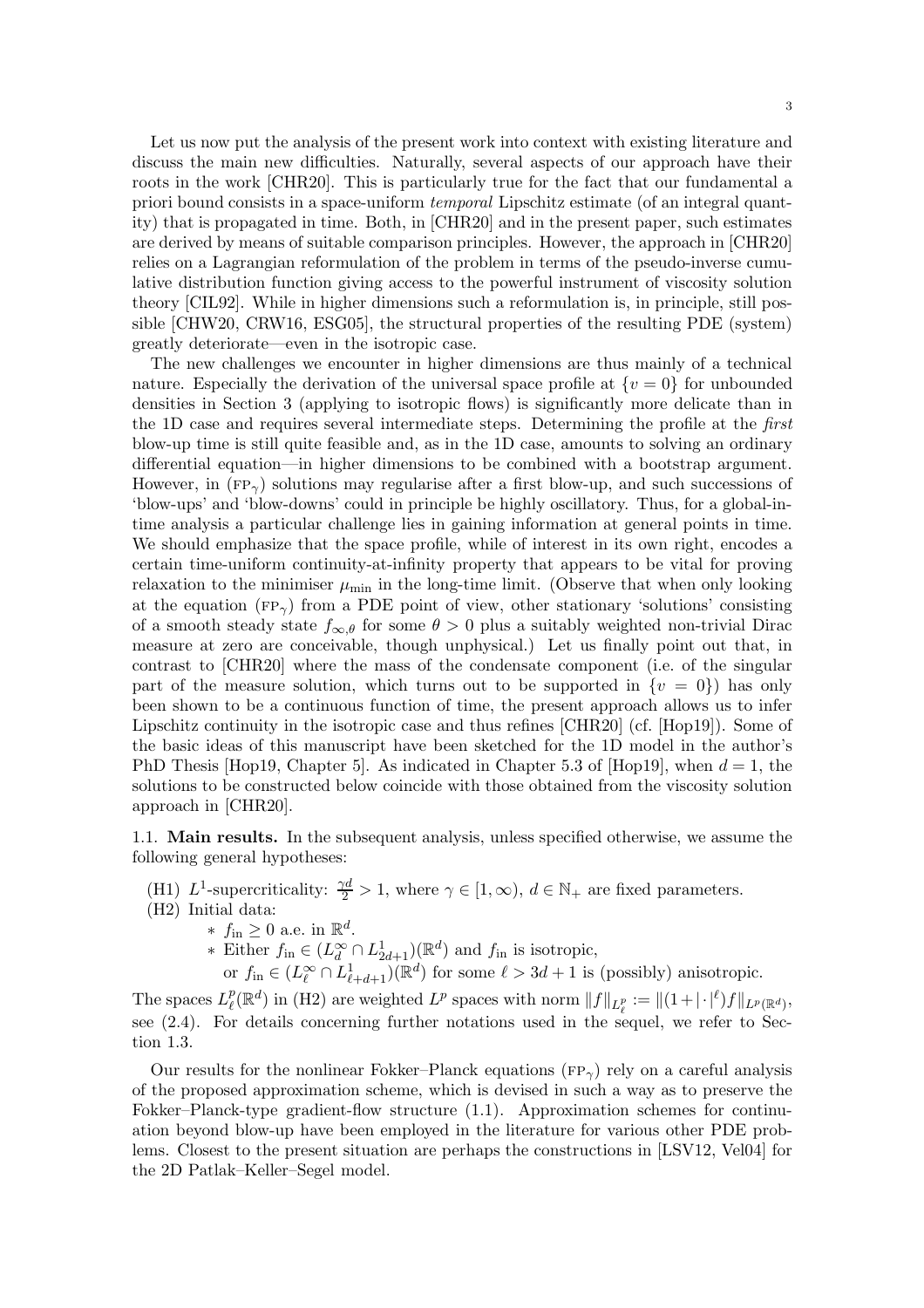Let us now put the analysis of the present work into context with existing literature and discuss the main new difficulties. Naturally, several aspects of our approach have their roots in the work [CHR20]. This is particularly true for the fact that our fundamental a priori bound consists in a space-uniform *temporal* Lipschitz estimate (of an integral quantity) that is propagated in time. Both, in [CHR20] and in the present paper, such estimates are derived by means of suitable comparison principles. However, the approach in [CHR20] relies on a Lagrangian reformulation of the problem in terms of the pseudo-inverse cumulative distribution function giving access to the powerful instrument of viscosity solution theory [CIL92]. While in higher dimensions such a reformulation is, in principle, still possible [CHW20, CRW16, ESG05], the structural properties of the resulting PDE (system) greatly deteriorate—even in the isotropic case.

The new challenges we encounter in higher dimensions are thus mainly of a technical nature. Especially the derivation of the universal space profile at $\{v = 0\}$ for unbounded densities in Section 3 (applying to isotropic flows) is significantly more delicate than in the 1D case and requires several intermediate steps. Determining the profile at the *first* blow-up time is still quite feasible and, as in the 1D case, amounts to solving an ordinary differential equation—in higher dimensions to be combined with a bootstrap argument. However, in ($\text{FP}_\gamma$) solutions may regularise after a first blow-up, and such successions of 'blow-ups' and 'blow-downs' could in principle be highly oscillatory. Thus, for a global-in-time analysis a particular challenge lies in gaining information at general points in time. We should emphasize that the space profile, while of interest in its own right, encodes a certain time-uniform continuity-at-infinity property that appears to be vital for proving relaxation to the minimiser $\mu_{\min}$ in the long-time limit. (Observe that when only looking at the equation ($\text{FP}_\gamma$) from a PDE point of view, other stationary 'solutions' consisting of a smooth steady state $f_{\infty,\theta}$ for some $\theta > 0$ plus a suitably weighted non-trivial Dirac measure at zero are conceivable, though unphysical.) Let us finally point out that, in contrast to [CHR20] where the mass of the condensate component (i.e. of the singular part of the measure solution, which turns out to be supported in $\{v = 0\}$) has only been shown to be a continuous function of time, the present approach allows us to infer Lipschitz continuity in the isotropic case and thus refines [CHR20] (cf. [Hop19]). Some of the basic ideas of this manuscript have been sketched for the 1D model in the author's PhD Thesis [Hop19, Chapter 5]. As indicated in Chapter 5.3 of [Hop19], when $d = 1$, the solutions to be constructed below coincide with those obtained from the viscosity solution approach in [CHR20].

## 1.1. Main results.

In the subsequent analysis, unless specified otherwise, we assume the following general hypotheses:

(H1) $L^1$-supercriticality: $\frac{\gamma d}{2} > 1$, where $\gamma \in [1, \infty)$, $d \in \mathbb{N}_+$ are fixed parameters.

(H2) Initial data:
- $f_{\text{in}} \geq 0$ a.e. in $\mathbb{R}^d$.
- Either $f_{\text{in}} \in (L^\infty_d \cap L^1_{2d+1})(\mathbb{R}^d)$ and $f_{\text{in}}$ is isotropic,
  or $f_{\text{in}} \in (L^\infty_\ell \cap L^1_{\ell+d+1})(\mathbb{R}^d)$ for some $\ell > 3d + 1$ is (possibly) anisotropic.

The spaces $L^p_\ell(\mathbb{R}^d)$ in (H2) are weighted $L^p$ spaces with norm $\|f\|_{L^p_\ell} := \|(1+|\cdot|^\ell)f\|_{L^p(\mathbb{R}^d)}$, see (2.4). For details concerning further notations used in the sequel, we refer to Section 1.3.

Our results for the nonlinear Fokker–Planck equations ($\text{FP}_\gamma$) rely on a careful analysis of the proposed approximation scheme, which is devised in such a way as to preserve the Fokker–Planck-type gradient-flow structure (1.1). Approximation schemes for continuation beyond blow-up have been employed in the literature for various other PDE problems. Closest to the present situation are perhaps the constructions in [LSV12, Vel04] for the 2D Patlak–Keller–Segel model.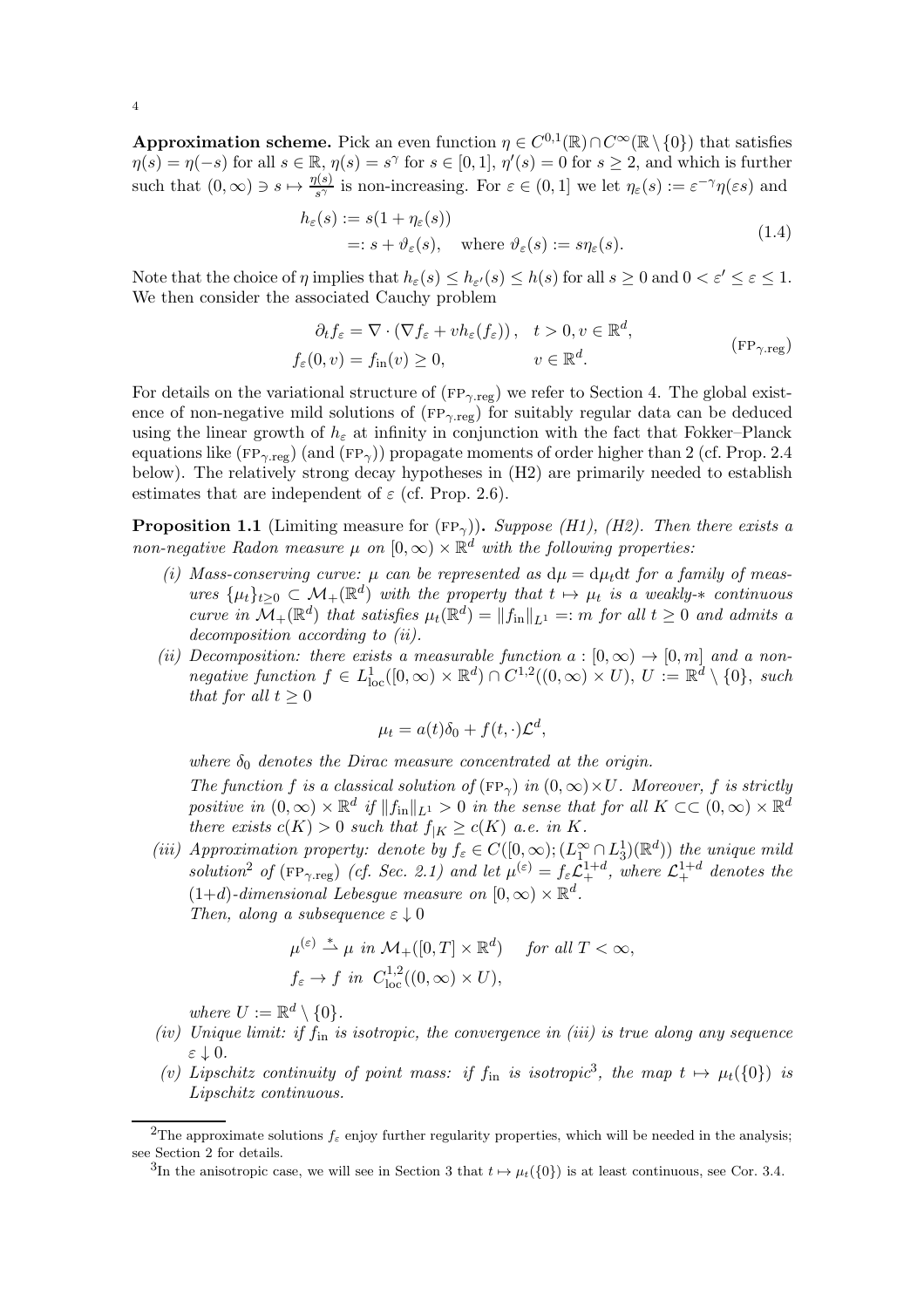**Approximation scheme.** Pick an even function $\eta \in C^{0,1}(\mathbb{R}) \cap C^\infty(\mathbb{R} \setminus \{0\})$ that satisfies $\eta(s) = \eta(-s)$ for all $s \in \mathbb{R}$, $\eta(s) = s^\gamma$ for $s \in [0,1]$, $\eta'(s) = 0$ for $s \geq 2$, and which is further such that $(0,\infty) \ni s \mapsto \frac{\eta(s)}{s^\gamma}$ is non-increasing. For $\varepsilon \in (0,1]$ we let $\eta_\varepsilon(s) := \varepsilon^{-\gamma}\eta(\varepsilon s)$ and

$$
\begin{aligned}
h_\varepsilon(s) &:= s(1 + \eta_\varepsilon(s)) \\
&=: s + \vartheta_\varepsilon(s), \quad \text{where } \vartheta_\varepsilon(s) := s\eta_\varepsilon(s).
\end{aligned}
\tag{1.4}
$$

Note that the choice of $\eta$ implies that $h_\varepsilon(s) \leq h_{\varepsilon'}(s) \leq h(s)$ for all $s \geq 0$ and $0 < \varepsilon' \leq \varepsilon \leq 1$. We then consider the associated Cauchy problem

$$
\begin{aligned}
\partial_t f_\varepsilon &= \nabla \cdot (\nabla f_\varepsilon + v h_\varepsilon(f_\varepsilon)), \quad t > 0, v \in \mathbb{R}^d, \\
f_\varepsilon(0,v) &= f_{\text{in}}(v) \geq 0, \qquad\qquad\quad v \in \mathbb{R}^d.
\end{aligned}
\tag{$\text{FP}_{\gamma.\text{reg}}$}
$$

For details on the variational structure of ($\text{FP}_{\gamma.\text{reg}}$) we refer to Section 4. The global existence of non-negative mild solutions of ($\text{FP}_{\gamma.\text{reg}}$) for suitably regular data can be deduced using the linear growth of $h_\varepsilon$ at infinity in conjunction with the fact that Fokker–Planck equations like ($\text{FP}_{\gamma.\text{reg}}$) (and ($\text{FP}_\gamma$)) propagate moments of order higher than 2 (cf. Prop. 2.4 below). The relatively strong decay hypotheses in (H2) are primarily needed to establish estimates that are independent of $\varepsilon$ (cf. Prop. 2.6).

**Proposition 1.1** (Limiting measure for ($\text{FP}_\gamma$))**.** *Suppose (H1), (H2). Then there exists a non-negative Radon measure $\mu$ on $[0,\infty) \times \mathbb{R}^d$ with the following properties:*

*(i) Mass-conserving curve: $\mu$ can be represented as $\mathrm{d}\mu = \mathrm{d}\mu_t \mathrm{d}t$ for a family of measures $\{\mu_t\}_{t\geq 0} \subset \mathcal{M}_+(\mathbb{R}^d)$ with the property that $t \mapsto \mu_t$ is a weakly-$*$ continuous curve in $\mathcal{M}_+(\mathbb{R}^d)$ that satisfies $\mu_t(\mathbb{R}^d) = \|f_{\text{in}}\|_{L^1} =: m$ for all $t \geq 0$ and admits a decomposition according to (ii).*

*(ii) Decomposition: there exists a measurable function $a : [0,\infty) \to [0,m]$ and a non-negative function $f \in L^1_{\text{loc}}([0,\infty) \times \mathbb{R}^d) \cap C^{1,2}((0,\infty) \times U)$, $U := \mathbb{R}^d \setminus \{0\}$, such that for all $t \geq 0$*

$$
\mu_t = a(t)\delta_0 + f(t,\cdot)\mathcal{L}^d,
$$

*where $\delta_0$ denotes the Dirac measure concentrated at the origin.*

*The function $f$ is a classical solution of ($\text{FP}_\gamma$) in $(0,\infty) \times U$. Moreover, $f$ is strictly positive in $(0,\infty) \times \mathbb{R}^d$ if $\|f_{\text{in}}\|_{L^1} > 0$ in the sense that for all $K \subset\subset (0,\infty) \times \mathbb{R}^d$ there exists $c(K) > 0$ such that $f_{|K} \geq c(K)$ a.e. in $K$.*

*(iii) Approximation property: denote by $f_\varepsilon \in C([0,\infty); (L^\infty_1 \cap L^1_3)(\mathbb{R}^d))$ the unique mild solution*[2] *of ($\text{FP}_{\gamma.\text{reg}}$) (cf. Sec. 2.1) and let $\mu^{(\varepsilon)} = f_\varepsilon \mathcal{L}^{1+d}_+$, where $\mathcal{L}^{1+d}_+$ denotes the $(1+d)$-dimensional Lebesgue measure on $[0,\infty) \times \mathbb{R}^d$.*
*Then, along a subsequence $\varepsilon \downarrow 0$*

$$
\begin{aligned}
&\mu^{(\varepsilon)} \overset{*}{\rightharpoonup} \mu \text{ in } \mathcal{M}_+([0,T] \times \mathbb{R}^d) \quad \text{for all } T < \infty, \\
&f_\varepsilon \to f \text{ in } C^{1,2}_{\text{loc}}((0,\infty) \times U),
\end{aligned}
$$

*where $U := \mathbb{R}^d \setminus \{0\}$.*

*(iv) Unique limit: if $f_{\text{in}}$ is isotropic, the convergence in (iii) is true along any sequence $\varepsilon \downarrow 0$.*

*(v) Lipschitz continuity of point mass: if $f_{\text{in}}$ is isotropic*[3]*, the map $t \mapsto \mu_t(\{0\})$ is Lipschitz continuous.*

---

[2] The approximate solutions $f_\varepsilon$ enjoy further regularity properties, which will be needed in the analysis; see Section 2 for details.

[3] In the anisotropic case, we will see in Section 3 that $t \mapsto \mu_t(\{0\})$ is at least continuous, see Cor. 3.4.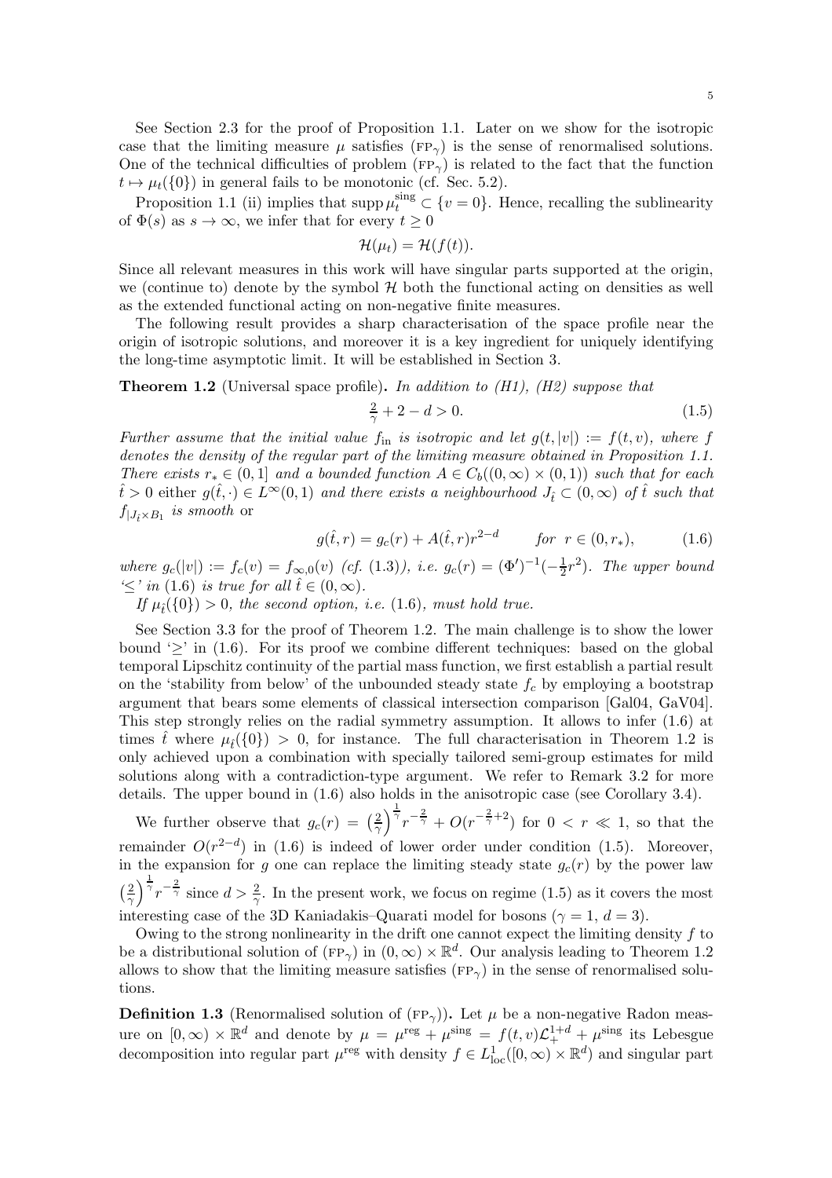See Section 2.3 for the proof of Proposition 1.1. Later on we show for the isotropic case that the limiting measure $\mu$ satisfies ($\text{FP}_\gamma$) is the sense of renormalised solutions. One of the technical difficulties of problem ($\text{FP}_\gamma$) is related to the fact that the function $t \mapsto \mu_t(\{0\})$ in general fails to be monotonic (cf. Sec. 5.2).

Proposition 1.1 (ii) implies that $\operatorname{supp} \mu_t^{\text{sing}} \subset \{v = 0\}$. Hence, recalling the sublinearity of $\Phi(s)$ as $s \to \infty$, we infer that for every $t \geq 0$

$$\mathcal{H}(\mu_t) = \mathcal{H}(f(t)).$$

Since all relevant measures in this work will have singular parts supported at the origin, we (continue to) denote by the symbol $\mathcal{H}$ both the functional acting on densities as well as the extended functional acting on non-negative finite measures.

The following result provides a sharp characterisation of the space profile near the origin of isotropic solutions, and moreover it is a key ingredient for uniquely identifying the long-time asymptotic limit. It will be established in Section 3.

**Theorem 1.2** (Universal space profile)**.** *In addition to (H1), (H2) suppose that*

$$\tfrac{2}{\gamma} + 2 - d > 0. \tag{1.5}$$

*Further assume that the initial value $f_{\text{in}}$ is isotropic and let $g(t, |v|) := f(t, v)$, where $f$ denotes the density of the regular part of the limiting measure obtained in Proposition 1.1. There exists $r_* \in (0, 1]$ and a bounded function $A \in C_b((0, \infty) \times (0, 1))$ such that for each $\hat{t} > 0$* either *$g(\hat{t}, \cdot) \in L^\infty(0, 1)$ and there exists a neighbourhood $J_{\hat{t}} \subset (0, \infty)$ of $\hat{t}$ such that $f_{|J_{\hat{t}} \times B_1}$ is smooth* or

$$g(\hat{t}, r) = g_c(r) + A(\hat{t}, r) r^{2-d} \qquad \textit{for } \; r \in (0, r_*), \tag{1.6}$$

*where $g_c(|v|) := f_c(v) = f_{\infty,0}(v)$ (cf. (1.3)), i.e. $g_c(r) = (\Phi')^{-1}(-\frac{1}{2}r^2)$. The upper bound '$\leq$' in (1.6) is true for all $\hat{t} \in (0, \infty)$.*

*If $\mu_{\hat{t}}(\{0\}) > 0$, the second option, i.e. (1.6), must hold true.*

See Section 3.3 for the proof of Theorem 1.2. The main challenge is to show the lower bound '$\geq$' in (1.6). For its proof we combine different techniques: based on the global temporal Lipschitz continuity of the partial mass function, we first establish a partial result on the 'stability from below' of the unbounded steady state $f_c$ by employing a bootstrap argument that bears some elements of classical intersection comparison [Gal04, GaV04]. This step strongly relies on the radial symmetry assumption. It allows to infer (1.6) at times $\hat{t}$ where $\mu_{\hat{t}}(\{0\}) > 0$, for instance. The full characterisation in Theorem 1.2 is only achieved upon a combination with specially tailored semi-group estimates for mild solutions along with a contradiction-type argument. We refer to Remark 3.2 for more details. The upper bound in (1.6) also holds in the anisotropic case (see Corollary 3.4).

We further observe that $g_c(r) = \left(\frac{2}{\gamma}\right)^{\frac{1}{\gamma}} r^{-\frac{2}{\gamma}} + O(r^{-\frac{2}{\gamma}+2})$ for $0 < r \ll 1$, so that the remainder $O(r^{2-d})$ in (1.6) is indeed of lower order under condition (1.5). Moreover, in the expansion for $g$ one can replace the limiting steady state $g_c(r)$ by the power law $\left(\frac{2}{\gamma}\right)^{\frac{1}{\gamma}} r^{-\frac{2}{\gamma}}$ since $d > \frac{2}{\gamma}$. In the present work, we focus on regime (1.5) as it covers the most interesting case of the 3D Kaniadakis–Quarati model for bosons ($\gamma = 1$, $d = 3$).

Owing to the strong nonlinearity in the drift one cannot expect the limiting density $f$ to be a distributional solution of ($\text{FP}_\gamma$) in $(0, \infty) \times \mathbb{R}^d$. Our analysis leading to Theorem 1.2 allows to show that the limiting measure satisfies ($\text{FP}_\gamma$) in the sense of renormalised solutions.

**Definition 1.3** (Renormalised solution of ($\text{FP}_\gamma$))**.** Let $\mu$ be a non-negative Radon measure on $[0, \infty) \times \mathbb{R}^d$ and denote by $\mu = \mu^{\text{reg}} + \mu^{\text{sing}} = f(t, v)\mathcal{L}_+^{1+d} + \mu^{\text{sing}}$ its Lebesgue decomposition into regular part $\mu^{\text{reg}}$ with density $f \in L^1_{\text{loc}}([0, \infty) \times \mathbb{R}^d)$ and singular part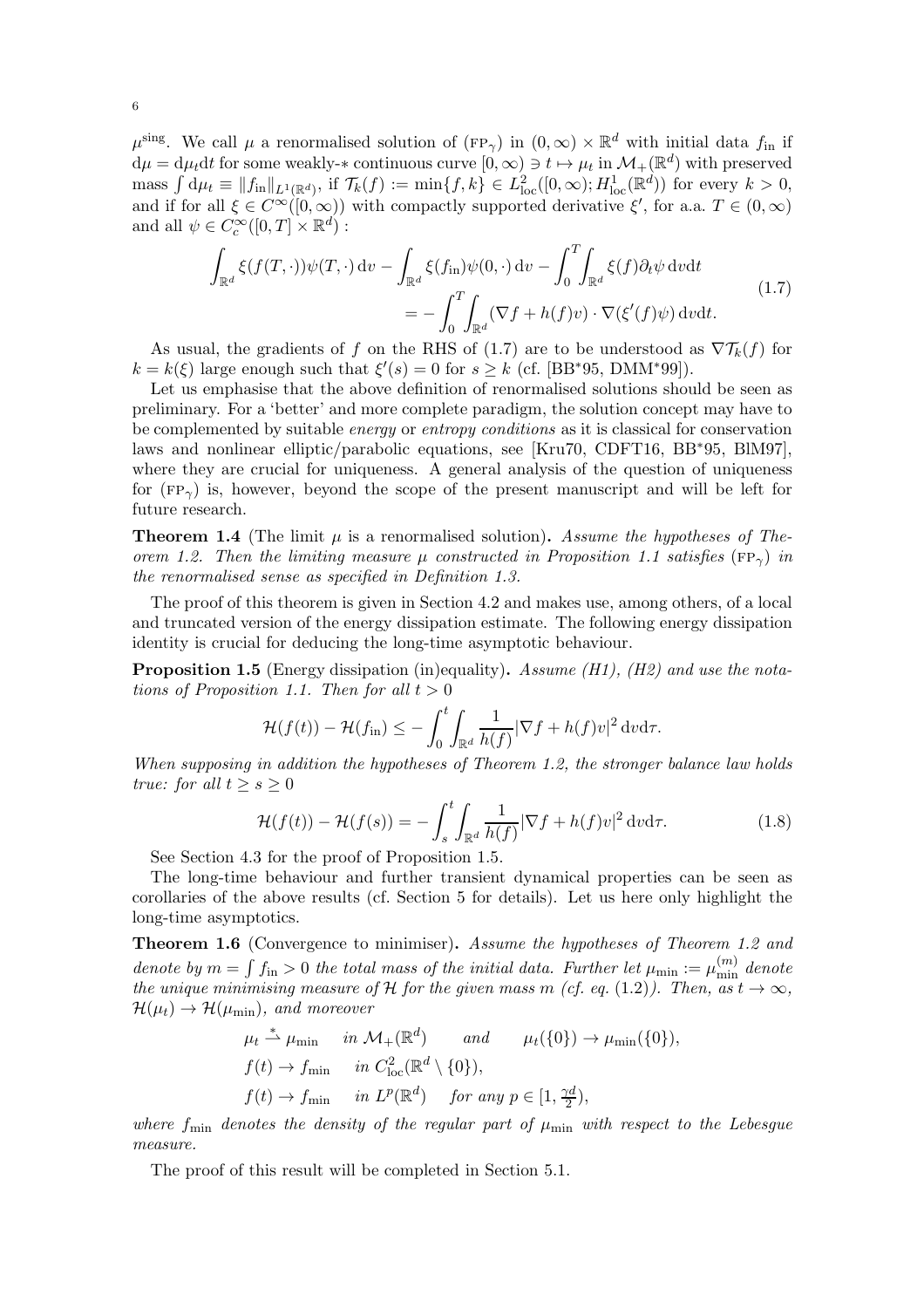$\mu^{\text{sing}}$. We call $\mu$ a renormalised solution of $(\text{FP}_\gamma)$ in $(0,\infty)\times\mathbb{R}^d$ with initial data $f_{\text{in}}$ if $\mathrm{d}\mu = \mathrm{d}\mu_t \mathrm{d}t$ for some weakly-$*$ continuous curve $[0,\infty)\ni t\mapsto \mu_t$ in $\mathcal{M}_+(\mathbb{R}^d)$ with preserved mass $\int \mathrm{d}\mu_t \equiv \|f_{\text{in}}\|_{L^1(\mathbb{R}^d)}$, if $\mathcal{T}_k(f) := \min\{f,k\} \in L^2_{\text{loc}}([0,\infty); H^1_{\text{loc}}(\mathbb{R}^d))$ for every $k>0$, and if for all $\xi \in C^\infty([0,\infty))$ with compactly supported derivative $\xi'$, for a.a. $T\in(0,\infty)$ and all $\psi \in C_c^\infty([0,T]\times\mathbb{R}^d)$ :

$$
\begin{aligned}
\int_{\mathbb{R}^d} \xi(f(T,\cdot))\psi(T,\cdot)\,\mathrm{d}v - \int_{\mathbb{R}^d} \xi(f_{\text{in}})\psi(0,\cdot)\,\mathrm{d}v - \int_0^T\!\!\int_{\mathbb{R}^d} \xi(f)\partial_t\psi\,\mathrm{d}v\mathrm{d}t \\
= -\int_0^T\!\!\int_{\mathbb{R}^d} (\nabla f + h(f)v)\cdot\nabla(\xi'(f)\psi)\,\mathrm{d}v\mathrm{d}t.
\end{aligned}
\tag{1.7}
$$

As usual, the gradients of $f$ on the RHS of (1.7) are to be understood as $\nabla\mathcal{T}_k(f)$ for $k=k(\xi)$ large enough such that $\xi'(s)=0$ for $s\geq k$ (cf. [BB*95, DMM*99]).

Let us emphasise that the above definition of renormalised solutions should be seen as preliminary. For a 'better' and more complete paradigm, the solution concept may have to be complemented by suitable *energy* or *entropy conditions* as it is classical for conservation laws and nonlinear elliptic/parabolic equations, see [Kru70, CDFT16, BB*95, BlM97], where they are crucial for uniqueness. A general analysis of the question of uniqueness for $(\text{FP}_\gamma)$ is, however, beyond the scope of the present manuscript and will be left for future research.

**Theorem 1.4** (The limit $\mu$ is a renormalised solution)**.** *Assume the hypotheses of Theorem 1.2. Then the limiting measure $\mu$ constructed in Proposition 1.1 satisfies $(\text{FP}_\gamma)$ in the renormalised sense as specified in Definition 1.3.*

The proof of this theorem is given in Section 4.2 and makes use, among others, of a local and truncated version of the energy dissipation estimate. The following energy dissipation identity is crucial for deducing the long-time asymptotic behaviour.

**Proposition 1.5** (Energy dissipation (in)equality)**.** *Assume (H1), (H2) and use the notations of Proposition 1.1. Then for all $t>0$*

$$
\mathcal{H}(f(t)) - \mathcal{H}(f_{\text{in}}) \leq -\int_0^t\!\!\int_{\mathbb{R}^d} \frac{1}{h(f)}|\nabla f + h(f)v|^2\,\mathrm{d}v\mathrm{d}\tau.
$$

*When supposing in addition the hypotheses of Theorem 1.2, the stronger balance law holds true: for all $t\geq s\geq 0$*

$$
\mathcal{H}(f(t)) - \mathcal{H}(f(s)) = -\int_s^t\!\!\int_{\mathbb{R}^d} \frac{1}{h(f)}|\nabla f + h(f)v|^2\,\mathrm{d}v\mathrm{d}\tau. \tag{1.8}
$$

See Section 4.3 for the proof of Proposition 1.5.

The long-time behaviour and further transient dynamical properties can be seen as corollaries of the above results (cf. Section 5 for details). Let us here only highlight the long-time asymptotics.

**Theorem 1.6** (Convergence to minimiser)**.** *Assume the hypotheses of Theorem 1.2 and denote by $m=\int f_{\text{in}}>0$ the total mass of the initial data. Further let $\mu_{\min} := \mu_{\min}^{(m)}$ denote the unique minimising measure of $\mathcal{H}$ for the given mass $m$ (cf. eq. (1.2)). Then, as $t\to\infty$, $\mathcal{H}(\mu_t)\to\mathcal{H}(\mu_{\min})$, and moreover*

$$
\begin{aligned}
&\mu_t \overset{*}{\rightharpoonup} \mu_{\min} \quad \text{in } \mathcal{M}_+(\mathbb{R}^d) \qquad \text{and} \qquad \mu_t(\{0\}) \to \mu_{\min}(\{0\}),\\
&f(t) \to f_{\min} \quad \text{in } C^2_{\text{loc}}(\mathbb{R}^d\setminus\{0\}),\\
&f(t) \to f_{\min} \quad \text{in } L^p(\mathbb{R}^d) \quad \text{for any } p\in[1,\tfrac{\gamma d}{2}),
\end{aligned}
$$

*where $f_{\min}$ denotes the density of the regular part of $\mu_{\min}$ with respect to the Lebesgue measure.*

The proof of this result will be completed in Section 5.1.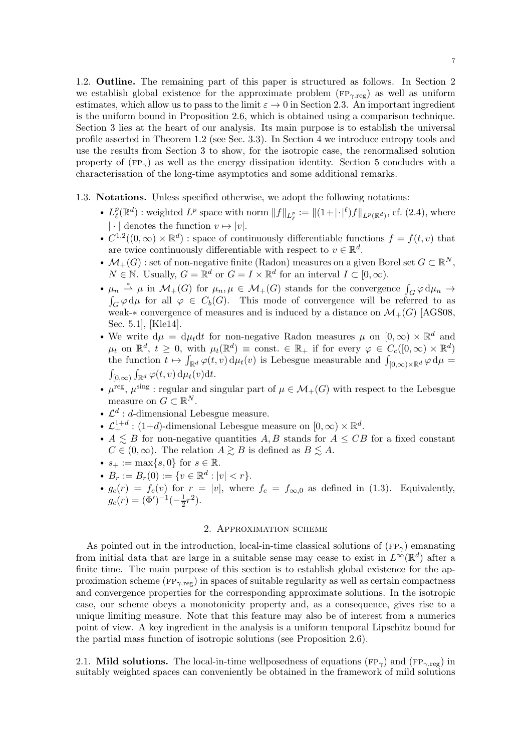1.2. **Outline.** The remaining part of this paper is structured as follows. In Section 2 we establish global existence for the approximate problem ($\text{FP}_{\gamma.\text{reg}}$) as well as uniform estimates, which allow us to pass to the limit $\varepsilon \to 0$ in Section 2.3. An important ingredient is the uniform bound in Proposition 2.6, which is obtained using a comparison technique. Section 3 lies at the heart of our analysis. Its main purpose is to establish the universal profile asserted in Theorem 1.2 (see Sec. 3.3). In Section 4 we introduce entropy tools and use the results from Section 3 to show, for the isotropic case, the renormalised solution property of ($\text{FP}_\gamma$) as well as the energy dissipation identity. Section 5 concludes with a characterisation of the long-time asymptotics and some additional remarks.

1.3. **Notations.** Unless specified otherwise, we adopt the following notations:

- $L^p_\ell(\mathbb{R}^d)$ : weighted $L^p$ space with norm $\|f\|_{L^p_\ell} := \|(1+|\cdot|^\ell)f\|_{L^p(\mathbb{R}^d)}$, cf. (2.4), where $|\cdot|$ denotes the function $v \mapsto |v|$.
- $C^{1,2}((0,\infty)\times\mathbb{R}^d)$ : space of continuously differentiable functions $f = f(t,v)$ that are twice continuously differentiable with respect to $v \in \mathbb{R}^d$.
- $\mathcal{M}_+(G)$ : set of non-negative finite (Radon) measures on a given Borel set $G \subset \mathbb{R}^N$, $N \in \mathbb{N}$. Usually, $G = \mathbb{R}^d$ or $G = I \times \mathbb{R}^d$ for an interval $I \subset [0,\infty)$.
- $\mu_n \overset{*}{\rightharpoonup} \mu$ in $\mathcal{M}_+(G)$ for $\mu_n, \mu \in \mathcal{M}_+(G)$ stands for the convergence $\int_G \varphi \,\mathrm{d}\mu_n \to \int_G \varphi \,\mathrm{d}\mu$ for all $\varphi \in C_b(G)$. This mode of convergence will be referred to as weak-$*$ convergence of measures and is induced by a distance on $\mathcal{M}_+(G)$ [AGS08, Sec. 5.1], [Kle14].
- We write $\mathrm{d}\mu = \mathrm{d}\mu_t \mathrm{d}t$ for non-negative Radon measures $\mu$ on $[0,\infty)\times\mathbb{R}^d$ and $\mu_t$ on $\mathbb{R}^d$, $t \geq 0$, with $\mu_t(\mathbb{R}^d) \equiv \text{const.} \in \mathbb{R}_+$ if for every $\varphi \in C_c([0,\infty)\times\mathbb{R}^d)$ the function $t \mapsto \int_{\mathbb{R}^d} \varphi(t,v)\,\mathrm{d}\mu_t(v)$ is Lebesgue measurable and $\int_{[0,\infty)\times\mathbb{R}^d} \varphi \,\mathrm{d}\mu = \int_{[0,\infty)} \int_{\mathbb{R}^d} \varphi(t,v)\,\mathrm{d}\mu_t(v)\mathrm{d}t$.
- $\mu^{\text{reg}}$, $\mu^{\text{sing}}$ : regular and singular part of $\mu \in \mathcal{M}_+(G)$ with respect to the Lebesgue measure on $G \subset \mathbb{R}^N$.
- $\mathcal{L}^d$ : $d$-dimensional Lebesgue measure.
- $\mathcal{L}^{1+d}_+$ : $(1+d)$-dimensional Lebesgue measure on $[0,\infty)\times\mathbb{R}^d$.
- $A \lesssim B$ for non-negative quantities $A, B$ stands for $A \leq CB$ for a fixed constant $C \in (0,\infty)$. The relation $A \gtrsim B$ is defined as $B \lesssim A$.
- $s_+ := \max\{s, 0\}$ for $s \in \mathbb{R}$.
- $B_r := B_r(0) := \{v \in \mathbb{R}^d : |v| < r\}$.
- $g_c(r) = f_c(v)$ for $r = |v|$, where $f_c = f_{\infty,0}$ as defined in (1.3). Equivalently, $g_c(r) = (\Phi')^{-1}(-\frac{1}{2}r^2)$.

## 2. Approximation scheme

As pointed out in the introduction, local-in-time classical solutions of ($\text{FP}_\gamma$) emanating from initial data that are large in a suitable sense may cease to exist in $L^\infty(\mathbb{R}^d)$ after a finite time. The main purpose of this section is to establish global existence for the approximation scheme ($\text{FP}_{\gamma.\text{reg}}$) in spaces of suitable regularity as well as certain compactness and convergence properties for the corresponding approximate solutions. In the isotropic case, our scheme obeys a monotonicity property and, as a consequence, gives rise to a unique limiting measure. Note that this feature may also be of interest from a numerics point of view. A key ingredient in the analysis is a uniform temporal Lipschitz bound for the partial mass function of isotropic solutions (see Proposition 2.6).

2.1. **Mild solutions.** The local-in-time wellposedness of equations ($\text{FP}_\gamma$) and ($\text{FP}_{\gamma.\text{reg}}$) in suitably weighted spaces can conveniently be obtained in the framework of mild solutions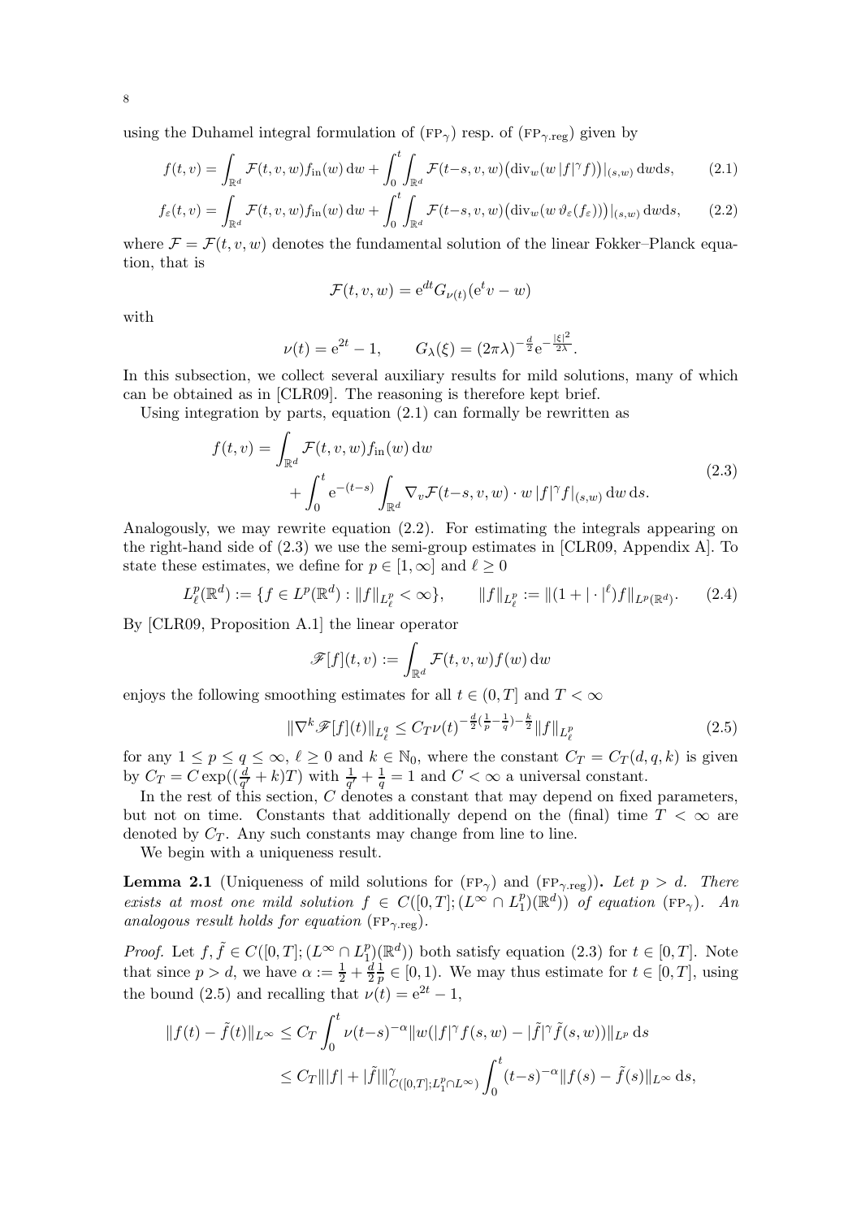using the Duhamel integral formulation of (FP$_\gamma$) resp. of (FP$_{\gamma.\text{reg}}$) given by

$$f(t,v) = \int_{\mathbb{R}^d} \mathcal{F}(t,v,w) f_{\text{in}}(w)\,\mathrm{d}w + \int_0^t \int_{\mathbb{R}^d} \mathcal{F}(t-s,v,w)\big(\operatorname{div}_w(w\,|f|^\gamma f)\big)|_{(s,w)}\,\mathrm{d}w\mathrm{d}s, \tag{2.1}$$

$$f_\varepsilon(t,v) = \int_{\mathbb{R}^d} \mathcal{F}(t,v,w) f_{\text{in}}(w)\,\mathrm{d}w + \int_0^t \int_{\mathbb{R}^d} \mathcal{F}(t-s,v,w)\big(\operatorname{div}_w(w\,\vartheta_\varepsilon(f_\varepsilon))\big)|_{(s,w)}\,\mathrm{d}w\mathrm{d}s, \tag{2.2}$$

where $\mathcal{F} = \mathcal{F}(t,v,w)$ denotes the fundamental solution of the linear Fokker–Planck equation, that is

$$\mathcal{F}(t,v,w) = \mathrm{e}^{dt} G_{\nu(t)}(\mathrm{e}^t v - w)$$

with

$$\nu(t) = \mathrm{e}^{2t} - 1, \qquad G_\lambda(\xi) = (2\pi\lambda)^{-\frac{d}{2}} \mathrm{e}^{-\frac{|\xi|^2}{2\lambda}}.$$

In this subsection, we collect several auxiliary results for mild solutions, many of which can be obtained as in [CLR09]. The reasoning is therefore kept brief.

Using integration by parts, equation (2.1) can formally be rewritten as

$$\begin{aligned} f(t,v) = &\int_{\mathbb{R}^d} \mathcal{F}(t,v,w) f_{\text{in}}(w)\,\mathrm{d}w \\ &+ \int_0^t \mathrm{e}^{-(t-s)} \int_{\mathbb{R}^d} \nabla_v \mathcal{F}(t-s,v,w)\cdot w\,|f|^\gamma f|_{(s,w)}\,\mathrm{d}w\,\mathrm{d}s. \end{aligned} \tag{2.3}$$

Analogously, we may rewrite equation (2.2). For estimating the integrals appearing on the right-hand side of (2.3) we use the semi-group estimates in [CLR09, Appendix A]. To state these estimates, we define for $p \in [1,\infty]$ and $\ell \geq 0$

$$L^p_\ell(\mathbb{R}^d) := \{f \in L^p(\mathbb{R}^d) : \|f\|_{L^p_\ell} < \infty\}, \qquad \|f\|_{L^p_\ell} := \|(1+|\cdot|^\ell) f\|_{L^p(\mathbb{R}^d)}. \tag{2.4}$$

By [CLR09, Proposition A.1] the linear operator

$$\mathscr{F}[f](t,v) := \int_{\mathbb{R}^d} \mathcal{F}(t,v,w) f(w)\,\mathrm{d}w$$

enjoys the following smoothing estimates for all $t \in (0,T]$ and $T < \infty$

$$\|\nabla^k \mathscr{F}[f](t)\|_{L^q_\ell} \leq C_T \nu(t)^{-\frac{d}{2}(\frac{1}{p}-\frac{1}{q})-\frac{k}{2}} \|f\|_{L^p_\ell} \tag{2.5}$$

for any $1 \leq p \leq q \leq \infty$, $\ell \geq 0$ and $k \in \mathbb{N}_0$, where the constant $C_T = C_T(d,q,k)$ is given by $C_T = C\exp((\frac{d}{q'}+k)T)$ with $\frac{1}{q'}+\frac{1}{q} = 1$ and $C < \infty$ a universal constant.

In the rest of this section, $C$ denotes a constant that may depend on fixed parameters, but not on time. Constants that additionally depend on the (final) time $T < \infty$ are denoted by $C_T$. Any such constants may change from line to line.

We begin with a uniqueness result.

**Lemma 2.1** (Uniqueness of mild solutions for (FP$_\gamma$) and (FP$_{\gamma.\text{reg}}$))**.** *Let $p > d$. There exists at most one mild solution $f \in C([0,T];(L^\infty \cap L^p_1)(\mathbb{R}^d))$ of equation* (FP$_\gamma$)*. An analogous result holds for equation* (FP$_{\gamma.\text{reg}}$)*.*

*Proof.* Let $f, \tilde f \in C([0,T];(L^\infty \cap L^p_1)(\mathbb{R}^d))$ both satisfy equation (2.3) for $t \in [0,T]$. Note that since $p > d$, we have $\alpha := \frac{1}{2} + \frac{d}{2}\frac{1}{p} \in [0,1)$. We may thus estimate for $t \in [0,T]$, using the bound (2.5) and recalling that $\nu(t) = \mathrm{e}^{2t} - 1$,

$$\begin{aligned} \|f(t) - \tilde f(t)\|_{L^\infty} &\leq C_T \int_0^t \nu(t-s)^{-\alpha} \|w(|f|^\gamma f(s,w) - |\tilde f|^\gamma \tilde f(s,w))\|_{L^p}\,\mathrm{d}s \\ &\leq C_T \||f| + |\tilde f|\|^\gamma_{C([0,T];L^p_1\cap L^\infty)} \int_0^t (t-s)^{-\alpha} \|f(s) - \tilde f(s)\|_{L^\infty}\,\mathrm{d}s, \end{aligned}$$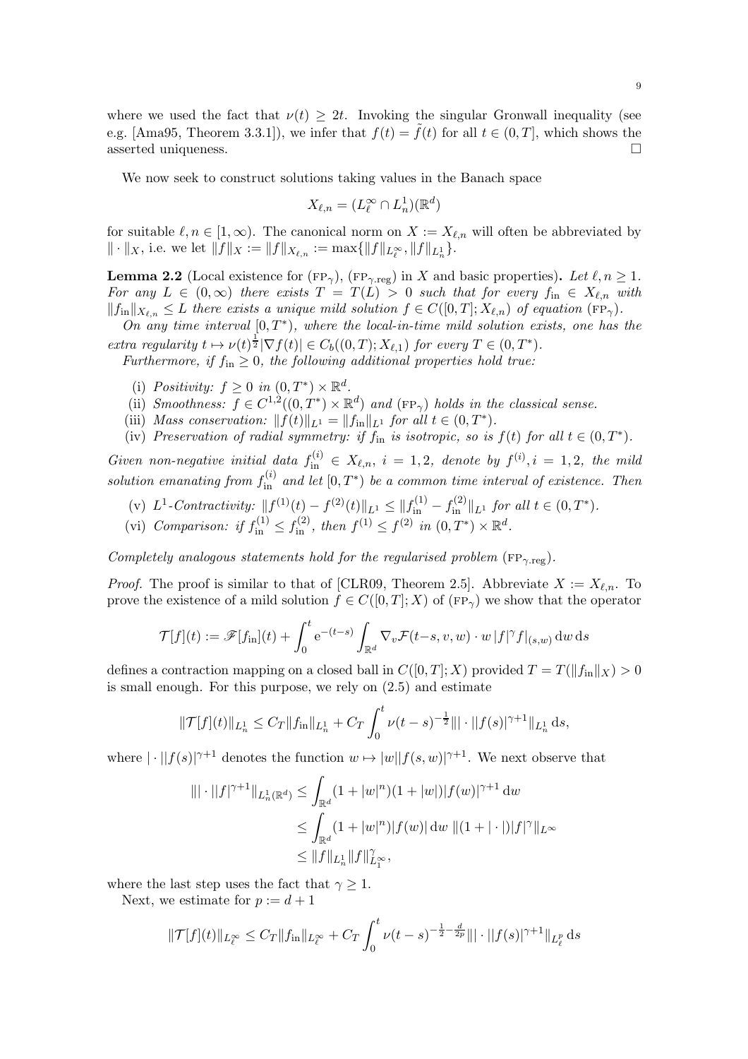where we used the fact that $\nu(t) \geq 2t$. Invoking the singular Gronwall inequality (see e.g. [Ama95, Theorem 3.3.1]), we infer that $f(t) = \tilde{f}(t)$ for all $t \in (0,T]$, which shows the asserted uniqueness. $\square$

We now seek to construct solutions taking values in the Banach space

$$X_{\ell,n} = (L^\infty_\ell \cap L^1_n)(\mathbb{R}^d)$$

for suitable $\ell, n \in [1,\infty)$. The canonical norm on $X := X_{\ell,n}$ will often be abbreviated by $\|\cdot\|_X$, i.e. we let $\|f\|_X := \|f\|_{X_{\ell,n}} := \max\{\|f\|_{L^\infty_\ell}, \|f\|_{L^1_n}\}$.

**Lemma 2.2** (Local existence for $(\mathrm{FP}_\gamma)$, $(\mathrm{FP}_{\gamma.\mathrm{reg}})$ in $X$ and basic properties)**.** *Let $\ell, n \geq 1$. For any $L \in (0,\infty)$ there exists $T = T(L) > 0$ such that for every $f_{\mathrm{in}} \in X_{\ell,n}$ with $\|f_{\mathrm{in}}\|_{X_{\ell,n}} \leq L$ there exists a unique mild solution $f \in C([0,T]; X_{\ell,n})$ of equation $(\mathrm{FP}_\gamma)$.*

*On any time interval $[0,T^*)$, where the local-in-time mild solution exists, one has the extra regularity $t \mapsto \nu(t)^{\frac{1}{2}}|\nabla f(t)| \in C_b((0,T); X_{\ell,1})$ for every $T \in (0,T^*)$.*

*Furthermore, if $f_{\mathrm{in}} \geq 0$, the following additional properties hold true:*

- (i) *Positivity: $f \geq 0$ in $(0,T^*) \times \mathbb{R}^d$.*
- (ii) *Smoothness: $f \in C^{1,2}((0,T^*) \times \mathbb{R}^d)$ and $(\mathrm{FP}_\gamma)$ holds in the classical sense.*
- (iii) *Mass conservation: $\|f(t)\|_{L^1} = \|f_{\mathrm{in}}\|_{L^1}$ for all $t \in (0,T^*)$.*
- (iv) *Preservation of radial symmetry: if $f_{\mathrm{in}}$ is isotropic, so is $f(t)$ for all $t \in (0,T^*)$.*

*Given non-negative initial data $f^{(i)}_{\mathrm{in}} \in X_{\ell,n}$, $i = 1,2$, denote by $f^{(i)}, i = 1,2$, the mild solution emanating from $f^{(i)}_{\mathrm{in}}$ and let $[0,T^*)$ be a common time interval of existence. Then*

- (v) *$L^1$-Contractivity: $\|f^{(1)}(t) - f^{(2)}(t)\|_{L^1} \leq \|f^{(1)}_{\mathrm{in}} - f^{(2)}_{\mathrm{in}}\|_{L^1}$ for all $t \in (0,T^*)$.*
- (vi) *Comparison: if $f^{(1)}_{\mathrm{in}} \leq f^{(2)}_{\mathrm{in}}$, then $f^{(1)} \leq f^{(2)}$ in $(0,T^*) \times \mathbb{R}^d$.*

*Completely analogous statements hold for the regularised problem $(\mathrm{FP}_{\gamma.\mathrm{reg}})$.*

*Proof.* The proof is similar to that of [CLR09, Theorem 2.5]. Abbreviate $X := X_{\ell,n}$. To prove the existence of a mild solution $f \in C([0,T]; X)$ of $(\mathrm{FP}_\gamma)$ we show that the operator

$$\mathcal{T}[f](t) := \mathscr{F}[f_{\mathrm{in}}](t) + \int_0^t \mathrm{e}^{-(t-s)} \int_{\mathbb{R}^d} \nabla_v \mathcal{F}(t-s, v, w) \cdot w \, |f|^\gamma f|_{(s,w)} \, \mathrm{d}w \, \mathrm{d}s$$

defines a contraction mapping on a closed ball in $C([0,T]; X)$ provided $T = T(\|f_{\mathrm{in}}\|_X) > 0$ is small enough. For this purpose, we rely on (2.5) and estimate

$$\|\mathcal{T}[f](t)\|_{L^1_n} \leq C_T \|f_{\mathrm{in}}\|_{L^1_n} + C_T \int_0^t \nu(t-s)^{-\frac{1}{2}} \| |\cdot| |f(s)|^{\gamma+1} \|_{L^1_n} \, \mathrm{d}s,$$

where $|\cdot||f(s)|^{\gamma+1}$ denotes the function $w \mapsto |w||f(s,w)|^{\gamma+1}$. We next observe that

$$\begin{aligned}
\| |\cdot| |f|^{\gamma+1} \|_{L^1_n(\mathbb{R}^d)} &\leq \int_{\mathbb{R}^d} (1 + |w|^n)(1 + |w|)|f(w)|^{\gamma+1} \, \mathrm{d}w \\
&\leq \int_{\mathbb{R}^d} (1 + |w|^n)|f(w)| \, \mathrm{d}w \, \|(1 + |\cdot|)|f|^\gamma\|_{L^\infty} \\
&\leq \|f\|_{L^1_n} \|f\|^\gamma_{L^\infty_1},
\end{aligned}$$

where the last step uses the fact that $\gamma \geq 1$.

Next, we estimate for $p := d+1$

$$\|\mathcal{T}[f](t)\|_{L^\infty_\ell} \leq C_T \|f_{\mathrm{in}}\|_{L^\infty_\ell} + C_T \int_0^t \nu(t-s)^{-\frac{1}{2} - \frac{d}{2p}} \| |\cdot| |f(s)|^{\gamma+1} \|_{L^p_\ell} \, \mathrm{d}s$$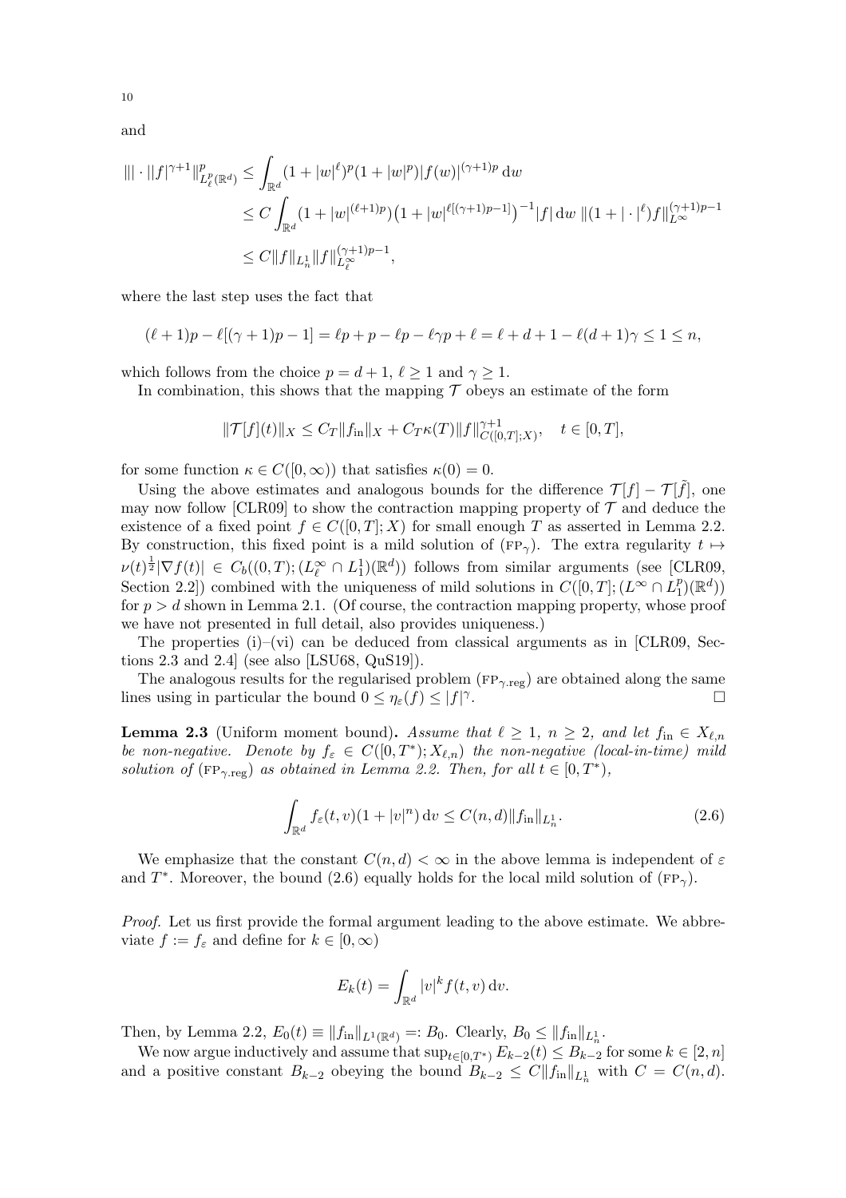and

$$
\begin{aligned}
\||\cdot|\,|f|^{\gamma+1}\|_{L^p_\ell(\mathbb{R}^d)}^p &\leq \int_{\mathbb{R}^d} (1+|w|^\ell)^p (1+|w|^p)|f(w)|^{(\gamma+1)p}\,\mathrm{d}w \\
&\leq C\int_{\mathbb{R}^d} (1+|w|^{(\ell+1)p})\big(1+|w|^{\ell[(\gamma+1)p-1]}\big)^{-1}|f|\,\mathrm{d}w\; \|(1+|\cdot|^\ell)f\|_{L^\infty}^{(\gamma+1)p-1} \\
&\leq C\|f\|_{L^1_n}\|f\|_{L^\infty_\ell}^{(\gamma+1)p-1},
\end{aligned}
$$

where the last step uses the fact that

$$
(\ell+1)p-\ell[(\gamma+1)p-1] = \ell p + p - \ell p - \ell\gamma p + \ell = \ell + d + 1 - \ell(d+1)\gamma \leq 1 \leq n,
$$

which follows from the choice $p = d+1$, $\ell \geq 1$ and $\gamma \geq 1$.

In combination, this shows that the mapping $\mathcal{T}$ obeys an estimate of the form

$$
\|\mathcal{T}[f](t)\|_X \leq C_T\|f_{\mathrm{in}}\|_X + C_T\kappa(T)\|f\|_{C([0,T];X)}^{\gamma+1}, \quad t\in[0,T],
$$

for some function $\kappa \in C([0,\infty))$ that satisfies $\kappa(0)=0$.

Using the above estimates and analogous bounds for the difference $\mathcal{T}[f]-\mathcal{T}[\tilde f]$, one may now follow [CLR09] to show the contraction mapping property of $\mathcal{T}$ and deduce the existence of a fixed point $f\in C([0,T];X)$ for small enough $T$ as asserted in Lemma 2.2. By construction, this fixed point is a mild solution of (FP$_\gamma$). The extra regularity $t\mapsto \nu(t)^{\frac12}|\nabla f(t)| \in C_b((0,T);(L^\infty_\ell\cap L^1_1)(\mathbb{R}^d))$ follows from similar arguments (see [CLR09, Section 2.2]) combined with the uniqueness of mild solutions in $C([0,T];(L^\infty\cap L^p_1)(\mathbb{R}^d))$ for $p>d$ shown in Lemma 2.1. (Of course, the contraction mapping property, whose proof we have not presented in full detail, also provides uniqueness.)

The properties (i)–(vi) can be deduced from classical arguments as in [CLR09, Sections 2.3 and 2.4] (see also [LSU68, QuS19]).

The analogous results for the regularised problem (FP$_{\gamma,\mathrm{reg}}$) are obtained along the same lines using in particular the bound $0\leq \eta_\varepsilon(f)\leq |f|^\gamma$. □

**Lemma 2.3** (Uniform moment bound)**.** *Assume that $\ell\geq 1$, $n\geq 2$, and let $f_{\mathrm{in}}\in X_{\ell,n}$ be non-negative. Denote by $f_\varepsilon \in C([0,T^*);X_{\ell,n})$ the non-negative (local-in-time) mild solution of (FP$_{\gamma,\mathrm{reg}}$) as obtained in Lemma 2.2. Then, for all $t\in[0,T^*)$,*

$$
\int_{\mathbb{R}^d} f_\varepsilon(t,v)(1+|v|^n)\,\mathrm{d}v \leq C(n,d)\|f_{\mathrm{in}}\|_{L^1_n}. \tag{2.6}
$$

We emphasize that the constant $C(n,d)<\infty$ in the above lemma is independent of $\varepsilon$ and $T^*$. Moreover, the bound (2.6) equally holds for the local mild solution of (FP$_\gamma$).

*Proof.* Let us first provide the formal argument leading to the above estimate. We abbreviate $f:=f_\varepsilon$ and define for $k\in[0,\infty)$

$$
E_k(t) = \int_{\mathbb{R}^d} |v|^k f(t,v)\,\mathrm{d}v.
$$

Then, by Lemma 2.2, $E_0(t)\equiv \|f_{\mathrm{in}}\|_{L^1(\mathbb{R}^d)} =: B_0$. Clearly, $B_0\leq \|f_{\mathrm{in}}\|_{L^1_n}$.

We now argue inductively and assume that $\sup_{t\in[0,T^*)} E_{k-2}(t)\leq B_{k-2}$ for some $k\in[2,n]$ and a positive constant $B_{k-2}$ obeying the bound $B_{k-2}\leq C\|f_{\mathrm{in}}\|_{L^1_n}$ with $C=C(n,d)$.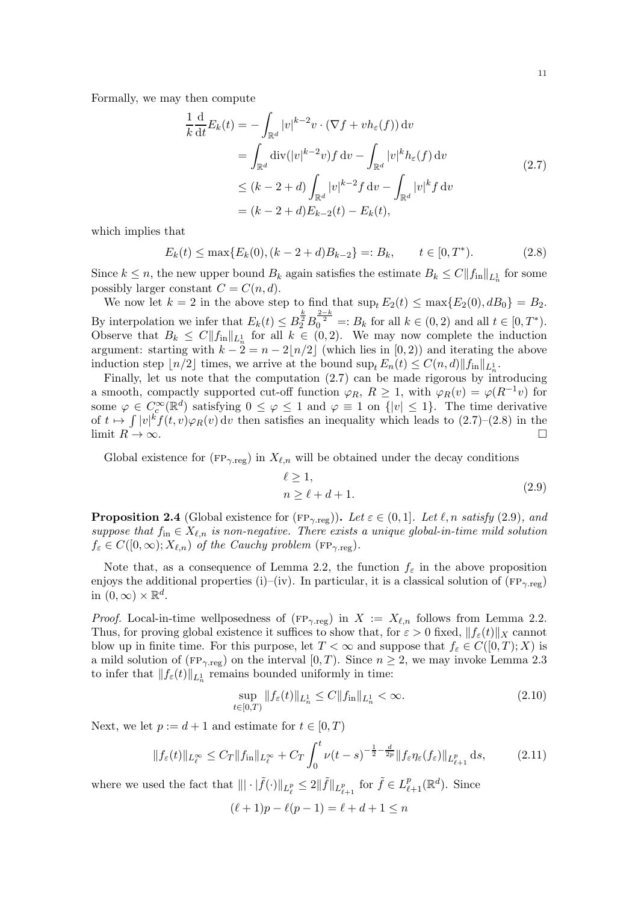Formally, we may then compute

$$
\begin{aligned}
\frac{1}{k}\frac{\mathrm{d}}{\mathrm{d}t}E_k(t) &= -\int_{\mathbb{R}^d} |v|^{k-2} v\cdot(\nabla f + v h_\varepsilon(f))\,\mathrm{d}v \\
&= \int_{\mathbb{R}^d} \operatorname{div}(|v|^{k-2}v) f\,\mathrm{d}v - \int_{\mathbb{R}^d} |v|^k h_\varepsilon(f)\,\mathrm{d}v \\
&\le (k-2+d)\int_{\mathbb{R}^d} |v|^{k-2} f\,\mathrm{d}v - \int_{\mathbb{R}^d} |v|^k f\,\mathrm{d}v \\
&= (k-2+d)E_{k-2}(t) - E_k(t),
\end{aligned}
\tag{2.7}
$$

which implies that

$$
E_k(t) \le \max\{E_k(0), (k-2+d)B_{k-2}\} =: B_k, \qquad t\in[0,T^*). \tag{2.8}
$$

Since $k\le n$, the new upper bound $B_k$ again satisfies the estimate $B_k \le C\|f_{\mathrm{in}}\|_{L^1_n}$ for some possibly larger constant $C = C(n,d)$.

We now let $k=2$ in the above step to find that $\sup_t E_2(t) \le \max\{E_2(0), dB_0\} = B_2$. By interpolation we infer that $E_k(t) \le B_2^{\frac{k}{2}} B_0^{\frac{2-k}{2}} =: B_k$ for all $k\in(0,2)$ and all $t\in[0,T^*)$. Observe that $B_k \le C\|f_{\mathrm{in}}\|_{L^1_n}$ for all $k\in(0,2)$. We may now complete the induction argument: starting with $k-2 = n-2\lfloor n/2\rfloor$ (which lies in $[0,2)$) and iterating the above induction step $\lfloor n/2\rfloor$ times, we arrive at the bound $\sup_t E_n(t) \le C(n,d)\|f_{\mathrm{in}}\|_{L^1_n}$.

Finally, let us note that the computation (2.7) can be made rigorous by introducing a smooth, compactly supported cut-off function $\varphi_R$, $R\ge 1$, with $\varphi_R(v) = \varphi(R^{-1}v)$ for some $\varphi\in C_c^\infty(\mathbb{R}^d)$ satisfying $0\le\varphi\le 1$ and $\varphi\equiv 1$ on $\{|v|\le 1\}$. The time derivative of $t\mapsto \int |v|^k f(t,v)\varphi_R(v)\,\mathrm{d}v$ then satisfies an inequality which leads to (2.7)–(2.8) in the limit $R\to\infty$. $\square$

Global existence for ($\mathrm{FP}_{\gamma.\mathrm{reg}}$) in $X_{\ell,n}$ will be obtained under the decay conditions

$$
\begin{aligned}
&\ell \ge 1,\\
&n \ge \ell + d + 1.
\end{aligned}
\tag{2.9}
$$

**Proposition 2.4** (Global existence for ($\mathrm{FP}_{\gamma.\mathrm{reg}}$))**.** *Let $\varepsilon\in(0,1]$. Let $\ell,n$ satisfy (2.9), and suppose that $f_{\mathrm{in}}\in X_{\ell,n}$ is non-negative. There exists a unique global-in-time mild solution $f_\varepsilon\in C([0,\infty);X_{\ell,n})$ of the Cauchy problem ($\mathrm{FP}_{\gamma.\mathrm{reg}}$).*

Note that, as a consequence of Lemma 2.2, the function $f_\varepsilon$ in the above proposition enjoys the additional properties (i)–(iv). In particular, it is a classical solution of ($\mathrm{FP}_{\gamma.\mathrm{reg}}$) in $(0,\infty)\times\mathbb{R}^d$.

*Proof.* Local-in-time wellposedness of ($\mathrm{FP}_{\gamma.\mathrm{reg}}$) in $X := X_{\ell,n}$ follows from Lemma 2.2. Thus, for proving global existence it suffices to show that, for $\varepsilon>0$ fixed, $\|f_\varepsilon(t)\|_X$ cannot blow up in finite time. For this purpose, let $T<\infty$ and suppose that $f_\varepsilon\in C([0,T);X)$ is a mild solution of ($\mathrm{FP}_{\gamma.\mathrm{reg}}$) on the interval $[0,T)$. Since $n\ge 2$, we may invoke Lemma 2.3 to infer that $\|f_\varepsilon(t)\|_{L^1_n}$ remains bounded uniformly in time:

$$
\sup_{t\in[0,T)} \|f_\varepsilon(t)\|_{L^1_n} \le C\|f_{\mathrm{in}}\|_{L^1_n} < \infty. \tag{2.10}
$$

Next, we let $p := d+1$ and estimate for $t\in[0,T)$

$$
\|f_\varepsilon(t)\|_{L^\infty_\ell} \le C_T\|f_{\mathrm{in}}\|_{L^\infty_\ell} + C_T\int_0^t \nu(t-s)^{-\frac12-\frac{d}{2p}}\|f_\varepsilon\eta_\varepsilon(f_\varepsilon)\|_{L^p_{\ell+1}}\,\mathrm{d}s, \tag{2.11}
$$

where we used the fact that $\||\cdot|\tilde f(\cdot)\|_{L^p_\ell} \le 2\|\tilde f\|_{L^p_{\ell+1}}$ for $\tilde f\in L^p_{\ell+1}(\mathbb{R}^d)$. Since

$$
(\ell+1)p - \ell(p-1) = \ell + d + 1 \le n
$$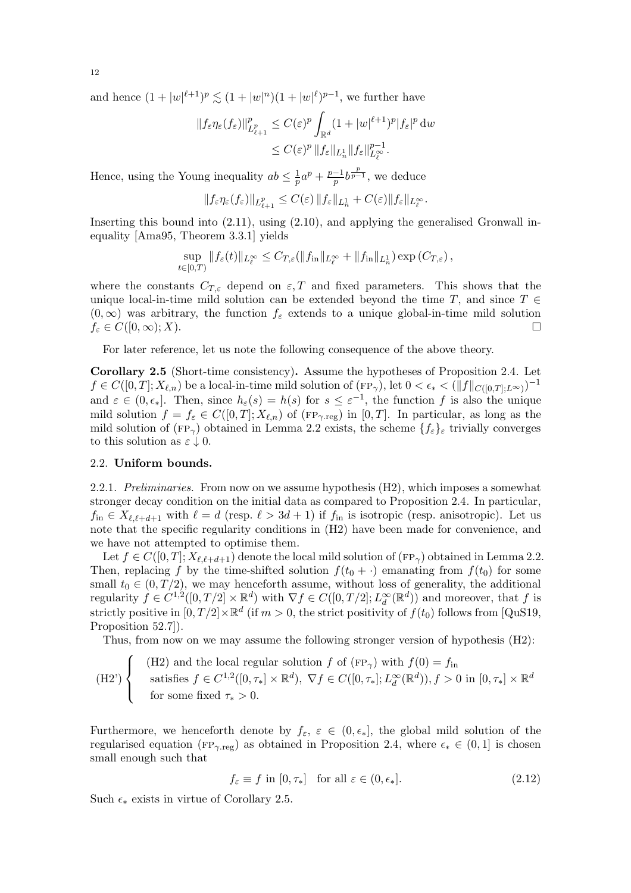and hence $(1+|w|^{\ell+1})^p \lesssim (1+|w|^n)(1+|w|^\ell)^{p-1}$, we further have

$$\|f_\varepsilon \eta_\varepsilon(f_\varepsilon)\|_{L^p_{\ell+1}}^p \le C(\varepsilon)^p \int_{\mathbb{R}^d} (1+|w|^{\ell+1})^p |f_\varepsilon|^p \,\mathrm{d}w \\ \le C(\varepsilon)^p \|f_\varepsilon\|_{L^1_n} \|f_\varepsilon\|_{L^\infty_\ell}^{p-1}.$$

Hence, using the Young inequality $ab \le \frac{1}{p}a^p + \frac{p-1}{p} b^{\frac{p}{p-1}}$, we deduce

$$\|f_\varepsilon \eta_\varepsilon(f_\varepsilon)\|_{L^p_{\ell+1}} \le C(\varepsilon) \|f_\varepsilon\|_{L^1_n} + C(\varepsilon) \|f_\varepsilon\|_{L^\infty_\ell}.$$

Inserting this bound into (2.11), using (2.10), and applying the generalised Gronwall inequality [Ama95, Theorem 3.3.1] yields

$$\sup_{t\in[0,T)} \|f_\varepsilon(t)\|_{L^\infty_\ell} \le C_{T,\varepsilon}(\|f_{\mathrm{in}}\|_{L^\infty_\ell} + \|f_{\mathrm{in}}\|_{L^1_n}) \exp(C_{T,\varepsilon}),$$

where the constants $C_{T,\varepsilon}$ depend on $\varepsilon, T$ and fixed parameters. This shows that the unique local-in-time mild solution can be extended beyond the time $T$, and since $T \in (0,\infty)$ was arbitrary, the function $f_\varepsilon$ extends to a unique global-in-time mild solution $f_\varepsilon \in C([0,\infty); X)$. □

For later reference, let us note the following consequence of the above theory.

**Corollary 2.5** (Short-time consistency)**.** Assume the hypotheses of Proposition 2.4. Let $f \in C([0,T]; X_{\ell,n})$ be a local-in-time mild solution of ($\mathrm{FP}_\gamma$), let $0 < \epsilon_* < (\|f\|_{C([0,T];L^\infty)})^{-1}$ and $\varepsilon \in (0, \epsilon_*]$. Then, since $h_\varepsilon(s) = h(s)$ for $s \le \varepsilon^{-1}$, the function $f$ is also the unique mild solution $f = f_\varepsilon \in C([0,T]; X_{\ell,n})$ of ($\mathrm{FP}_{\gamma.\mathrm{reg}}$) in $[0,T]$. In particular, as long as the mild solution of ($\mathrm{FP}_\gamma$) obtained in Lemma 2.2 exists, the scheme $\{f_\varepsilon\}_\varepsilon$ trivially converges to this solution as $\varepsilon \downarrow 0$.

## 2.2. Uniform bounds.

2.2.1. *Preliminaries.* From now on we assume hypothesis (H2), which imposes a somewhat stronger decay condition on the initial data as compared to Proposition 2.4. In particular, $f_{\mathrm{in}} \in X_{\ell,\ell+d+1}$ with $\ell = d$ (resp. $\ell > 3d+1$) if $f_{\mathrm{in}}$ is isotropic (resp. anisotropic). Let us note that the specific regularity conditions in (H2) have been made for convenience, and we have not attempted to optimise them.

Let $f \in C([0,T]; X_{\ell,\ell+d+1})$ denote the local mild solution of ($\mathrm{FP}_\gamma$) obtained in Lemma 2.2. Then, replacing $f$ by the time-shifted solution $f(t_0+\cdot)$ emanating from $f(t_0)$ for some small $t_0 \in (0, T/2)$, we may henceforth assume, without loss of generality, the additional regularity $f \in C^{1,2}([0,T/2]\times\mathbb{R}^d)$ with $\nabla f \in C([0,T/2]; L^\infty_d(\mathbb{R}^d))$ and moreover, that $f$ is strictly positive in $[0,T/2]\times\mathbb{R}^d$ (if $m > 0$, the strict positivity of $f(t_0)$ follows from [QuS19, Proposition 52.7]).

Thus, from now on we may assume the following stronger version of hypothesis (H2):

$$(\mathrm{H2'}) \begin{cases} \text{(H2) and the local regular solution } f \text{ of } (\mathrm{FP}_\gamma) \text{ with } f(0) = f_{\mathrm{in}} \\ \text{satisfies } f \in C^{1,2}([0,\tau_*]\times\mathbb{R}^d),\ \nabla f \in C([0,\tau_*]; L^\infty_d(\mathbb{R}^d)), f > 0 \text{ in } [0,\tau_*]\times\mathbb{R}^d \\ \text{for some fixed } \tau_* > 0. \end{cases}$$

Furthermore, we henceforth denote by $f_\varepsilon$, $\varepsilon \in (0, \epsilon_*]$, the global mild solution of the regularised equation ($\mathrm{FP}_{\gamma.\mathrm{reg}}$) as obtained in Proposition 2.4, where $\epsilon_* \in (0,1]$ is chosen small enough such that

$$f_\varepsilon \equiv f \text{ in } [0,\tau_*] \quad \text{for all } \varepsilon \in (0,\epsilon_*]. \tag{2.12}$$

Such $\epsilon_*$ exists in virtue of Corollary 2.5.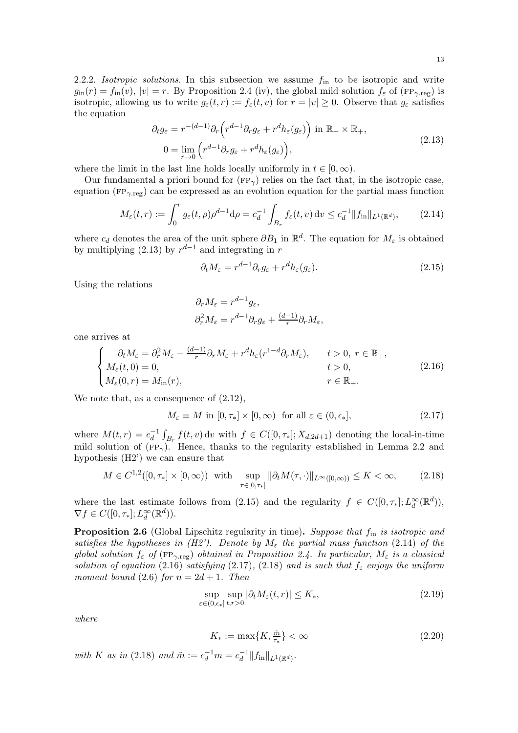2.2.2. *Isotropic solutions.* In this subsection we assume $f_{\text{in}}$ to be isotropic and write $g_{\text{in}}(r) = f_{\text{in}}(v)$, $|v| = r$. By Proposition 2.4 (iv), the global mild solution $f_\varepsilon$ of ($\text{FP}_{\gamma.\text{reg}}$) is isotropic, allowing us to write $g_\varepsilon(t,r) := f_\varepsilon(t,v)$ for $r = |v| \geq 0$. Observe that $g_\varepsilon$ satisfies the equation

$$
\begin{aligned}
\partial_t g_\varepsilon &= r^{-(d-1)}\partial_r\Big(r^{d-1}\partial_r g_\varepsilon + r^d h_\varepsilon(g_\varepsilon)\Big) \text{ in } \mathbb{R}_+ \times \mathbb{R}_+, \\
0 &= \lim_{r\to 0}\Big(r^{d-1}\partial_r g_\varepsilon + r^d h_\varepsilon(g_\varepsilon)\Big),
\end{aligned}
\tag{2.13}
$$

where the limit in the last line holds locally uniformly in $t \in [0,\infty)$.

Our fundamental a priori bound for ($\text{FP}_\gamma$) relies on the fact that, in the isotropic case, equation ($\text{FP}_{\gamma.\text{reg}}$) can be expressed as an evolution equation for the partial mass function

$$
M_\varepsilon(t,r) := \int_0^r g_\varepsilon(t,\rho)\rho^{d-1}\mathrm{d}\rho = c_d^{-1}\int_{B_r} f_\varepsilon(t,v)\,\mathrm{d}v \leq c_d^{-1}\|f_{\text{in}}\|_{L^1(\mathbb{R}^d)}, \tag{2.14}
$$

where $c_d$ denotes the area of the unit sphere $\partial B_1$ in $\mathbb{R}^d$. The equation for $M_\varepsilon$ is obtained by multiplying (2.13) by $r^{d-1}$ and integrating in $r$

$$
\partial_t M_\varepsilon = r^{d-1}\partial_r g_\varepsilon + r^d h_\varepsilon(g_\varepsilon). \tag{2.15}
$$

Using the relations

$$
\begin{aligned}
&\partial_r M_\varepsilon = r^{d-1} g_\varepsilon, \\
&\partial_r^2 M_\varepsilon = r^{d-1}\partial_r g_\varepsilon + \tfrac{(d-1)}{r}\partial_r M_\varepsilon,
\end{aligned}
$$

one arrives at

$$
\begin{cases}
\partial_t M_\varepsilon = \partial_r^2 M_\varepsilon - \frac{(d-1)}{r}\partial_r M_\varepsilon + r^d h_\varepsilon(r^{1-d}\partial_r M_\varepsilon), & t > 0,\ r \in \mathbb{R}_+, \\
M_\varepsilon(t,0) = 0, & t > 0, \\
M_\varepsilon(0,r) = M_{\text{in}}(r), & r \in \mathbb{R}_+.
\end{cases}
\tag{2.16}
$$

We note that, as a consequence of (2.12),

$$
M_\varepsilon \equiv M \text{ in } [0,\tau_*] \times [0,\infty) \text{ for all } \varepsilon \in (0,\epsilon_*], \tag{2.17}
$$

where $M(t,r) = c_d^{-1}\int_{B_r} f(t,v)\,\mathrm{d}v$ with $f \in C([0,\tau_*]; X_{d,2d+1})$ denoting the local-in-time mild solution of ($\text{FP}_\gamma$). Hence, thanks to the regularity established in Lemma 2.2 and hypothesis (H2') we can ensure that

$$
M \in C^{1,2}([0,\tau_*] \times [0,\infty)) \text{ with } \sup_{\tau\in[0,\tau_*]} \|\partial_t M(\tau,\cdot)\|_{L^\infty([0,\infty))} \leq K < \infty, \tag{2.18}
$$

where the last estimate follows from (2.15) and the regularity $f \in C([0,\tau_*]; L^\infty_d(\mathbb{R}^d))$, $\nabla f \in C([0,\tau_*]; L^\infty_d(\mathbb{R}^d))$.

**Proposition 2.6** (Global Lipschitz regularity in time)**.** *Suppose that $f_{\text{in}}$ is isotropic and satisfies the hypotheses in (H2'). Denote by $M_\varepsilon$ the partial mass function* (2.14) *of the global solution $f_\varepsilon$ of* ($\text{FP}_{\gamma.\text{reg}}$) *obtained in Proposition 2.4. In particular, $M_\varepsilon$ is a classical solution of equation* (2.16) *satisfying* (2.17)*,* (2.18) *and is such that $f_\varepsilon$ enjoys the uniform moment bound* (2.6) *for $n = 2d+1$. Then*

$$
\sup_{\varepsilon\in(0,\epsilon_*]}\ \sup_{t,r>0} |\partial_t M_\varepsilon(t,r)| \leq K_*, \tag{2.19}
$$

*where*

$$
K_* := \max\{K, \tfrac{\tilde{m}}{\tau_*}\} < \infty \tag{2.20}
$$

*with $K$ as in* (2.18) *and $\tilde{m} := c_d^{-1} m = c_d^{-1}\|f_{\text{in}}\|_{L^1(\mathbb{R}^d)}$.*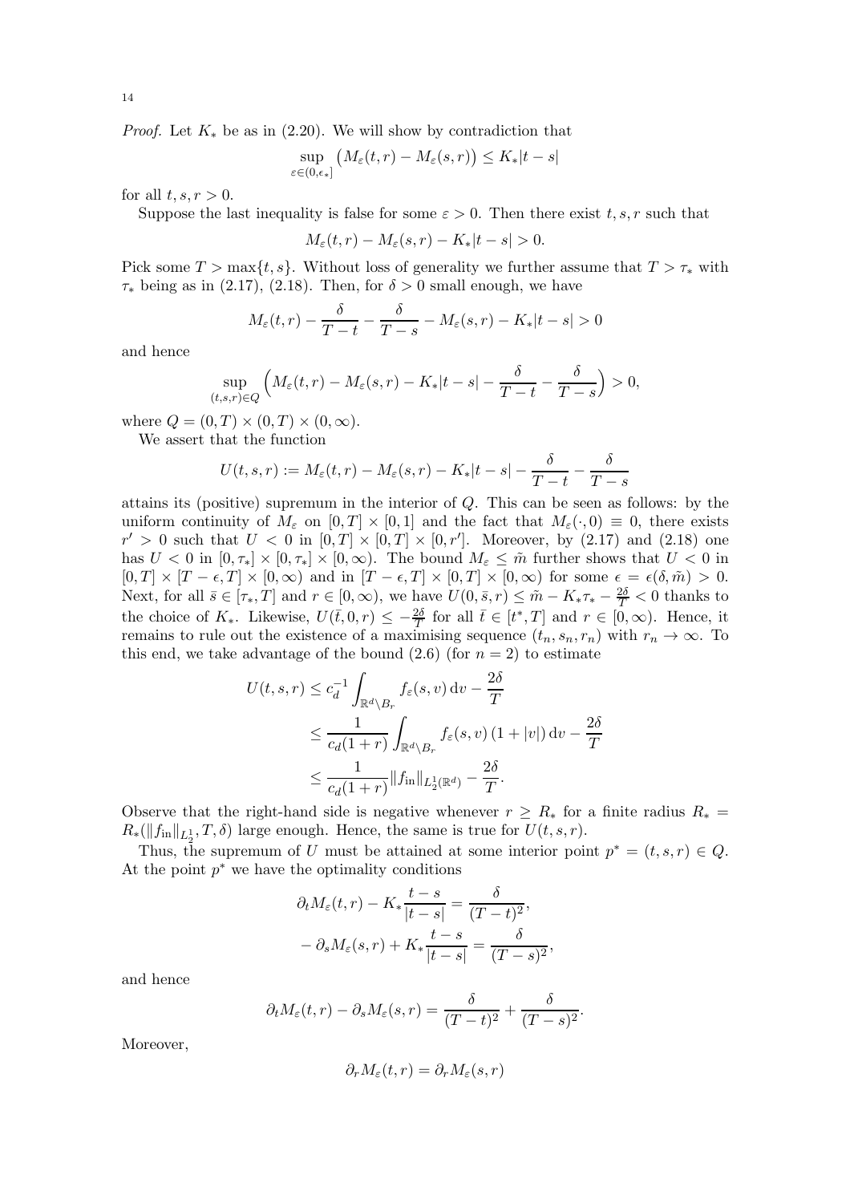*Proof.* Let $K_*$ be as in (2.20). We will show by contradiction that

$$\sup_{\varepsilon\in(0,\epsilon_*]} \big(M_\varepsilon(t,r) - M_\varepsilon(s,r)\big) \le K_*|t-s|$$

for all $t,s,r>0$.

Suppose the last inequality is false for some $\varepsilon > 0$. Then there exist $t,s,r$ such that

$$M_\varepsilon(t,r) - M_\varepsilon(s,r) - K_*|t-s| > 0.$$

Pick some $T > \max\{t,s\}$. Without loss of generality we further assume that $T > \tau_*$ with $\tau_*$ being as in (2.17), (2.18). Then, for $\delta > 0$ small enough, we have

$$M_\varepsilon(t,r) - \frac{\delta}{T-t} - \frac{\delta}{T-s} - M_\varepsilon(s,r) - K_*|t-s| > 0$$

and hence

$$\sup_{(t,s,r)\in Q} \Big(M_\varepsilon(t,r) - M_\varepsilon(s,r) - K_*|t-s| - \frac{\delta}{T-t} - \frac{\delta}{T-s}\Big) > 0,$$

where $Q = (0,T)\times(0,T)\times(0,\infty)$.

We assert that the function

$$U(t,s,r) := M_\varepsilon(t,r) - M_\varepsilon(s,r) - K_*|t-s| - \frac{\delta}{T-t} - \frac{\delta}{T-s}$$

attains its (positive) supremum in the interior of $Q$. This can be seen as follows: by the uniform continuity of $M_\varepsilon$ on $[0,T]\times[0,1]$ and the fact that $M_\varepsilon(\cdot,0)\equiv 0$, there exists $r' > 0$ such that $U < 0$ in $[0,T]\times[0,T]\times[0,r']$. Moreover, by (2.17) and (2.18) one has $U<0$ in $[0,\tau_*]\times[0,\tau_*]\times[0,\infty)$. The bound $M_\varepsilon \le \tilde m$ further shows that $U<0$ in $[0,T]\times[T-\epsilon,T]\times[0,\infty)$ and in $[T-\epsilon,T]\times[0,T]\times[0,\infty)$ for some $\epsilon = \epsilon(\delta,\tilde m) > 0$. Next, for all $\bar s\in[\tau_*,T]$ and $r\in[0,\infty)$, we have $U(0,\bar s,r) \le \tilde m - K_*\tau_* - \frac{2\delta}{T} < 0$ thanks to the choice of $K_*$. Likewise, $U(\bar t,0,r) \le -\frac{2\delta}{T}$ for all $\bar t\in[t^*,T]$ and $r\in[0,\infty)$. Hence, it remains to rule out the existence of a maximising sequence $(t_n,s_n,r_n)$ with $r_n\to\infty$. To this end, we take advantage of the bound (2.6) (for $n=2$) to estimate

$$\begin{aligned}
U(t,s,r) &\le c_d^{-1}\int_{\mathbb{R}^d\setminus B_r} f_\varepsilon(s,v)\,\mathrm{d}v - \frac{2\delta}{T} \\
&\le \frac{1}{c_d(1+r)}\int_{\mathbb{R}^d\setminus B_r} f_\varepsilon(s,v)\,(1+|v|)\,\mathrm{d}v - \frac{2\delta}{T} \\
&\le \frac{1}{c_d(1+r)}\|f_{\mathrm{in}}\|_{L^1_2(\mathbb{R}^d)} - \frac{2\delta}{T}.
\end{aligned}$$

Observe that the right-hand side is negative whenever $r \ge R_*$ for a finite radius $R_* = R_*(\|f_{\mathrm{in}}\|_{L^1_2}, T, \delta)$ large enough. Hence, the same is true for $U(t,s,r)$.

Thus, the supremum of $U$ must be attained at some interior point $p^* = (t,s,r)\in Q$. At the point $p^*$ we have the optimality conditions

$$\begin{aligned}
\partial_t M_\varepsilon(t,r) - K_*\frac{t-s}{|t-s|} &= \frac{\delta}{(T-t)^2}, \\
-\,\partial_s M_\varepsilon(s,r) + K_*\frac{t-s}{|t-s|} &= \frac{\delta}{(T-s)^2},
\end{aligned}$$

and hence

$$\partial_t M_\varepsilon(t,r) - \partial_s M_\varepsilon(s,r) = \frac{\delta}{(T-t)^2} + \frac{\delta}{(T-s)^2}.$$

Moreover,

$$\partial_r M_\varepsilon(t,r) = \partial_r M_\varepsilon(s,r)$$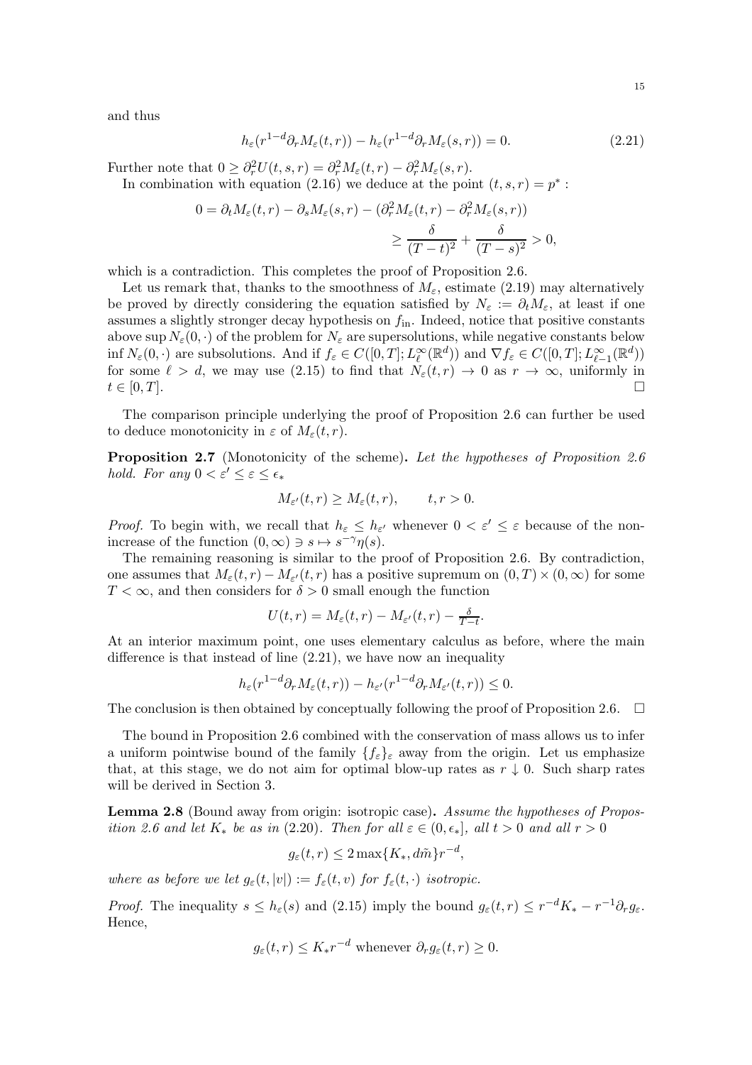and thus

$$h_\varepsilon(r^{1-d}\partial_r M_\varepsilon(t,r)) - h_\varepsilon(r^{1-d}\partial_r M_\varepsilon(s,r)) = 0. \tag{2.21}$$

Further note that $0 \geq \partial_r^2 U(t,s,r) = \partial_r^2 M_\varepsilon(t,r) - \partial_r^2 M_\varepsilon(s,r)$.

In combination with equation (2.16) we deduce at the point $(t,s,r) = p^*$ :

$$\begin{aligned}
0 = \partial_t M_\varepsilon(t,r) - \partial_s M_\varepsilon(s,r) - (\partial_r^2 M_\varepsilon(t,r) - \partial_r^2 M_\varepsilon(s,r)) \\
\geq \frac{\delta}{(T-t)^2} + \frac{\delta}{(T-s)^2} > 0,
\end{aligned}$$

which is a contradiction. This completes the proof of Proposition 2.6.

Let us remark that, thanks to the smoothness of $M_\varepsilon$, estimate (2.19) may alternatively be proved by directly considering the equation satisfied by $N_\varepsilon := \partial_t M_\varepsilon$, at least if one assumes a slightly stronger decay hypothesis on $f_{\text{in}}$. Indeed, notice that positive constants above $\sup N_\varepsilon(0,\cdot)$ of the problem for $N_\varepsilon$ are supersolutions, while negative constants below $\inf N_\varepsilon(0,\cdot)$ are subsolutions. And if $f_\varepsilon \in C([0,T]; L^\infty_\ell(\mathbb{R}^d))$ and $\nabla f_\varepsilon \in C([0,T]; L^\infty_{\ell-1}(\mathbb{R}^d))$ for some $\ell > d$, we may use (2.15) to find that $N_\varepsilon(t,r) \to 0$ as $r \to \infty$, uniformly in $t \in [0,T]$. $\square$

The comparison principle underlying the proof of Proposition 2.6 can further be used to deduce monotonicity in $\varepsilon$ of $M_\varepsilon(t,r)$.

**Proposition 2.7** (Monotonicity of the scheme)**.** *Let the hypotheses of Proposition 2.6 hold. For any $0 < \varepsilon' \leq \varepsilon \leq \epsilon_*$*

$$M_{\varepsilon'}(t,r) \geq M_\varepsilon(t,r), \qquad t, r > 0.$$

*Proof.* To begin with, we recall that $h_\varepsilon \leq h_{\varepsilon'}$ whenever $0 < \varepsilon' \leq \varepsilon$ because of the non-increase of the function $(0,\infty) \ni s \mapsto s^{-\gamma}\eta(s)$.

The remaining reasoning is similar to the proof of Proposition 2.6. By contradiction, one assumes that $M_\varepsilon(t,r) - M_{\varepsilon'}(t,r)$ has a positive supremum on $(0,T) \times (0,\infty)$ for some $T < \infty$, and then considers for $\delta > 0$ small enough the function

$$U(t,r) = M_\varepsilon(t,r) - M_{\varepsilon'}(t,r) - \tfrac{\delta}{T-t}.$$

At an interior maximum point, one uses elementary calculus as before, where the main difference is that instead of line (2.21), we have now an inequality

$$h_\varepsilon(r^{1-d}\partial_r M_\varepsilon(t,r)) - h_{\varepsilon'}(r^{1-d}\partial_r M_{\varepsilon'}(t,r)) \leq 0.$$

The conclusion is then obtained by conceptually following the proof of Proposition 2.6. $\square$

The bound in Proposition 2.6 combined with the conservation of mass allows us to infer a uniform pointwise bound of the family $\{f_\varepsilon\}_\varepsilon$ away from the origin. Let us emphasize that, at this stage, we do not aim for optimal blow-up rates as $r \downarrow 0$. Such sharp rates will be derived in Section 3.

**Lemma 2.8** (Bound away from origin: isotropic case)**.** *Assume the hypotheses of Proposition 2.6 and let $K_*$ be as in (2.20). Then for all $\varepsilon \in (0, \epsilon_*]$, all $t > 0$ and all $r > 0$*

$$g_\varepsilon(t,r) \leq 2\max\{K_*, d\widetilde{m}\} r^{-d},$$

*where as before we let $g_\varepsilon(t,|v|) := f_\varepsilon(t,v)$ for $f_\varepsilon(t,\cdot)$ isotropic.*

*Proof.* The inequality $s \leq h_\varepsilon(s)$ and (2.15) imply the bound $g_\varepsilon(t,r) \leq r^{-d}K_* - r^{-1}\partial_r g_\varepsilon$. Hence,

$$g_\varepsilon(t,r) \leq K_* r^{-d} \text{ whenever } \partial_r g_\varepsilon(t,r) \geq 0.$$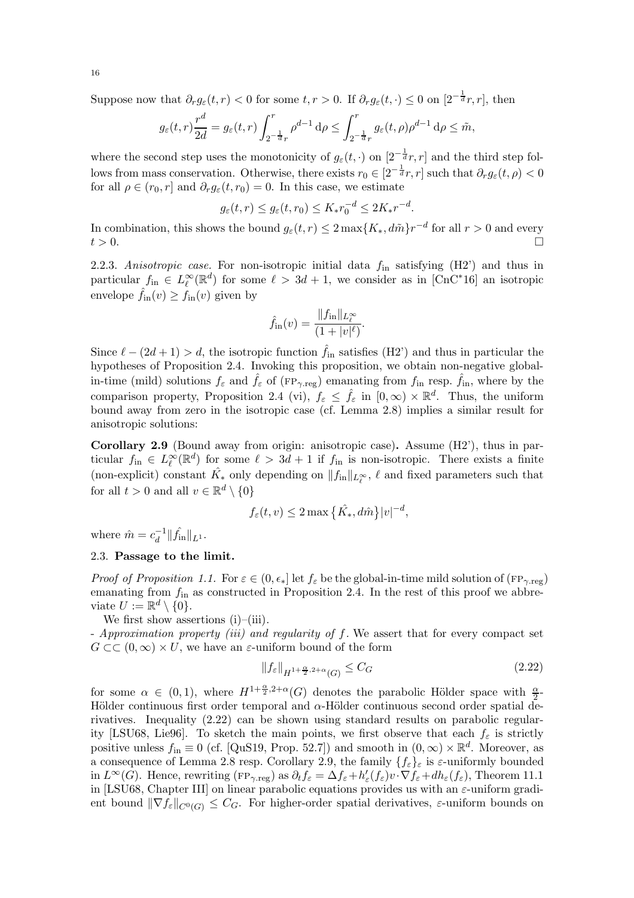Suppose now that $\partial_r g_\varepsilon(t,r) < 0$ for some $t, r > 0$. If $\partial_r g_\varepsilon(t,\cdot) \le 0$ on $[2^{-\frac{1}{d}}r, r]$, then

$$g_\varepsilon(t,r)\frac{r^d}{2d} = g_\varepsilon(t,r)\int_{2^{-\frac{1}{d}}r}^{r} \rho^{d-1}\,\mathrm{d}\rho \le \int_{2^{-\frac{1}{d}}r}^{r} g_\varepsilon(t,\rho)\rho^{d-1}\,\mathrm{d}\rho \le \tilde{m},$$

where the second step uses the monotonicity of $g_\varepsilon(t,\cdot)$ on $[2^{-\frac{1}{d}}r, r]$ and the third step follows from mass conservation. Otherwise, there exists $r_0 \in [2^{-\frac{1}{d}}r, r]$ such that $\partial_r g_\varepsilon(t,\rho) < 0$ for all $\rho \in (r_0, r]$ and $\partial_r g_\varepsilon(t, r_0) = 0$. In this case, we estimate

$$g_\varepsilon(t,r) \le g_\varepsilon(t,r_0) \le K_* r_0^{-d} \le 2K_* r^{-d}.$$

In combination, this shows the bound $g_\varepsilon(t,r) \le 2\max\{K_*, d\tilde{m}\}r^{-d}$ for all $r > 0$ and every $t > 0$. □

2.2.3. *Anisotropic case.* For non-isotropic initial data $f_{\text{in}}$ satisfying (H2') and thus in particular $f_{\text{in}} \in L^\infty_\ell(\mathbb{R}^d)$ for some $\ell > 3d+1$, we consider as in [CnC*16] an isotropic envelope $\hat{f}_{\text{in}}(v) \ge f_{\text{in}}(v)$ given by

$$\hat{f}_{\text{in}}(v) = \frac{\|f_{\text{in}}\|_{L^\infty_\ell}}{(1+|v|^\ell)}.$$

Since $\ell - (2d+1) > d$, the isotropic function $\hat{f}_{\text{in}}$ satisfies (H2') and thus in particular the hypotheses of Proposition 2.4. Invoking this proposition, we obtain non-negative global-in-time (mild) solutions $f_\varepsilon$ and $\hat{f}_\varepsilon$ of ($\text{FP}_{\gamma.\text{reg}}$) emanating from $f_{\text{in}}$ resp. $\hat{f}_{\text{in}}$, where by the comparison property, Proposition 2.4 (vi), $f_\varepsilon \le \hat{f}_\varepsilon$ in $[0,\infty) \times \mathbb{R}^d$. Thus, the uniform bound away from zero in the isotropic case (cf. Lemma 2.8) implies a similar result for anisotropic solutions:

**Corollary 2.9** (Bound away from origin: anisotropic case)**.** Assume (H2'), thus in particular $f_{\text{in}} \in L^\infty_\ell(\mathbb{R}^d)$ for some $\ell > 3d+1$ if $f_{\text{in}}$ is non-isotropic. There exists a finite (non-explicit) constant $\hat{K_*}$ only depending on $\|f_{\text{in}}\|_{L^\infty_\ell}$, $\ell$ and fixed parameters such that for all $t > 0$ and all $v \in \mathbb{R}^d \setminus \{0\}$

$$f_\varepsilon(t,v) \le 2\max\{\hat{K_*}, d\hat{m}\}|v|^{-d},$$

where $\hat{m} = c_d^{-1}\|\hat{f_{\text{in}}}\|_{L^1}$.

### 2.3. Passage to the limit.

*Proof of Proposition 1.1.* For $\varepsilon \in (0, \epsilon_*]$ let $f_\varepsilon$ be the global-in-time mild solution of ($\text{FP}_{\gamma.\text{reg}}$) emanating from $f_{\text{in}}$ as constructed in Proposition 2.4. In the rest of this proof we abbreviate $U := \mathbb{R}^d \setminus \{0\}$.

We first show assertions (i)–(iii).

- *Approximation property (iii) and regularity of* $f$. We assert that for every compact set $G \subset\subset (0,\infty) \times U$, we have an $\varepsilon$-uniform bound of the form

$$\|f_\varepsilon\|_{H^{1+\frac{\alpha}{2},2+\alpha}(G)} \le C_G \tag{2.22}$$

for some $\alpha \in (0,1)$, where $H^{1+\frac{\alpha}{2},2+\alpha}(G)$ denotes the parabolic Hölder space with $\frac{\alpha}{2}$-Hölder continuous first order temporal and $\alpha$-Hölder continuous second order spatial derivatives. Inequality (2.22) can be shown using standard results on parabolic regularity [LSU68, Lie96]. To sketch the main points, we first observe that each $f_\varepsilon$ is strictly positive unless $f_{\text{in}} \equiv 0$ (cf. [QuS19, Prop. 52.7]) and smooth in $(0,\infty) \times \mathbb{R}^d$. Moreover, as a consequence of Lemma 2.8 resp. Corollary 2.9, the family $\{f_\varepsilon\}_\varepsilon$ is $\varepsilon$-uniformly bounded in $L^\infty(G)$. Hence, rewriting ($\text{FP}_{\gamma.\text{reg}}$) as $\partial_t f_\varepsilon = \Delta f_\varepsilon + h'_\varepsilon(f_\varepsilon)v\cdot\nabla f_\varepsilon + dh_\varepsilon(f_\varepsilon)$, Theorem 11.1 in [LSU68, Chapter III] on linear parabolic equations provides us with an $\varepsilon$-uniform gradient bound $\|\nabla f_\varepsilon\|_{C^0(G)} \le C_G$. For higher-order spatial derivatives, $\varepsilon$-uniform bounds on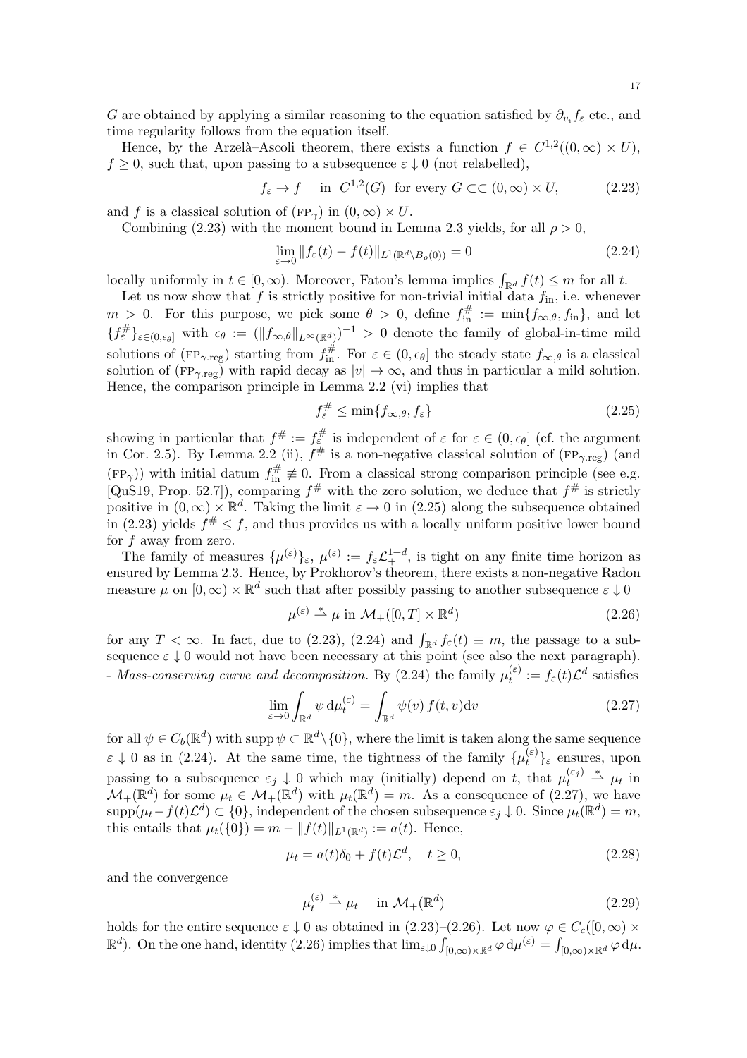$G$ are obtained by applying a similar reasoning to the equation satisfied by $\partial_{v_i} f_\varepsilon$ etc., and time regularity follows from the equation itself.

Hence, by the Arzelà–Ascoli theorem, there exists a function $f \in C^{1,2}((0,\infty)\times U)$, $f \geq 0$, such that, upon passing to a subsequence $\varepsilon \downarrow 0$ (not relabelled),

$$f_\varepsilon \to f \quad \text{in } C^{1,2}(G) \text{ for every } G \subset\subset (0,\infty)\times U, \tag{2.23}$$

and $f$ is a classical solution of ($\text{FP}_\gamma$) in $(0,\infty)\times U$.

Combining (2.23) with the moment bound in Lemma 2.3 yields, for all $\rho > 0$,

$$\lim_{\varepsilon\to 0} \|f_\varepsilon(t) - f(t)\|_{L^1(\mathbb{R}^d\setminus B_\rho(0))} = 0 \tag{2.24}$$

locally uniformly in $t \in [0,\infty)$. Moreover, Fatou's lemma implies $\int_{\mathbb{R}^d} f(t) \leq m$ for all $t$.

Let us now show that $f$ is strictly positive for non-trivial initial data $f_{\text{in}}$, i.e. whenever $m > 0$. For this purpose, we pick some $\theta > 0$, define $f_{\text{in}}^{\#} := \min\{f_{\infty,\theta}, f_{\text{in}}\}$, and let $\{f_\varepsilon^{\#}\}_{\varepsilon\in(0,\epsilon_\theta]}$ with $\epsilon_\theta := (\|f_{\infty,\theta}\|_{L^\infty(\mathbb{R}^d)})^{-1} > 0$ denote the family of global-in-time mild solutions of ($\text{FP}_{\gamma.\text{reg}}$) starting from $f_{\text{in}}^{\#}$. For $\varepsilon \in (0,\epsilon_\theta]$ the steady state $f_{\infty,\theta}$ is a classical solution of ($\text{FP}_{\gamma.\text{reg}}$) with rapid decay as $|v| \to \infty$, and thus in particular a mild solution. Hence, the comparison principle in Lemma 2.2 (vi) implies that

$$f_\varepsilon^{\#} \leq \min\{f_{\infty,\theta}, f_\varepsilon\} \tag{2.25}$$

showing in particular that $f^{\#} := f_\varepsilon^{\#}$ is independent of $\varepsilon$ for $\varepsilon \in (0,\epsilon_\theta]$ (cf. the argument in Cor. 2.5). By Lemma 2.2 (ii), $f^{\#}$ is a non-negative classical solution of ($\text{FP}_{\gamma.\text{reg}}$) (and ($\text{FP}_\gamma$)) with initial datum $f_{\text{in}}^{\#} \not\equiv 0$. From a classical strong comparison principle (see e.g. [QuS19, Prop. 52.7]), comparing $f^{\#}$ with the zero solution, we deduce that $f^{\#}$ is strictly positive in $(0,\infty)\times\mathbb{R}^d$. Taking the limit $\varepsilon \to 0$ in (2.25) along the subsequence obtained in (2.23) yields $f^{\#} \leq f$, and thus provides us with a locally uniform positive lower bound for $f$ away from zero.

The family of measures $\{\mu^{(\varepsilon)}\}_\varepsilon$, $\mu^{(\varepsilon)} := f_\varepsilon \mathcal{L}^{1+d}_+$, is tight on any finite time horizon as ensured by Lemma 2.3. Hence, by Prokhorov's theorem, there exists a non-negative Radon measure $\mu$ on $[0,\infty)\times\mathbb{R}^d$ such that after possibly passing to another subsequence $\varepsilon \downarrow 0$

$$\mu^{(\varepsilon)} \overset{*}{\rightharpoonup} \mu \text{ in } \mathcal{M}_+([0,T]\times\mathbb{R}^d) \tag{2.26}$$

for any $T < \infty$. In fact, due to (2.23), (2.24) and $\int_{\mathbb{R}^d} f_\varepsilon(t) \equiv m$, the passage to a subsequence $\varepsilon \downarrow 0$ would not have been necessary at this point (see also the next paragraph).

- *Mass-conserving curve and decomposition.* By (2.24) the family $\mu_t^{(\varepsilon)} := f_\varepsilon(t)\mathcal{L}^d$ satisfies

$$\lim_{\varepsilon\to 0} \int_{\mathbb{R}^d} \psi \, \mathrm{d}\mu_t^{(\varepsilon)} = \int_{\mathbb{R}^d} \psi(v)\, f(t,v) \mathrm{d}v \tag{2.27}$$

for all $\psi \in C_b(\mathbb{R}^d)$ with $\operatorname{supp}\psi \subset \mathbb{R}^d\setminus\{0\}$, where the limit is taken along the same sequence $\varepsilon \downarrow 0$ as in (2.24). At the same time, the tightness of the family $\{\mu_t^{(\varepsilon)}\}_\varepsilon$ ensures, upon passing to a subsequence $\varepsilon_j \downarrow 0$ which may (initially) depend on $t$, that $\mu_t^{(\varepsilon_j)} \overset{*}{\rightharpoonup} \mu_t$ in $\mathcal{M}_+(\mathbb{R}^d)$ for some $\mu_t \in \mathcal{M}_+(\mathbb{R}^d)$ with $\mu_t(\mathbb{R}^d) = m$. As a consequence of (2.27), we have $\operatorname{supp}(\mu_t - f(t)\mathcal{L}^d) \subset \{0\}$, independent of the chosen subsequence $\varepsilon_j \downarrow 0$. Since $\mu_t(\mathbb{R}^d) = m$, this entails that $\mu_t(\{0\}) = m - \|f(t)\|_{L^1(\mathbb{R}^d)} := a(t)$. Hence,

$$\mu_t = a(t)\delta_0 + f(t)\mathcal{L}^d, \quad t \geq 0, \tag{2.28}$$

and the convergence

$$\mu_t^{(\varepsilon)} \overset{*}{\rightharpoonup} \mu_t \quad \text{in } \mathcal{M}_+(\mathbb{R}^d) \tag{2.29}$$

holds for the entire sequence $\varepsilon \downarrow 0$ as obtained in (2.23)–(2.26). Let now $\varphi \in C_c([0,\infty)\times\mathbb{R}^d)$. On the one hand, identity (2.26) implies that $\lim_{\varepsilon\downarrow 0} \int_{[0,\infty)\times\mathbb{R}^d} \varphi \, \mathrm{d}\mu^{(\varepsilon)} = \int_{[0,\infty)\times\mathbb{R}^d} \varphi \, \mathrm{d}\mu$.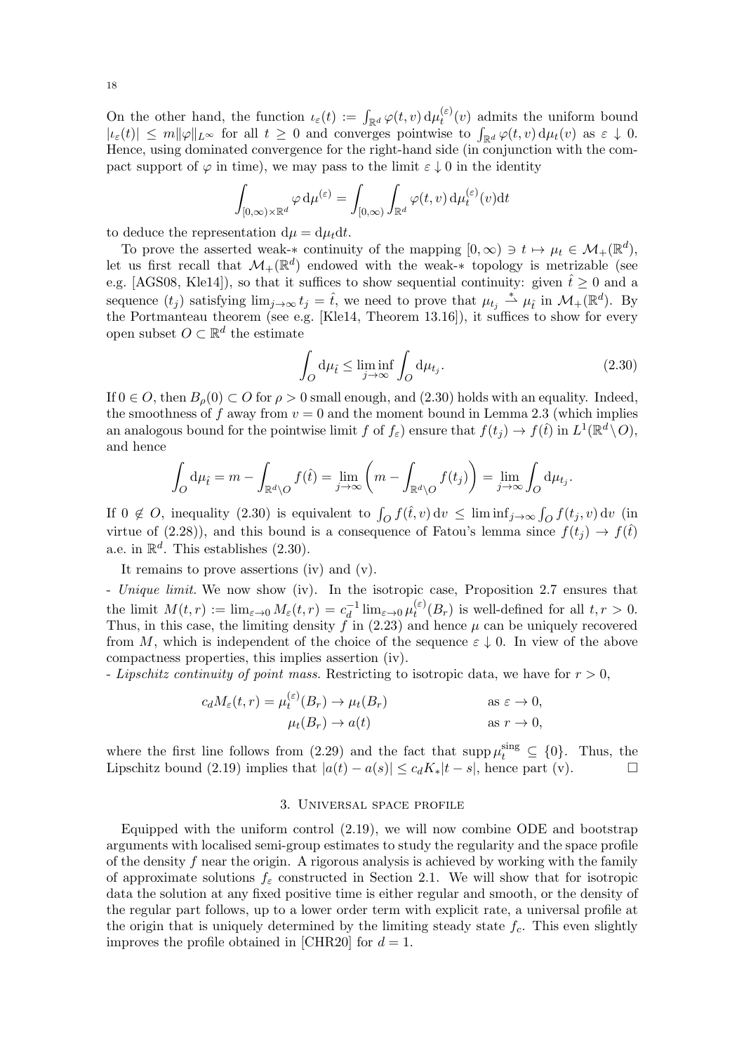On the other hand, the function $\iota_\varepsilon(t) := \int_{\mathbb{R}^d} \varphi(t,v)\,\mathrm{d}\mu_t^{(\varepsilon)}(v)$ admits the uniform bound $|\iota_\varepsilon(t)| \le m\|\varphi\|_{L^\infty}$ for all $t \ge 0$ and converges pointwise to $\int_{\mathbb{R}^d} \varphi(t,v)\,\mathrm{d}\mu_t(v)$ as $\varepsilon \downarrow 0$. Hence, using dominated convergence for the right-hand side (in conjunction with the compact support of $\varphi$ in time), we may pass to the limit $\varepsilon \downarrow 0$ in the identity

$$\int_{[0,\infty)\times\mathbb{R}^d} \varphi\,\mathrm{d}\mu^{(\varepsilon)} = \int_{[0,\infty)} \int_{\mathbb{R}^d} \varphi(t,v)\,\mathrm{d}\mu_t^{(\varepsilon)}(v)\mathrm{d}t$$

to deduce the representation $\mathrm{d}\mu = \mathrm{d}\mu_t \mathrm{d}t$.

To prove the asserted weak-$*$ continuity of the mapping $[0,\infty) \ni t \mapsto \mu_t \in \mathcal{M}_+(\mathbb{R}^d)$, let us first recall that $\mathcal{M}_+(\mathbb{R}^d)$ endowed with the weak-$*$ topology is metrizable (see e.g. [AGS08, Kle14]), so that it suffices to show sequential continuity: given $\hat{t} \ge 0$ and a sequence $(t_j)$ satisfying $\lim_{j\to\infty} t_j = \hat{t}$, we need to prove that $\mu_{t_j} \overset{*}{\rightharpoonup} \mu_{\hat{t}}$ in $\mathcal{M}_+(\mathbb{R}^d)$. By the Portmanteau theorem (see e.g. [Kle14, Theorem 13.16]), it suffices to show for every open subset $O \subset \mathbb{R}^d$ the estimate

$$\int_O \mathrm{d}\mu_{\hat{t}} \le \liminf_{j\to\infty} \int_O \mathrm{d}\mu_{t_j}. \tag{2.30}$$

If $0 \in O$, then $B_\rho(0) \subset O$ for $\rho > 0$ small enough, and (2.30) holds with an equality. Indeed, the smoothness of $f$ away from $v = 0$ and the moment bound in Lemma 2.3 (which implies an analogous bound for the pointwise limit $f$ of $f_\varepsilon$) ensure that $f(t_j) \to f(\hat{t})$ in $L^1(\mathbb{R}^d \setminus O)$, and hence

$$\int_O \mathrm{d}\mu_{\hat{t}} = m - \int_{\mathbb{R}^d\setminus O} f(\hat{t}) = \lim_{j\to\infty}\left(m - \int_{\mathbb{R}^d\setminus O} f(t_j)\right) = \lim_{j\to\infty} \int_O \mathrm{d}\mu_{t_j}.$$

If $0 \notin O$, inequality (2.30) is equivalent to $\int_O f(\hat{t},v)\,\mathrm{d}v \le \liminf_{j\to\infty} \int_O f(t_j,v)\,\mathrm{d}v$ (in virtue of (2.28)), and this bound is a consequence of Fatou's lemma since $f(t_j) \to f(\hat{t})$ a.e. in $\mathbb{R}^d$. This establishes (2.30).

It remains to prove assertions (iv) and (v).

- *Unique limit.* We now show (iv). In the isotropic case, Proposition 2.7 ensures that the limit $M(t,r) := \lim_{\varepsilon\to 0} M_\varepsilon(t,r) = c_d^{-1} \lim_{\varepsilon\to 0} \mu_t^{(\varepsilon)}(B_r)$ is well-defined for all $t, r > 0$. Thus, in this case, the limiting density $f$ in (2.23) and hence $\mu$ can be uniquely recovered from $M$, which is independent of the choice of the sequence $\varepsilon \downarrow 0$. In view of the above compactness properties, this implies assertion (iv).

- *Lipschitz continuity of point mass.* Restricting to isotropic data, we have for $r > 0$,

$$\begin{aligned} c_d M_\varepsilon(t,r) = \mu_t^{(\varepsilon)}(B_r) &\to \mu_t(B_r) && \text{as } \varepsilon \to 0,\\ \mu_t(B_r) &\to a(t) && \text{as } r \to 0, \end{aligned}$$

where the first line follows from (2.29) and the fact that $\operatorname{supp}\mu_t^{\text{sing}} \subseteq \{0\}$. Thus, the Lipschitz bound (2.19) implies that $|a(t) - a(s)| \le c_d K_* |t - s|$, hence part (v). $\square$

## 3. Universal space profile

Equipped with the uniform control (2.19), we will now combine ODE and bootstrap arguments with localised semi-group estimates to study the regularity and the space profile of the density $f$ near the origin. A rigorous analysis is achieved by working with the family of approximate solutions $f_\varepsilon$ constructed in Section 2.1. We will show that for isotropic data the solution at any fixed positive time is either regular and smooth, or the density of the regular part follows, up to a lower order term with explicit rate, a universal profile at the origin that is uniquely determined by the limiting steady state $f_c$. This even slightly improves the profile obtained in [CHR20] for $d = 1$.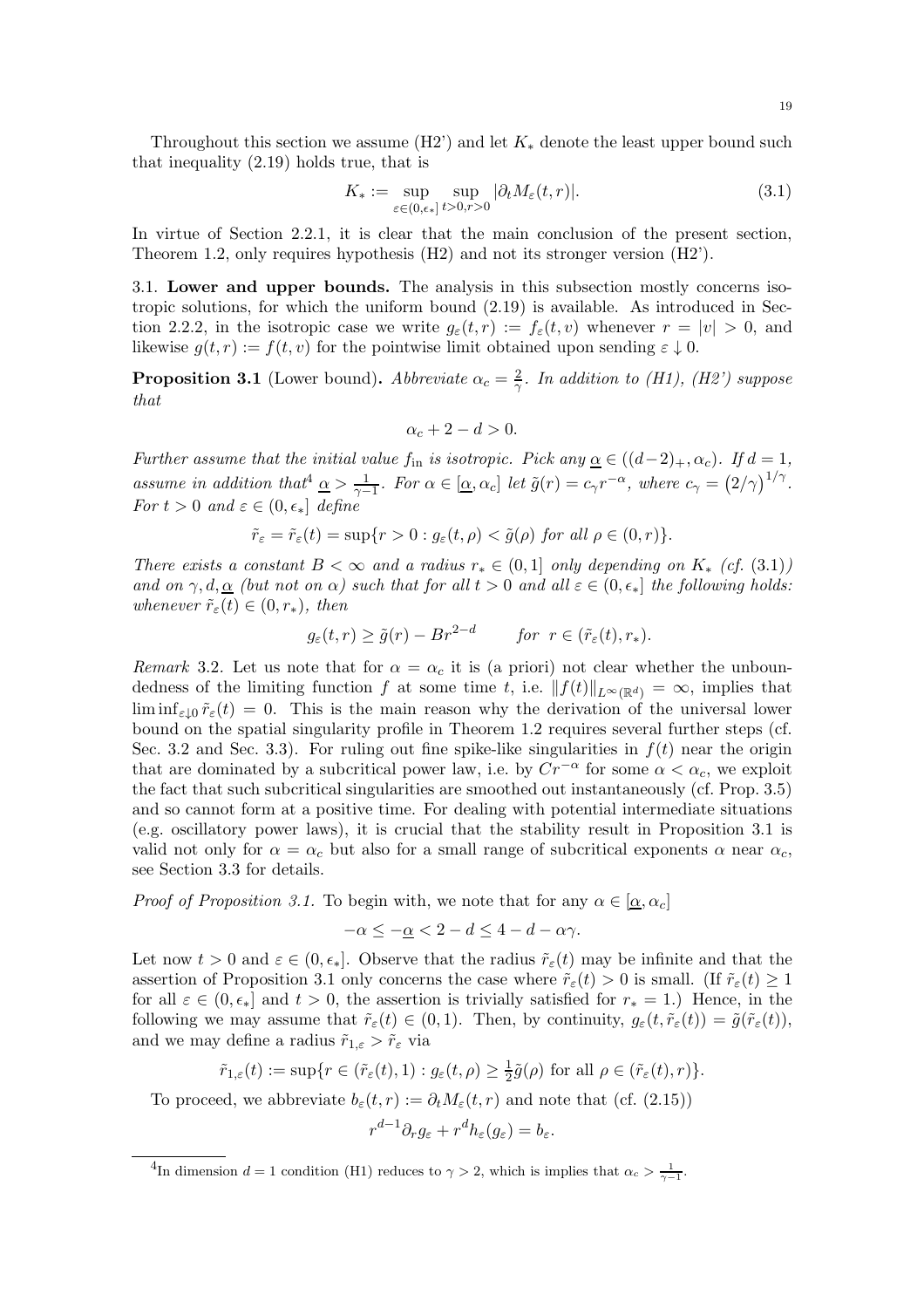Throughout this section we assume (H2') and let $K_*$ denote the least upper bound such that inequality (2.19) holds true, that is

$$K_* := \sup_{\varepsilon\in(0,\epsilon_*]} \sup_{t>0,r>0} |\partial_t M_\varepsilon(t,r)|. \tag{3.1}$$

In virtue of Section 2.2.1, it is clear that the main conclusion of the present section, Theorem 1.2, only requires hypothesis (H2) and not its stronger version (H2').

**3.1. Lower and upper bounds.** The analysis in this subsection mostly concerns isotropic solutions, for which the uniform bound (2.19) is available. As introduced in Section 2.2.2, in the isotropic case we write $g_\varepsilon(t,r) := f_\varepsilon(t,v)$ whenever $r = |v| > 0$, and likewise $g(t,r) := f(t,v)$ for the pointwise limit obtained upon sending $\varepsilon \downarrow 0$.

**Proposition 3.1** (Lower bound). *Abbreviate $\alpha_c = \frac{2}{\gamma}$. In addition to (H1), (H2') suppose that*

$$\alpha_c + 2 - d > 0.$$

*Further assume that the initial value $f_{\rm in}$ is isotropic. Pick any $\underline{\alpha} \in ((d-2)_+, \alpha_c)$. If $d = 1$, assume in addition that[4] $\underline{\alpha} > \frac{1}{\gamma-1}$. For $\alpha \in [\underline{\alpha}, \alpha_c]$ let $\tilde g(r) = c_\gamma r^{-\alpha}$, where $c_\gamma = \left(2/\gamma\right)^{1/\gamma}$. For $t > 0$ and $\varepsilon \in (0, \epsilon_*]$ define*

$$\tilde r_\varepsilon = \tilde r_\varepsilon(t) = \sup\{r > 0 : g_\varepsilon(t,\rho) < \tilde g(\rho) \text{ for all } \rho \in (0,r)\}.$$

*There exists a constant $B < \infty$ and a radius $r_* \in (0,1]$ only depending on $K_*$ (cf. (3.1)) and on $\gamma, d, \underline{\alpha}$ (but not on $\alpha$) such that for all $t > 0$ and all $\varepsilon \in (0,\epsilon_*]$ the following holds: whenever $\tilde r_\varepsilon(t) \in (0, r_*)$, then*

$$g_\varepsilon(t,r) \geq \tilde g(r) - Br^{2-d} \qquad \text{for } r \in (\tilde r_\varepsilon(t), r_*).$$

*Remark* 3.2. Let us note that for $\alpha = \alpha_c$ it is (a priori) not clear whether the unboundedness of the limiting function $f$ at some time $t$, i.e. $\|f(t)\|_{L^\infty(\mathbb{R}^d)} = \infty$, implies that $\liminf_{\varepsilon\downarrow 0} \tilde r_\varepsilon(t) = 0$. This is the main reason why the derivation of the universal lower bound on the spatial singularity profile in Theorem 1.2 requires several further steps (cf. Sec. 3.2 and Sec. 3.3). For ruling out fine spike-like singularities in $f(t)$ near the origin that are dominated by a subcritical power law, i.e. by $Cr^{-\alpha}$ for some $\alpha < \alpha_c$, we exploit the fact that such subcritical singularities are smoothed out instantaneously (cf. Prop. 3.5) and so cannot form at a positive time. For dealing with potential intermediate situations (e.g. oscillatory power laws), it is crucial that the stability result in Proposition 3.1 is valid not only for $\alpha = \alpha_c$ but also for a small range of subcritical exponents $\alpha$ near $\alpha_c$, see Section 3.3 for details.

*Proof of Proposition 3.1.* To begin with, we note that for any $\alpha \in [\underline{\alpha}, \alpha_c]$

$$-\alpha \leq -\underline{\alpha} < 2 - d \leq 4 - d - \alpha\gamma.$$

Let now $t > 0$ and $\varepsilon \in (0,\epsilon_*]$. Observe that the radius $\tilde r_\varepsilon(t)$ may be infinite and that the assertion of Proposition 3.1 only concerns the case where $\tilde r_\varepsilon(t) > 0$ is small. (If $\tilde r_\varepsilon(t) \geq 1$ for all $\varepsilon \in (0,\epsilon_*]$ and $t > 0$, the assertion is trivially satisfied for $r_* = 1$.) Hence, in the following we may assume that $\tilde r_\varepsilon(t) \in (0,1)$. Then, by continuity, $g_\varepsilon(t, \tilde r_\varepsilon(t)) = \tilde g(\tilde r_\varepsilon(t))$, and we may define a radius $\tilde r_{1,\varepsilon} > \tilde r_\varepsilon$ via

$$\tilde r_{1,\varepsilon}(t) := \sup\{r \in (\tilde r_\varepsilon(t), 1) : g_\varepsilon(t,\rho) \geq \tfrac{1}{2}\tilde g(\rho) \text{ for all } \rho \in (\tilde r_\varepsilon(t), r)\}.$$

To proceed, we abbreviate $b_\varepsilon(t,r) := \partial_t M_\varepsilon(t,r)$ and note that (cf. (2.15))

$$r^{d-1}\partial_r g_\varepsilon + r^d h_\varepsilon(g_\varepsilon) = b_\varepsilon.$$

[4]In dimension $d = 1$ condition (H1) reduces to $\gamma > 2$, which is implies that $\alpha_c > \frac{1}{\gamma-1}$.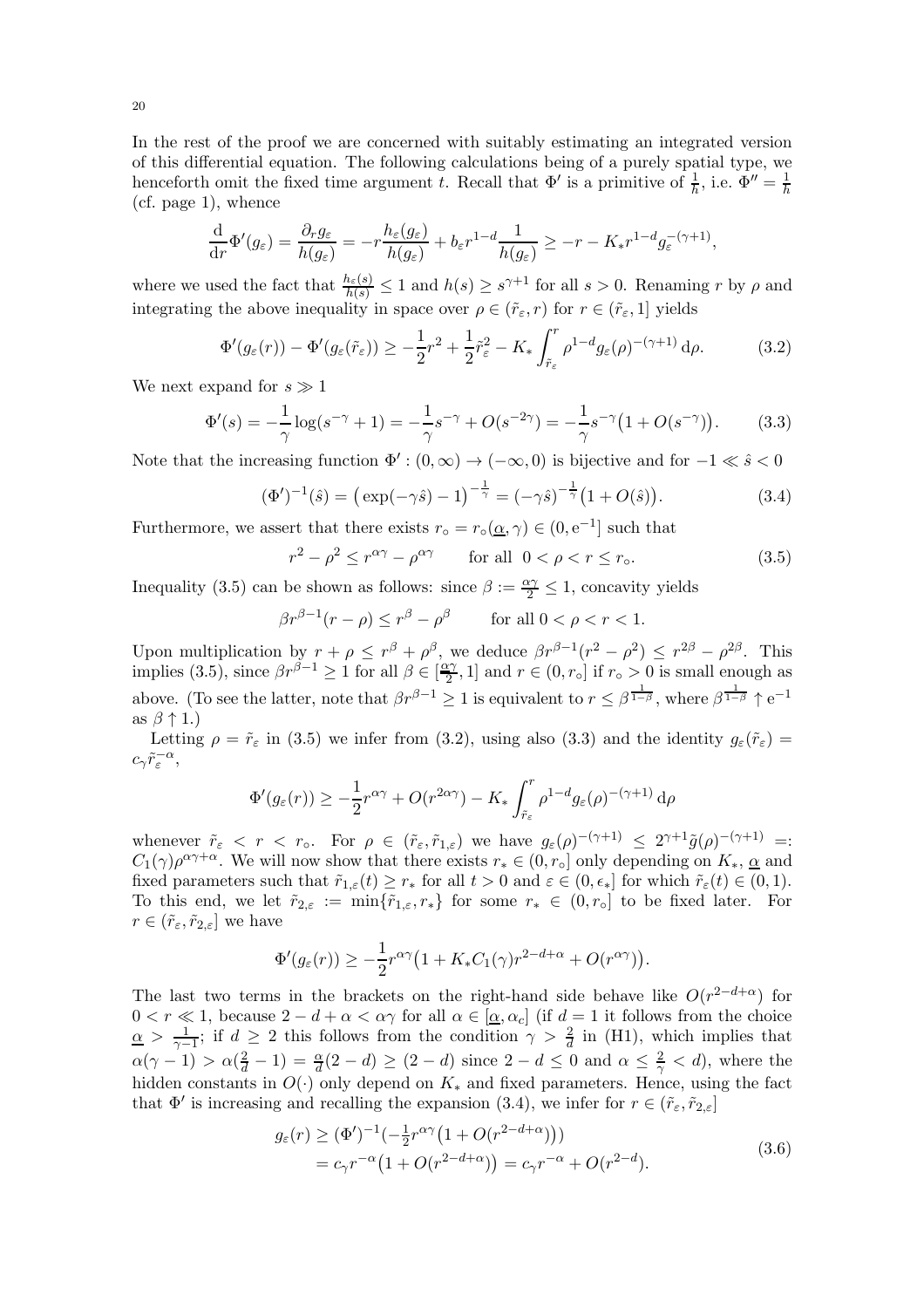In the rest of the proof we are concerned with suitably estimating an integrated version of this differential equation. The following calculations being of a purely spatial type, we henceforth omit the fixed time argument $t$. Recall that $\Phi'$ is a primitive of $\frac{1}{h}$, i.e. $\Phi'' = \frac{1}{h}$ (cf. page 1), whence

$$\frac{\mathrm{d}}{\mathrm{d}r}\Phi'(g_\varepsilon) = \frac{\partial_r g_\varepsilon}{h(g_\varepsilon)} = -r\frac{h_\varepsilon(g_\varepsilon)}{h(g_\varepsilon)} + b_\varepsilon r^{1-d}\frac{1}{h(g_\varepsilon)} \geq -r - K_* r^{1-d} g_\varepsilon^{-(\gamma+1)},$$

where we used the fact that $\frac{h_\varepsilon(s)}{h(s)} \leq 1$ and $h(s) \geq s^{\gamma+1}$ for all $s > 0$. Renaming $r$ by $\rho$ and integrating the above inequality in space over $\rho \in (\tilde{r}_\varepsilon, r)$ for $r \in (\tilde{r}_\varepsilon, 1]$ yields

$$\Phi'(g_\varepsilon(r)) - \Phi'(g_\varepsilon(\tilde{r}_\varepsilon)) \geq -\frac{1}{2}r^2 + \frac{1}{2}\tilde{r}_\varepsilon^2 - K_*\int_{\tilde{r}_\varepsilon}^r \rho^{1-d} g_\varepsilon(\rho)^{-(\gamma+1)}\,\mathrm{d}\rho. \tag{3.2}$$

We next expand for $s \gg 1$

$$\Phi'(s) = -\frac{1}{\gamma}\log(s^{-\gamma}+1) = -\frac{1}{\gamma}s^{-\gamma} + O(s^{-2\gamma}) = -\frac{1}{\gamma}s^{-\gamma}\big(1 + O(s^{-\gamma})\big). \tag{3.3}$$

Note that the increasing function $\Phi' : (0,\infty) \to (-\infty, 0)$ is bijective and for $-1 \ll \hat{s} < 0$

$$(\Phi')^{-1}(\hat{s}) = \big(\exp(-\gamma\hat{s}) - 1\big)^{-\frac{1}{\gamma}} = (-\gamma\hat{s})^{-\frac{1}{\gamma}}\big(1 + O(\hat{s})\big). \tag{3.4}$$

Furthermore, we assert that there exists $r_\circ = r_\circ(\underline{\alpha}, \gamma) \in (0, \mathrm{e}^{-1}]$ such that

$$r^2 - \rho^2 \leq r^{\alpha\gamma} - \rho^{\alpha\gamma} \qquad \text{for all } \ 0 < \rho < r \leq r_\circ. \tag{3.5}$$

Inequality (3.5) can be shown as follows: since $\beta := \frac{\alpha\gamma}{2} \leq 1$, concavity yields

$$\beta r^{\beta-1}(r-\rho) \leq r^\beta - \rho^\beta \qquad \text{for all } 0 < \rho < r < 1.$$

Upon multiplication by $r + \rho \leq r^\beta + \rho^\beta$, we deduce $\beta r^{\beta-1}(r^2 - \rho^2) \leq r^{2\beta} - \rho^{2\beta}$. This implies (3.5), since $\beta r^{\beta-1} \geq 1$ for all $\beta \in [\frac{\underline{\alpha}\gamma}{2}, 1]$ and $r \in (0, r_\circ]$ if $r_\circ > 0$ is small enough as above. (To see the latter, note that $\beta r^{\beta-1} \geq 1$ is equivalent to $r \leq \beta^{\frac{1}{1-\beta}}$, where $\beta^{\frac{1}{1-\beta}} \uparrow \mathrm{e}^{-1}$ as $\beta \uparrow 1$.)

Letting $\rho = \tilde{r}_\varepsilon$ in (3.5) we infer from (3.2), using also (3.3) and the identity $g_\varepsilon(\tilde{r}_\varepsilon) = c_\gamma \tilde{r}_\varepsilon^{-\alpha}$,

$$\Phi'(g_\varepsilon(r)) \geq -\frac{1}{2}r^{\alpha\gamma} + O(r^{2\alpha\gamma}) - K_*\int_{\tilde{r}_\varepsilon}^r \rho^{1-d} g_\varepsilon(\rho)^{-(\gamma+1)}\,\mathrm{d}\rho$$

whenever $\tilde{r}_\varepsilon < r < r_\circ$. For $\rho \in (\tilde{r}_\varepsilon, \tilde{r}_{1,\varepsilon})$ we have $g_\varepsilon(\rho)^{-(\gamma+1)} \leq 2^{\gamma+1}\tilde{g}(\rho)^{-(\gamma+1)} =: C_1(\gamma)\rho^{\alpha\gamma+\alpha}$. We will now show that there exists $r_* \in (0, r_\circ]$ only depending on $K_*$, $\underline{\alpha}$ and fixed parameters such that $\tilde{r}_{1,\varepsilon}(t) \geq r_*$ for all $t > 0$ and $\varepsilon \in (0, \epsilon_*]$ for which $\tilde{r}_\varepsilon(t) \in (0,1)$. To this end, we let $\tilde{r}_{2,\varepsilon} := \min\{\tilde{r}_{1,\varepsilon}, r_*\}$ for some $r_* \in (0, r_\circ]$ to be fixed later. For $r \in (\tilde{r}_\varepsilon, \tilde{r}_{2,\varepsilon}]$ we have

$$\Phi'(g_\varepsilon(r)) \geq -\frac{1}{2}r^{\alpha\gamma}\big(1 + K_* C_1(\gamma) r^{2-d+\alpha} + O(r^{\alpha\gamma})\big).$$

The last two terms in the brackets on the right-hand side behave like $O(r^{2-d+\alpha})$ for $0 < r \ll 1$, because $2 - d + \alpha < \alpha\gamma$ for all $\alpha \in [\underline{\alpha}, \alpha_c]$ (if $d = 1$ it follows from the choice $\underline{\alpha} > \frac{1}{\gamma-1}$; if $d \geq 2$ this follows from the condition $\gamma > \frac{2}{d}$ in (H1), which implies that $\alpha(\gamma - 1) > \alpha(\frac{2}{d} - 1) = \frac{\alpha}{d}(2-d) \geq (2-d)$ since $2 - d \leq 0$ and $\alpha \leq \frac{2}{\gamma} < d$), where the hidden constants in $O(\cdot)$ only depend on $K_*$ and fixed parameters. Hence, using the fact that $\Phi'$ is increasing and recalling the expansion (3.4), we infer for $r \in (\tilde{r}_\varepsilon, \tilde{r}_{2,\varepsilon}]$

$$\begin{aligned} g_\varepsilon(r) &\geq (\Phi')^{-1}\big(-\tfrac{1}{2}r^{\alpha\gamma}\big(1 + O(r^{2-d+\alpha})\big)\big) \\ &= c_\gamma r^{-\alpha}\big(1 + O(r^{2-d+\alpha})\big) = c_\gamma r^{-\alpha} + O(r^{2-d}). \end{aligned} \tag{3.6}$$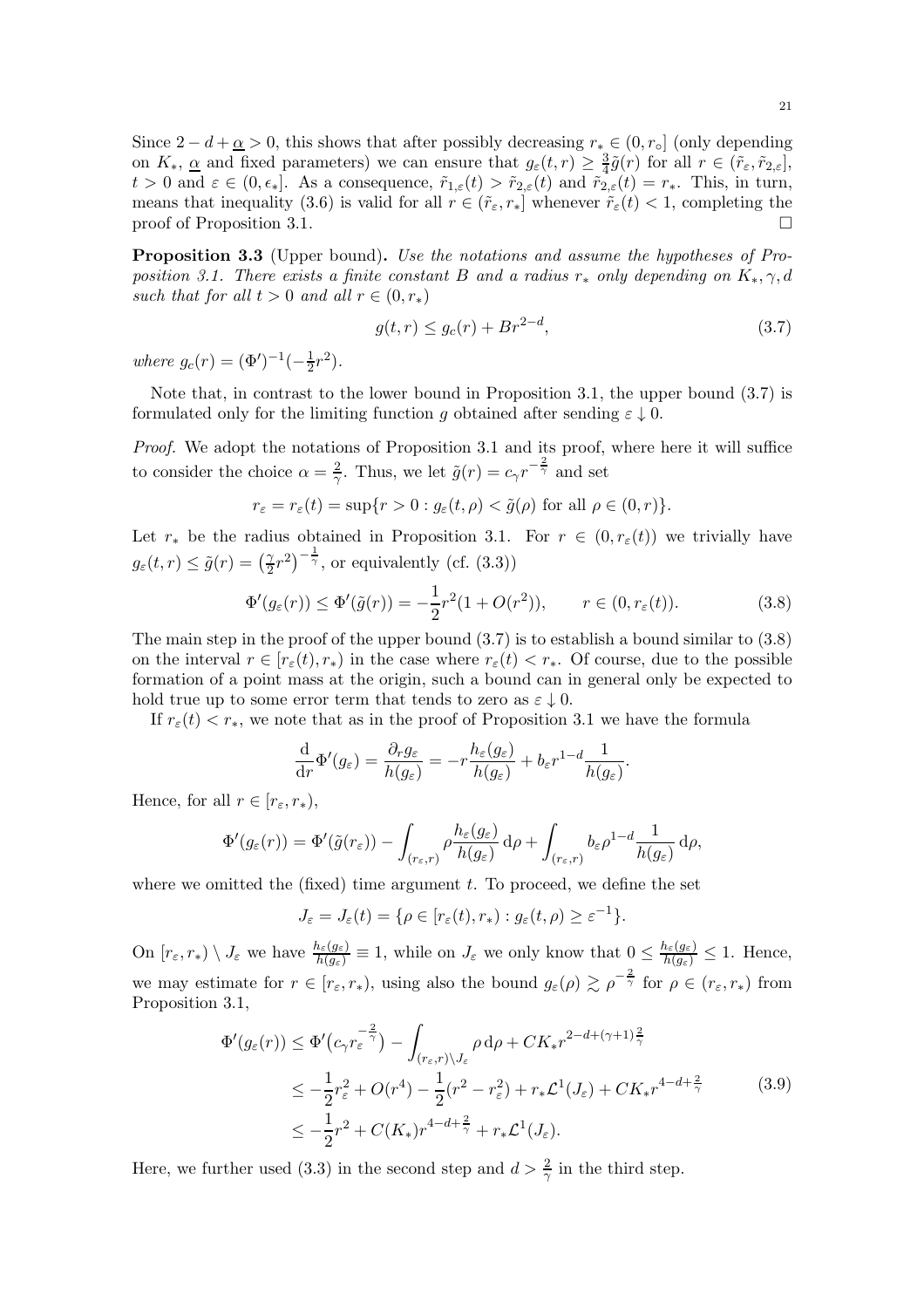Since $2 - d + \underline{\alpha} > 0$, this shows that after possibly decreasing $r_* \in (0, r_\circ]$ (only depending on $K_*$, $\underline{\alpha}$ and fixed parameters) we can ensure that $g_\varepsilon(t,r) \geq \frac{3}{4}\tilde{g}(r)$ for all $r \in (\tilde{r}_\varepsilon, \tilde{r}_{2,\varepsilon}]$, $t > 0$ and $\varepsilon \in (0, \epsilon_*]$. As a consequence, $\tilde{r}_{1,\varepsilon}(t) > \tilde{r}_{2,\varepsilon}(t)$ and $\tilde{r}_{2,\varepsilon}(t) = r_*$. This, in turn, means that inequality (3.6) is valid for all $r \in (\tilde{r}_\varepsilon, r_*]$ whenever $\tilde{r}_\varepsilon(t) < 1$, completing the proof of Proposition 3.1. □

**Proposition 3.3** (Upper bound)**.** *Use the notations and assume the hypotheses of Proposition 3.1. There exists a finite constant $B$ and a radius $r_*$ only depending on $K_*, \gamma, d$ such that for all $t > 0$ and all $r \in (0, r_*)$*

$$g(t,r) \leq g_c(r) + Br^{2-d}, \tag{3.7}$$

*where $g_c(r) = (\Phi')^{-1}(-\frac{1}{2}r^2)$.*

Note that, in contrast to the lower bound in Proposition 3.1, the upper bound (3.7) is formulated only for the limiting function $g$ obtained after sending $\varepsilon \downarrow 0$.

*Proof.* We adopt the notations of Proposition 3.1 and its proof, where here it will suffice to consider the choice $\alpha = \frac{2}{\gamma}$. Thus, we let $\tilde{g}(r) = c_\gamma r^{-\frac{2}{\gamma}}$ and set

$$r_\varepsilon = r_\varepsilon(t) = \sup\{r > 0 : g_\varepsilon(t,\rho) < \tilde{g}(\rho) \text{ for all } \rho \in (0,r)\}.$$

Let $r_*$ be the radius obtained in Proposition 3.1. For $r \in (0, r_\varepsilon(t))$ we trivially have $g_\varepsilon(t,r) \leq \tilde{g}(r) = \left(\frac{\gamma}{2}r^2\right)^{-\frac{1}{\gamma}}$, or equivalently (cf. (3.3))

$$\Phi'(g_\varepsilon(r)) \leq \Phi'(\tilde{g}(r)) = -\frac{1}{2}r^2(1 + O(r^2)), \qquad r \in (0, r_\varepsilon(t)). \tag{3.8}$$

The main step in the proof of the upper bound (3.7) is to establish a bound similar to (3.8) on the interval $r \in [r_\varepsilon(t), r_*)$ in the case where $r_\varepsilon(t) < r_*$. Of course, due to the possible formation of a point mass at the origin, such a bound can in general only be expected to hold true up to some error term that tends to zero as $\varepsilon \downarrow 0$.

If $r_\varepsilon(t) < r_*$, we note that as in the proof of Proposition 3.1 we have the formula

$$\frac{\mathrm{d}}{\mathrm{d}r}\Phi'(g_\varepsilon) = \frac{\partial_r g_\varepsilon}{h(g_\varepsilon)} = -r\frac{h_\varepsilon(g_\varepsilon)}{h(g_\varepsilon)} + b_\varepsilon r^{1-d}\frac{1}{h(g_\varepsilon)}.$$

Hence, for all $r \in [r_\varepsilon, r_*)$,

$$\Phi'(g_\varepsilon(r)) = \Phi'(\tilde{g}(r_\varepsilon)) - \int_{(r_\varepsilon,r)} \rho\frac{h_\varepsilon(g_\varepsilon)}{h(g_\varepsilon)}\,\mathrm{d}\rho + \int_{(r_\varepsilon,r)} b_\varepsilon\rho^{1-d}\frac{1}{h(g_\varepsilon)}\,\mathrm{d}\rho,$$

where we omitted the (fixed) time argument $t$. To proceed, we define the set

$$J_\varepsilon = J_\varepsilon(t) = \{\rho \in [r_\varepsilon(t), r_*) : g_\varepsilon(t,\rho) \geq \varepsilon^{-1}\}.$$

On $[r_\varepsilon, r_*) \setminus J_\varepsilon$ we have $\frac{h_\varepsilon(g_\varepsilon)}{h(g_\varepsilon)} \equiv 1$, while on $J_\varepsilon$ we only know that $0 \leq \frac{h_\varepsilon(g_\varepsilon)}{h(g_\varepsilon)} \leq 1$. Hence, we may estimate for $r \in [r_\varepsilon, r_*)$, using also the bound $g_\varepsilon(\rho) \gtrsim \rho^{-\frac{2}{\gamma}}$ for $\rho \in (r_\varepsilon, r_*)$ from Proposition 3.1,

$$\begin{aligned}
\Phi'(g_\varepsilon(r)) &\leq \Phi'\big(c_\gamma r_\varepsilon^{-\frac{2}{\gamma}}\big) - \int_{(r_\varepsilon,r)\setminus J_\varepsilon} \rho\,\mathrm{d}\rho + CK_* r^{2-d+(\gamma+1)\frac{2}{\gamma}} \\
&\leq -\frac{1}{2}r_\varepsilon^2 + O(r^4) - \frac{1}{2}(r^2 - r_\varepsilon^2) + r_*\mathcal{L}^1(J_\varepsilon) + CK_* r^{4-d+\frac{2}{\gamma}} \\
&\leq -\frac{1}{2}r^2 + C(K_*)r^{4-d+\frac{2}{\gamma}} + r_*\mathcal{L}^1(J_\varepsilon).
\end{aligned} \tag{3.9}$$

Here, we further used (3.3) in the second step and $d > \frac{2}{\gamma}$ in the third step.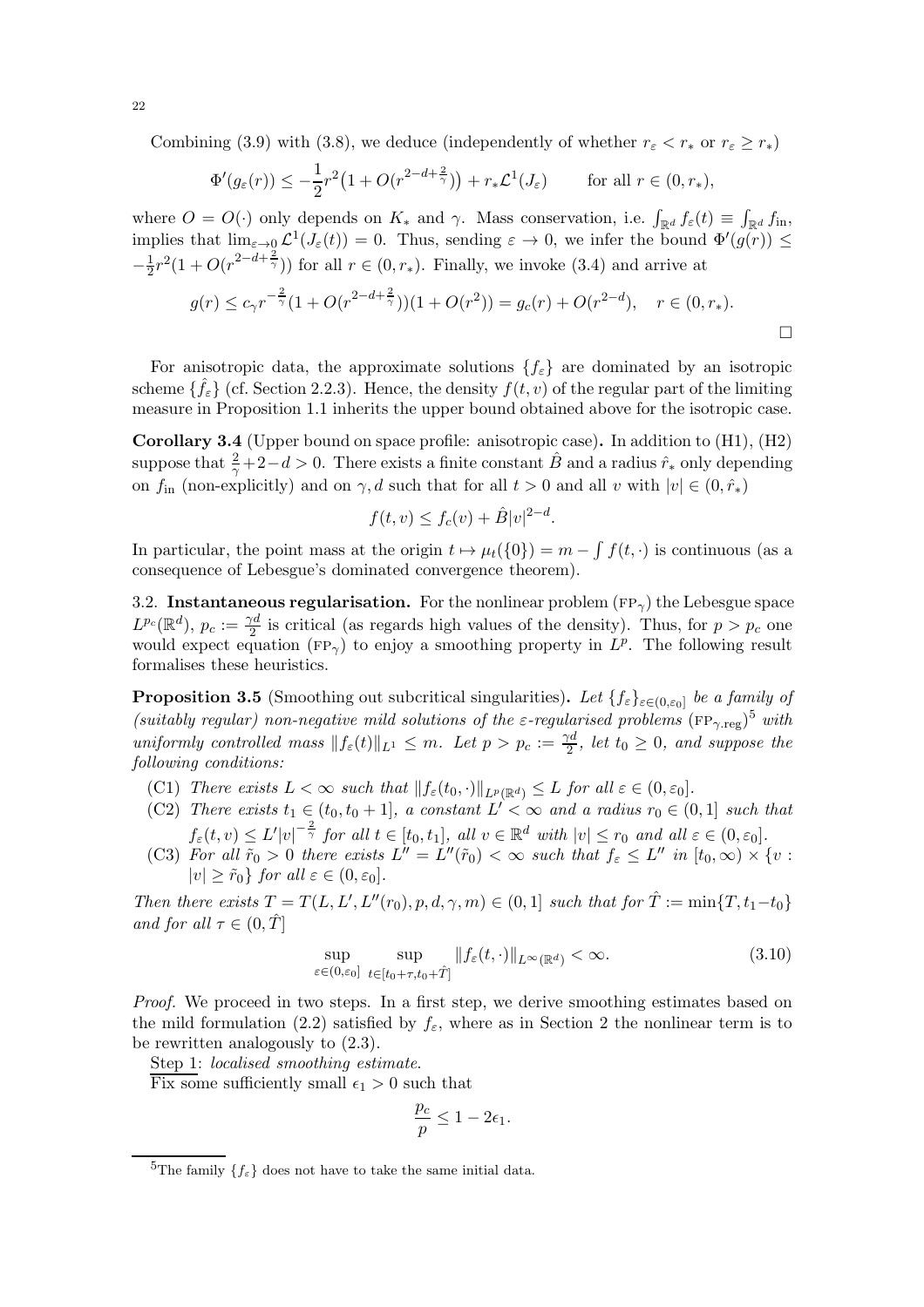Combining (3.9) with (3.8), we deduce (independently of whether $r_\varepsilon < r_*$ or $r_\varepsilon \geq r_*$)

$$\Phi'(g_\varepsilon(r)) \leq -\frac{1}{2}r^2\big(1 + O(r^{2-d+\frac{2}{\gamma}})\big) + r_*\mathcal{L}^1(J_\varepsilon) \qquad \text{for all } r \in (0, r_*),$$

where $O = O(\cdot)$ only depends on $K_*$ and $\gamma$. Mass conservation, i.e. $\int_{\mathbb{R}^d} f_\varepsilon(t) \equiv \int_{\mathbb{R}^d} f_{\text{in}}$, implies that $\lim_{\varepsilon\to 0} \mathcal{L}^1(J_\varepsilon(t)) = 0$. Thus, sending $\varepsilon \to 0$, we infer the bound $\Phi'(g(r)) \leq -\frac{1}{2}r^2(1 + O(r^{2-d+\frac{2}{\gamma}}))$ for all $r \in (0, r_*)$. Finally, we invoke (3.4) and arrive at

$$g(r) \leq c_\gamma r^{-\frac{2}{\gamma}}(1 + O(r^{2-d+\frac{2}{\gamma}}))(1 + O(r^2)) = g_c(r) + O(r^{2-d}), \quad r \in (0, r_*).$$

□

For anisotropic data, the approximate solutions $\{f_\varepsilon\}$ are dominated by an isotropic scheme $\{\hat{f}_\varepsilon\}$ (cf. Section 2.2.3). Hence, the density $f(t, v)$ of the regular part of the limiting measure in Proposition 1.1 inherits the upper bound obtained above for the isotropic case.

**Corollary 3.4** (Upper bound on space profile: anisotropic case)**.** In addition to (H1), (H2) suppose that $\frac{2}{\gamma} + 2 - d > 0$. There exists a finite constant $\hat{B}$ and a radius $\hat{r}_*$ only depending on $f_{\text{in}}$ (non-explicitly) and on $\gamma, d$ such that for all $t > 0$ and all $v$ with $|v| \in (0, \hat{r}_*)$

$$f(t, v) \leq f_c(v) + \hat{B}|v|^{2-d}.$$

In particular, the point mass at the origin $t \mapsto \mu_t(\{0\}) = m - \int f(t, \cdot)$ is continuous (as a consequence of Lebesgue's dominated convergence theorem).

3.2. **Instantaneous regularisation.** For the nonlinear problem $(\text{FP}_\gamma)$ the Lebesgue space $L^{p_c}(\mathbb{R}^d)$, $p_c := \frac{\gamma d}{2}$ is critical (as regards high values of the density). Thus, for $p > p_c$ one would expect equation $(\text{FP}_\gamma)$ to enjoy a smoothing property in $L^p$. The following result formalises these heuristics.

**Proposition 3.5** (Smoothing out subcritical singularities)**.** *Let $\{f_\varepsilon\}_{\varepsilon\in(0,\varepsilon_0]}$ be a family of (suitably regular) non-negative mild solutions of the $\varepsilon$-regularised problems $(\text{FP}_{\gamma,\text{reg}})$*[5] *with uniformly controlled mass $\|f_\varepsilon(t)\|_{L^1} \leq m$. Let $p > p_c := \frac{\gamma d}{2}$, let $t_0 \geq 0$, and suppose the following conditions:*

- (C1) *There exists $L < \infty$ such that $\|f_\varepsilon(t_0, \cdot)\|_{L^p(\mathbb{R}^d)} \leq L$ for all $\varepsilon \in (0, \varepsilon_0]$.*
- (C2) *There exists $t_1 \in (t_0, t_0 + 1]$, a constant $L' < \infty$ and a radius $r_0 \in (0, 1]$ such that $f_\varepsilon(t, v) \leq L'|v|^{-\frac{2}{\gamma}}$ for all $t \in [t_0, t_1]$, all $v \in \mathbb{R}^d$ with $|v| \leq r_0$ and all $\varepsilon \in (0, \varepsilon_0]$.*
- (C3) *For all $\tilde{r}_0 > 0$ there exists $L'' = L''(\tilde{r}_0) < \infty$ such that $f_\varepsilon \leq L''$ in $[t_0, \infty) \times \{v : |v| \geq \tilde{r}_0\}$ for all $\varepsilon \in (0, \varepsilon_0]$.*

*Then there exists $T = T(L, L', L''(r_0), p, d, \gamma, m) \in (0, 1]$ such that for $\hat{T} := \min\{T, t_1 - t_0\}$ and for all $\tau \in (0, \hat{T}]$*

$$\sup_{\varepsilon\in(0,\varepsilon_0]} \sup_{t\in[t_0+\tau, t_0+\hat{T}]} \|f_\varepsilon(t, \cdot)\|_{L^\infty(\mathbb{R}^d)} < \infty. \tag{3.10}$$

*Proof.* We proceed in two steps. In a first step, we derive smoothing estimates based on the mild formulation (2.2) satisfied by $f_\varepsilon$, where as in Section 2 the nonlinear term is to be rewritten analogously to (2.3).

Step 1: *localised smoothing estimate.*

Fix some sufficiently small $\epsilon_1 > 0$ such that

$$\frac{p_c}{p} \leq 1 - 2\epsilon_1.$$

[5] The family $\{f_\varepsilon\}$ does not have to take the same initial data.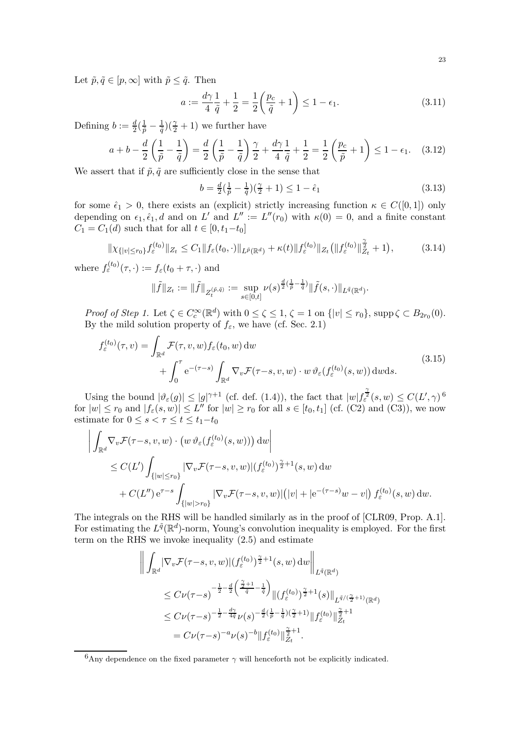Let $\tilde{p}, \tilde{q} \in [p, \infty]$ with $\tilde{p} \le \tilde{q}$. Then

$$a := \frac{d\gamma}{4}\frac{1}{\tilde{q}} + \frac{1}{2} = \frac{1}{2}\left(\frac{p_c}{\tilde{q}} + 1\right) \le 1 - \epsilon_1. \tag{3.11}$$

Defining $b := \frac{d}{2}(\frac{1}{\tilde{p}} - \frac{1}{\tilde{q}})(\frac{\gamma}{2}+1)$ we further have

$$a + b - \frac{d}{2}\left(\frac{1}{\tilde{p}} - \frac{1}{\tilde{q}}\right) = \frac{d}{2}\left(\frac{1}{\tilde{p}} - \frac{1}{\tilde{q}}\right)\frac{\gamma}{2} + \frac{d\gamma}{4}\frac{1}{\tilde{q}} + \frac{1}{2} = \frac{1}{2}\left(\frac{p_c}{\tilde{p}} + 1\right) \le 1 - \epsilon_1. \tag{3.12}$$

We assert that if $\tilde{p}, \tilde{q}$ are sufficiently close in the sense that

$$b = \tfrac{d}{2}(\tfrac{1}{\tilde{p}} - \tfrac{1}{\tilde{q}})(\tfrac{\gamma}{2}+1) \le 1 - \hat{\epsilon}_1 \tag{3.13}$$

for some $\hat{\epsilon}_1 > 0$, there exists an (explicit) strictly increasing function $\kappa \in C([0,1])$ only depending on $\epsilon_1, \hat{\epsilon}_1, d$ and on $L'$ and $L'' := L''(r_0)$ with $\kappa(0) = 0$, and a finite constant $C_1 = C_1(d)$ such that for all $t \in [0, t_1 - t_0]$

$$\|\chi_{\{|v|\le r_0\}} f_\varepsilon^{(t_0)}\|_{Z_t} \le C_1 \|f_\varepsilon(t_0,\cdot)\|_{L^{\tilde{p}}(\mathbb{R}^d)} + \kappa(t)\|f_\varepsilon^{(t_0)}\|_{Z_t}\big(\|f_\varepsilon^{(t_0)}\|_{Z_t}^{\frac{\gamma}{2}} + 1\big), \tag{3.14}$$

where $f_\varepsilon^{(t_0)}(\tau,\cdot) := f_\varepsilon(t_0+\tau,\cdot)$ and

$$\|\tilde{f}\|_{Z_t} := \|\tilde{f}\|_{Z_t^{(\tilde{p},\tilde{q})}} := \sup_{s\in[0,t]} \nu(s)^{\frac{d}{2}(\frac{1}{\tilde{p}} - \frac{1}{\tilde{q}})}\|\tilde{f}(s,\cdot)\|_{L^{\tilde{q}}(\mathbb{R}^d)}.$$

*Proof of Step 1.* Let $\zeta \in C_c^\infty(\mathbb{R}^d)$ with $0 \le \zeta \le 1$, $\zeta = 1$ on $\{|v| \le r_0\}$, $\operatorname{supp}\zeta \subset B_{2r_0}(0)$. By the mild solution property of $f_\varepsilon$, we have (cf. Sec. 2.1)

$$\begin{aligned} f_\varepsilon^{(t_0)}(\tau, v) &= \int_{\mathbb{R}^d} \mathcal{F}(\tau, v, w) f_\varepsilon(t_0, w)\,\mathrm{d}w \\ &\quad + \int_0^\tau \mathrm{e}^{-(\tau-s)} \int_{\mathbb{R}^d} \nabla_v \mathcal{F}(\tau - s, v, w)\cdot w\,\vartheta_\varepsilon(f_\varepsilon^{(t_0)}(s,w))\,\mathrm{d}w\mathrm{d}s. \end{aligned} \tag{3.15}$$

Using the bound $|\vartheta_\varepsilon(g)| \le |g|^{\gamma+1}$ (cf. def. (1.4)), the fact that $|w| f_\varepsilon^{\frac{\gamma}{2}}(s,w) \le C(L',\gamma)$ [6] for $|w| \le r_0$ and $|f_\varepsilon(s,w)| \le L''$ for $|w| \ge r_0$ for all $s \in [t_0, t_1]$ (cf. (C2) and (C3)), we now estimate for $0 \le s < \tau \le t \le t_1 - t_0$

$$\begin{aligned} &\left| \int_{\mathbb{R}^d} \nabla_v \mathcal{F}(\tau - s, v, w)\cdot \big(w\,\vartheta_\varepsilon(f_\varepsilon^{(t_0)}(s,w))\big)\,\mathrm{d}w \right| \\ &\quad \le C(L') \int_{\{|w|\le r_0\}} |\nabla_v \mathcal{F}(\tau - s, v, w)| (f_\varepsilon^{(t_0)})^{\frac{\gamma}{2}+1}(s,w)\,\mathrm{d}w \\ &\qquad + C(L'')\,\mathrm{e}^{\tau - s}\int_{\{|w|>r_0\}} |\nabla_v \mathcal{F}(\tau-s,v,w)|\big(|v| + |\mathrm{e}^{-(\tau-s)}w - v|\big)\, f_\varepsilon^{(t_0)}(s,w)\,\mathrm{d}w. \end{aligned}$$

The integrals on the RHS will be handled similarly as in the proof of [CLR09, Prop. A.1]. For estimating the $L^{\tilde{q}}(\mathbb{R}^d)$-norm, Young's convolution inequality is employed. For the first term on the RHS we invoke inequality (2.5) and estimate

$$\begin{aligned} &\left\| \int_{\mathbb{R}^d} |\nabla_v \mathcal{F}(\tau-s,v,w)| (f_\varepsilon^{(t_0)})^{\frac{\gamma}{2}+1}(s,w)\,\mathrm{d}w \right\|_{L^{\tilde{q}}(\mathbb{R}^d)} \\ &\quad \le C\nu(\tau-s)^{-\frac{1}{2} - \frac{d}{2}\left(\frac{\frac{\gamma}{2}+1}{\tilde{q}} - \frac{1}{\tilde{q}}\right)} \|(f_\varepsilon^{(t_0)})^{\frac{\gamma}{2}+1}(s)\|_{L^{\tilde{q}/(\frac{\gamma}{2}+1)}(\mathbb{R}^d)} \\ &\quad \le C\nu(\tau-s)^{-\frac{1}{2} - \frac{d\gamma}{4\tilde{q}}} \nu(s)^{-\frac{d}{2}(\frac{1}{\tilde{p}} - \frac{1}{\tilde{q}})(\frac{\gamma}{2}+1)} \|f_\varepsilon^{(t_0)}\|_{Z_t}^{\frac{\gamma}{2}+1} \\ &\quad = C\nu(\tau-s)^{-a}\nu(s)^{-b}\|f_\varepsilon^{(t_0)}\|_{Z_t}^{\frac{\gamma}{2}+1}. \end{aligned}$$

[6] Any dependence on the fixed parameter $\gamma$ will henceforth not be explicitly indicated.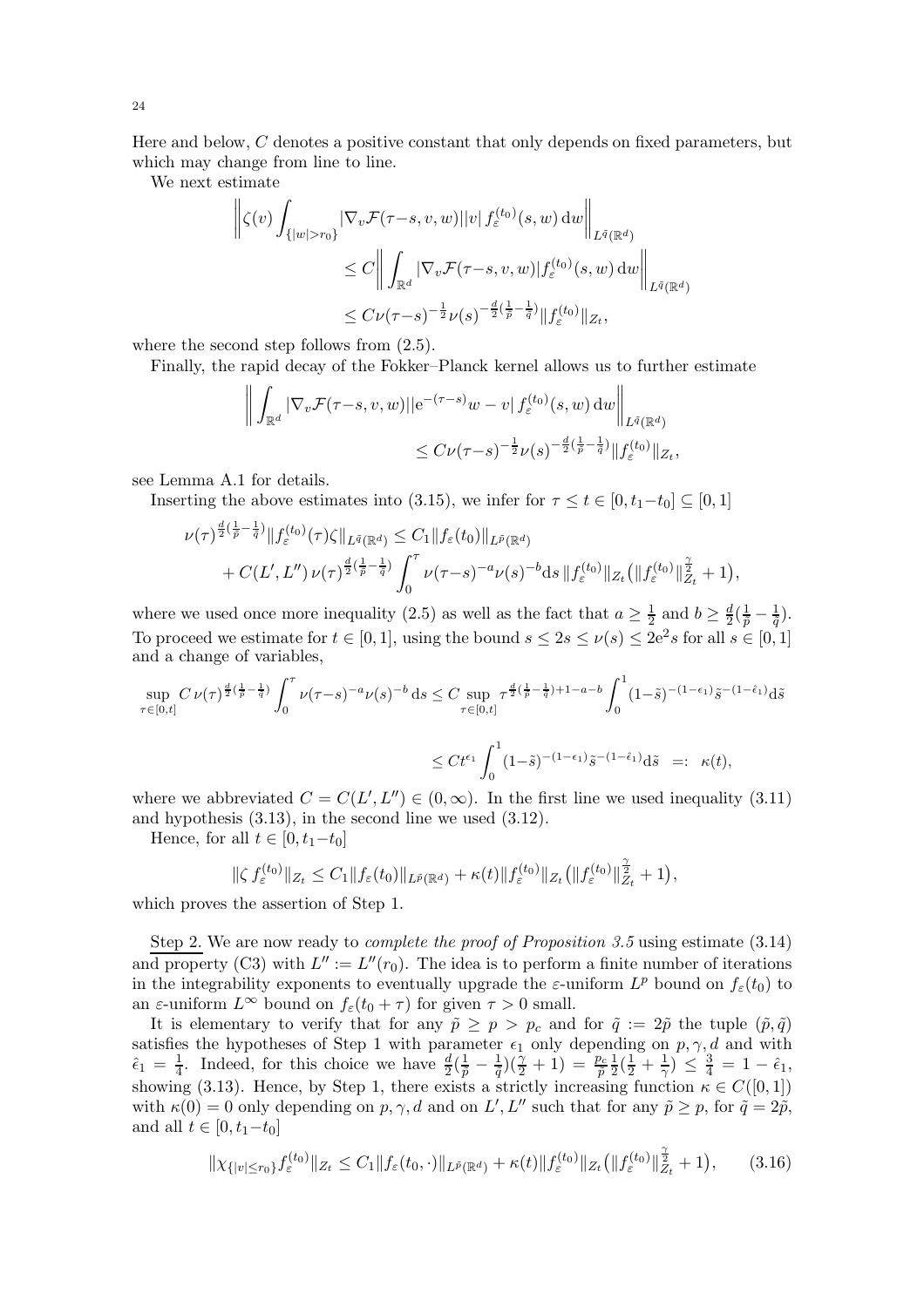Here and below, $C$ denotes a positive constant that only depends on fixed parameters, but which may change from line to line.

We next estimate

$$
\begin{aligned}
\left\| \zeta(v) \int_{\{|w|>r_0\}} |\nabla_v \mathcal{F}(\tau{-}s,v,w)||v|\, f_\varepsilon^{(t_0)}(s,w)\,\mathrm{d}w \right\|_{L^{\tilde q}(\mathbb{R}^d)} \\
\leq C \left\| \int_{\mathbb{R}^d} |\nabla_v \mathcal{F}(\tau{-}s,v,w)| f_\varepsilon^{(t_0)}(s,w)\,\mathrm{d}w \right\|_{L^{\tilde q}(\mathbb{R}^d)} \\
\leq C \nu(\tau{-}s)^{-\frac12} \nu(s)^{-\frac{d}{2}(\frac1{\tilde p}-\frac1{\tilde q})} \|f_\varepsilon^{(t_0)}\|_{Z_t},
\end{aligned}
$$

where the second step follows from (2.5).

Finally, the rapid decay of the Fokker–Planck kernel allows us to further estimate

$$
\begin{aligned}
\left\| \int_{\mathbb{R}^d} |\nabla_v \mathcal{F}(\tau{-}s,v,w)||\mathrm{e}^{-(\tau-s)}w - v|\, f_\varepsilon^{(t_0)}(s,w)\,\mathrm{d}w \right\|_{L^{\tilde q}(\mathbb{R}^d)} \\
\leq C \nu(\tau{-}s)^{-\frac12} \nu(s)^{-\frac{d}{2}(\frac1{\tilde p}-\frac1{\tilde q})} \|f_\varepsilon^{(t_0)}\|_{Z_t},
\end{aligned}
$$

see Lemma A.1 for details.

Inserting the above estimates into (3.15), we infer for $\tau \leq t \in [0, t_1{-}t_0] \subseteq [0,1]$

$$
\begin{aligned}
\nu(\tau)^{\frac{d}{2}(\frac1{\tilde p}-\frac1{\tilde q})} \|f_\varepsilon^{(t_0)}(\tau)\zeta\|_{L^{\tilde q}(\mathbb{R}^d)} &\leq C_1 \|f_\varepsilon(t_0)\|_{L^{\tilde p}(\mathbb{R}^d)} \\
&+ C(L',L'')\, \nu(\tau)^{\frac{d}{2}(\frac1{\tilde p}-\frac1{\tilde q})} \int_0^\tau \nu(\tau{-}s)^{-a} \nu(s)^{-b} \mathrm{d}s\, \|f_\varepsilon^{(t_0)}\|_{Z_t} \big( \|f_\varepsilon^{(t_0)}\|_{Z_t}^{\frac{\gamma}{2}} + 1 \big),
\end{aligned}
$$

where we used once more inequality (2.5) as well as the fact that $a \geq \frac12$ and $b \geq \frac{d}{2}(\frac1{\tilde p}-\frac1{\tilde q})$. To proceed we estimate for $t \in [0,1]$, using the bound $s \leq 2s \leq \nu(s) \leq 2\mathrm{e}^2 s$ for all $s \in [0,1]$ and a change of variables,

$$
\begin{aligned}
\sup_{\tau\in[0,t]} C\, \nu(\tau)^{\frac{d}{2}(\frac1{\tilde p}-\frac1{\tilde q})} \int_0^\tau \nu(\tau{-}s)^{-a} \nu(s)^{-b}\, \mathrm{d}s &\leq C \sup_{\tau\in[0,t]} \tau^{\frac{d}{2}(\frac1{\tilde p}-\frac1{\tilde q})+1-a-b} \int_0^1 (1{-}\tilde s)^{-(1-\epsilon_1)} \tilde s^{-(1-\hat\epsilon_1)} \mathrm{d}\tilde s \\
&\leq C t^{\epsilon_1} \int_0^1 (1{-}\tilde s)^{-(1-\epsilon_1)} \tilde s^{-(1-\hat\epsilon_1)} \mathrm{d}\tilde s \ \ =: \ \kappa(t),
\end{aligned}
$$

where we abbreviated $C = C(L',L'') \in (0,\infty)$. In the first line we used inequality (3.11) and hypothesis (3.13), in the second line we used (3.12).

Hence, for all $t \in [0, t_1{-}t_0]$

$$
\|\zeta\, f_\varepsilon^{(t_0)}\|_{Z_t} \leq C_1 \|f_\varepsilon(t_0)\|_{L^{\tilde p}(\mathbb{R}^d)} + \kappa(t) \|f_\varepsilon^{(t_0)}\|_{Z_t} \big( \|f_\varepsilon^{(t_0)}\|_{Z_t}^{\frac{\gamma}{2}} + 1 \big),
$$

which proves the assertion of Step 1.

Step 2. We are now ready to *complete the proof of Proposition 3.5* using estimate (3.14) and property (C3) with $L'' := L''(r_0)$. The idea is to perform a finite number of iterations in the integrability exponents to eventually upgrade the $\varepsilon$-uniform $L^p$ bound on $f_\varepsilon(t_0)$ to an $\varepsilon$-uniform $L^\infty$ bound on $f_\varepsilon(t_0+\tau)$ for given $\tau > 0$ small.

It is elementary to verify that for any $\tilde p \geq p > p_c$ and for $\tilde q := 2\tilde p$ the tuple $(\tilde p, \tilde q)$ satisfies the hypotheses of Step 1 with parameter $\epsilon_1$ only depending on $p,\gamma,d$ and with $\hat\epsilon_1 = \frac14$. Indeed, for this choice we have $\frac{d}{2}(\frac1{\tilde p}-\frac1{\tilde q})(\frac{\gamma}{2}+1) = \frac{p_c}{\tilde p}\frac12(\frac12+\frac1\gamma) \leq \frac34 = 1-\hat\epsilon_1$, showing (3.13). Hence, by Step 1, there exists a strictly increasing function $\kappa \in C([0,1])$ with $\kappa(0) = 0$ only depending on $p,\gamma,d$ and on $L',L''$ such that for any $\tilde p \geq p$, for $\tilde q = 2\tilde p$, and all $t \in [0, t_1{-}t_0]$

$$
\|\chi_{\{|v|\leq r_0\}} f_\varepsilon^{(t_0)}\|_{Z_t} \leq C_1 \|f_\varepsilon(t_0,\cdot)\|_{L^{\tilde p}(\mathbb{R}^d)} + \kappa(t) \|f_\varepsilon^{(t_0)}\|_{Z_t} \big( \|f_\varepsilon^{(t_0)}\|_{Z_t}^{\frac{\gamma}{2}} + 1 \big), \tag{3.16}
$$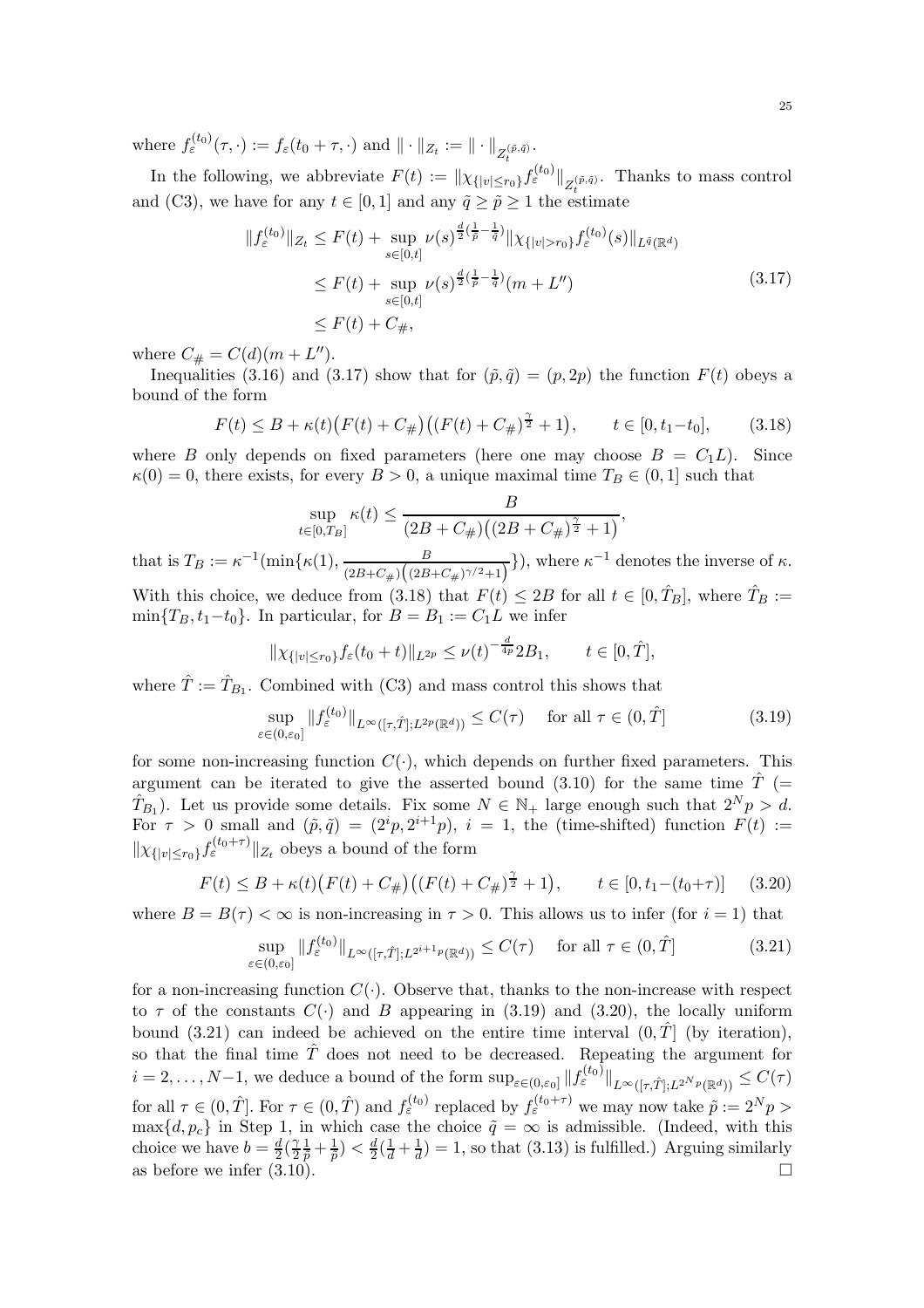where $f_\varepsilon^{(t_0)}(\tau,\cdot) := f_\varepsilon(t_0+\tau,\cdot)$ and $\|\cdot\|_{Z_t} := \|\cdot\|_{Z_t^{(\tilde p,\tilde q)}}$.

In the following, we abbreviate $F(t) := \|\chi_{\{|v|\le r_0\}} f_\varepsilon^{(t_0)}\|_{Z_t^{(\tilde p,\tilde q)}}$. Thanks to mass control and (C3), we have for any $t\in[0,1]$ and any $\tilde q \ge \tilde p \ge 1$ the estimate

$$
\begin{aligned}
\|f_\varepsilon^{(t_0)}\|_{Z_t} &\le F(t) + \sup_{s\in[0,t]} \nu(s)^{\frac{d}{2}(\frac{1}{\tilde p}-\frac{1}{\tilde q})} \|\chi_{\{|v|>r_0\}} f_\varepsilon^{(t_0)}(s)\|_{L^{\tilde q}(\mathbb{R}^d)} \\
&\le F(t) + \sup_{s\in[0,t]} \nu(s)^{\frac{d}{2}(\frac{1}{\tilde p}-\frac{1}{\tilde q})} (m+L'') \\
&\le F(t) + C_\#,
\end{aligned}
\tag{3.17}
$$

where $C_\# = C(d)(m+L'')$.

Inequalities (3.16) and (3.17) show that for $(\tilde p,\tilde q) = (p,2p)$ the function $F(t)$ obeys a bound of the form

$$
F(t) \le B + \kappa(t)\big(F(t)+C_\#\big)\big((F(t)+C_\#)^{\frac{\gamma}{2}}+1\big), \qquad t\in[0,t_1-t_0], \tag{3.18}
$$

where $B$ only depends on fixed parameters (here one may choose $B = C_1 L$). Since $\kappa(0)=0$, there exists, for every $B>0$, a unique maximal time $T_B\in(0,1]$ such that

$$
\sup_{t\in[0,T_B]} \kappa(t) \le \frac{B}{(2B+C_\#)\big((2B+C_\#)^{\frac{\gamma}{2}}+1\big)},
$$

that is $T_B := \kappa^{-1}\big(\min\{\kappa(1), \frac{B}{(2B+C_\#)\left((2B+C_\#)^{\gamma/2}+1\right)}\}\big)$, where $\kappa^{-1}$ denotes the inverse of $\kappa$. With this choice, we deduce from (3.18) that $F(t)\le 2B$ for all $t\in[0,\hat T_B]$, where $\hat T_B := \min\{T_B, t_1-t_0\}$. In particular, for $B = B_1 := C_1 L$ we infer

$$
\|\chi_{\{|v|\le r_0\}} f_\varepsilon(t_0+t)\|_{L^{2p}} \le \nu(t)^{-\frac{d}{4p}} 2B_1, \qquad t\in[0,\hat T],
$$

where $\hat T := \hat T_{B_1}$. Combined with (C3) and mass control this shows that

$$
\sup_{\varepsilon\in(0,\varepsilon_0]} \|f_\varepsilon^{(t_0)}\|_{L^\infty([\tau,\hat T];L^{2p}(\mathbb{R}^d))} \le C(\tau) \quad \text{ for all } \tau\in(0,\hat T] \tag{3.19}
$$

for some non-increasing function $C(\cdot)$, which depends on further fixed parameters. This argument can be iterated to give the asserted bound (3.10) for the same time $\hat T$ ($=\hat T_{B_1}$). Let us provide some details. Fix some $N\in\mathbb{N}_+$ large enough such that $2^N p > d$. For $\tau>0$ small and $(\tilde p,\tilde q) = (2^i p, 2^{i+1}p)$, $i=1$, the (time-shifted) function $F(t) := \|\chi_{\{|v|\le r_0\}} f_\varepsilon^{(t_0+\tau)}\|_{Z_t}$ obeys a bound of the form

$$
F(t) \le B + \kappa(t)\big(F(t)+C_\#\big)\big((F(t)+C_\#)^{\frac{\gamma}{2}}+1\big), \qquad t\in[0,t_1-(t_0+\tau)] \tag{3.20}
$$

where $B = B(\tau)<\infty$ is non-increasing in $\tau>0$. This allows us to infer (for $i=1$) that

$$
\sup_{\varepsilon\in(0,\varepsilon_0]} \|f_\varepsilon^{(t_0)}\|_{L^\infty([\tau,\hat T];L^{2^{i+1}p}(\mathbb{R}^d))} \le C(\tau) \quad \text{ for all } \tau\in(0,\hat T] \tag{3.21}
$$

for a non-increasing function $C(\cdot)$. Observe that, thanks to the non-increase with respect to $\tau$ of the constants $C(\cdot)$ and $B$ appearing in (3.19) and (3.20), the locally uniform bound (3.21) can indeed be achieved on the entire time interval $(0,\hat T]$ (by iteration), so that the final time $\hat T$ does not need to be decreased. Repeating the argument for $i=2,\dots,N-1$, we deduce a bound of the form $\sup_{\varepsilon\in(0,\varepsilon_0]} \|f_\varepsilon^{(t_0)}\|_{L^\infty([\tau,\hat T];L^{2^N p}(\mathbb{R}^d))} \le C(\tau)$ for all $\tau\in(0,\hat T]$. For $\tau\in(0,\hat T)$ and $f_\varepsilon^{(t_0)}$ replaced by $f_\varepsilon^{(t_0+\tau)}$ we may now take $\tilde p := 2^N p > \max\{d,p_c\}$ in Step 1, in which case the choice $\tilde q=\infty$ is admissible. (Indeed, with this choice we have $b = \frac{d}{2}(\frac{\gamma}{2}\frac{1}{\tilde p}+\frac{1}{\tilde p}) < \frac{d}{2}(\frac{1}{d}+\frac{1}{d}) = 1$, so that (3.13) is fulfilled.) Arguing similarly as before we infer (3.10). $\square$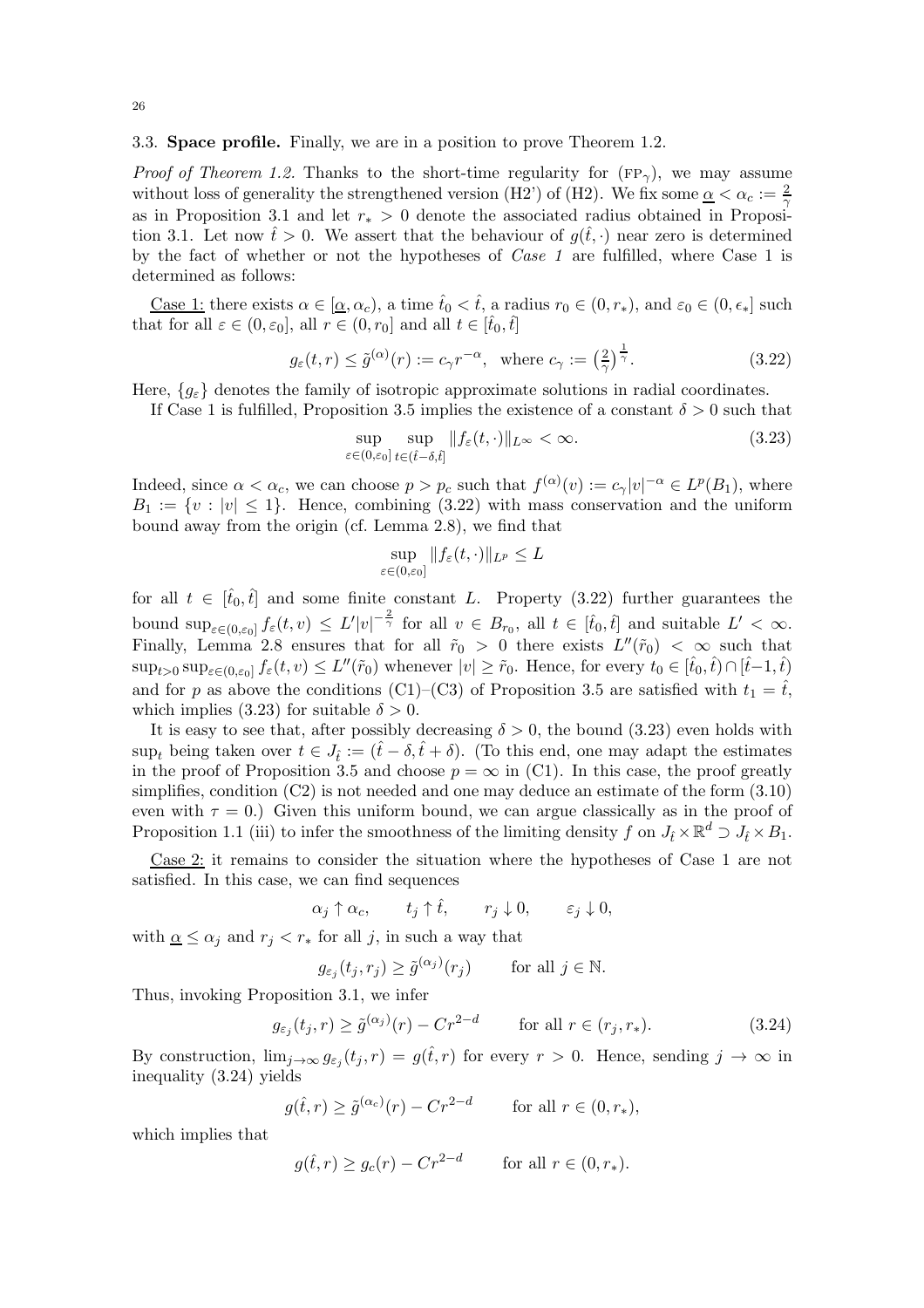### 3.3. Space profile.

Finally, we are in a position to prove Theorem 1.2.

*Proof of Theorem 1.2.* Thanks to the short-time regularity for (FP$_\gamma$), we may assume without loss of generality the strengthened version (H2') of (H2). We fix some $\underline{\alpha} < \alpha_c := \frac{2}{\gamma}$ as in Proposition 3.1 and let $r_* > 0$ denote the associated radius obtained in Proposition 3.1. Let now $\hat{t} > 0$. We assert that the behaviour of $g(\hat{t}, \cdot)$ near zero is determined by the fact of whether or not the hypotheses of *Case 1* are fulfilled, where Case 1 is determined as follows:

Case 1: there exists $\alpha \in [\underline{\alpha}, \alpha_c)$, a time $\hat{t}_0 < \hat{t}$, a radius $r_0 \in (0, r_*)$, and $\varepsilon_0 \in (0, \epsilon_*]$ such that for all $\varepsilon \in (0, \varepsilon_0]$, all $r \in (0, r_0]$ and all $t \in [\hat{t}_0, \hat{t}]$

$$g_\varepsilon(t, r) \le \tilde{g}^{(\alpha)}(r) := c_\gamma r^{-\alpha}, \quad \text{where } c_\gamma := \left(\tfrac{2}{\gamma}\right)^{\frac{1}{\gamma}}. \tag{3.22}$$

Here, $\{g_\varepsilon\}$ denotes the family of isotropic approximate solutions in radial coordinates.

If Case 1 is fulfilled, Proposition 3.5 implies the existence of a constant $\delta > 0$ such that

$$\sup_{\varepsilon \in (0, \varepsilon_0]} \sup_{t \in (\hat{t} - \delta, \hat{t}]} \|f_\varepsilon(t, \cdot)\|_{L^\infty} < \infty. \tag{3.23}$$

Indeed, since $\alpha < \alpha_c$, we can choose $p > p_c$ such that $f^{(\alpha)}(v) := c_\gamma |v|^{-\alpha} \in L^p(B_1)$, where $B_1 := \{v : |v| \le 1\}$. Hence, combining (3.22) with mass conservation and the uniform bound away from the origin (cf. Lemma 2.8), we find that

$$\sup_{\varepsilon \in (0, \varepsilon_0]} \|f_\varepsilon(t, \cdot)\|_{L^p} \le L$$

for all $t \in [\hat{t}_0, \hat{t}]$ and some finite constant $L$. Property (3.22) further guarantees the bound $\sup_{\varepsilon \in (0, \varepsilon_0]} f_\varepsilon(t, v) \le L' |v|^{-\frac{2}{\gamma}}$ for all $v \in B_{r_0}$, all $t \in [\hat{t}_0, \hat{t}]$ and suitable $L' < \infty$. Finally, Lemma 2.8 ensures that for all $\tilde{r}_0 > 0$ there exists $L''(\tilde{r}_0) < \infty$ such that $\sup_{t>0} \sup_{\varepsilon \in (0, \varepsilon_0]} f_\varepsilon(t, v) \le L''(\tilde{r}_0)$ whenever $|v| \ge \tilde{r}_0$. Hence, for every $t_0 \in [\hat{t}_0, \hat{t}) \cap [\hat{t} - 1, \hat{t})$ and for $p$ as above the conditions (C1)–(C3) of Proposition 3.5 are satisfied with $t_1 = \hat{t}$, which implies (3.23) for suitable $\delta > 0$.

It is easy to see that, after possibly decreasing $\delta > 0$, the bound (3.23) even holds with $\sup_t$ being taken over $t \in J_{\hat{t}} := (\hat{t} - \delta, \hat{t} + \delta)$. (To this end, one may adapt the estimates in the proof of Proposition 3.5 and choose $p = \infty$ in (C1). In this case, the proof greatly simplifies, condition (C2) is not needed and one may deduce an estimate of the form (3.10) even with $\tau = 0$.) Given this uniform bound, we can argue classically as in the proof of Proposition 1.1 (iii) to infer the smoothness of the limiting density $f$ on $J_{\hat{t}} \times \mathbb{R}^d \supset J_{\hat{t}} \times B_1$.

Case 2: it remains to consider the situation where the hypotheses of Case 1 are not satisfied. In this case, we can find sequences

$$\alpha_j \uparrow \alpha_c, \qquad t_j \uparrow \hat{t}, \qquad r_j \downarrow 0, \qquad \varepsilon_j \downarrow 0,$$

with $\underline{\alpha} \le \alpha_j$ and $r_j < r_*$ for all $j$, in such a way that

$$g_{\varepsilon_j}(t_j, r_j) \ge \tilde{g}^{(\alpha_j)}(r_j) \qquad \text{for all } j \in \mathbb{N}.$$

Thus, invoking Proposition 3.1, we infer

$$g_{\varepsilon_j}(t_j, r) \ge \tilde{g}^{(\alpha_j)}(r) - Cr^{2-d} \qquad \text{for all } r \in (r_j, r_*). \tag{3.24}$$

By construction, $\lim_{j \to \infty} g_{\varepsilon_j}(t_j, r) = g(\hat{t}, r)$ for every $r > 0$. Hence, sending $j \to \infty$ in inequality (3.24) yields

$$g(\hat{t}, r) \ge \tilde{g}^{(\alpha_c)}(r) - Cr^{2-d} \qquad \text{for all } r \in (0, r_*),$$

which implies that

$$g(\hat{t}, r) \ge g_c(r) - Cr^{2-d} \qquad \text{for all } r \in (0, r_*).$$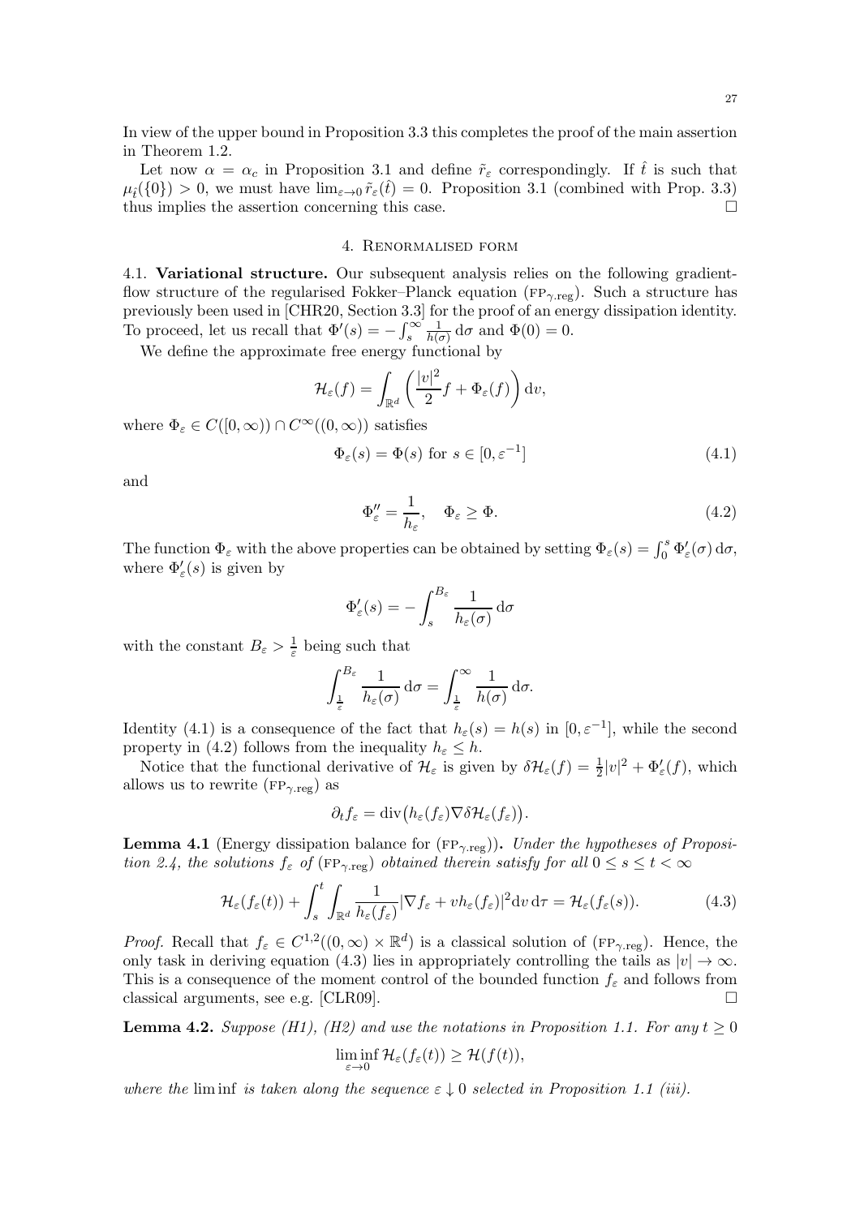In view of the upper bound in Proposition 3.3 this completes the proof of the main assertion in Theorem 1.2.

Let now $\alpha = \alpha_c$ in Proposition 3.1 and define $\tilde{r}_\varepsilon$ correspondingly. If $\hat{t}$ is such that $\mu_{\hat{t}}(\{0\}) > 0$, we must have $\lim_{\varepsilon\to 0} \tilde{r}_\varepsilon(\hat{t}) = 0$. Proposition 3.1 (combined with Prop. 3.3) thus implies the assertion concerning this case. □

## 4. Renormalised form

**4.1. Variational structure.** Our subsequent analysis relies on the following gradient-flow structure of the regularised Fokker–Planck equation ($\text{FP}_{\gamma.\text{reg}}$). Such a structure has previously been used in [CHR20, Section 3.3] for the proof of an energy dissipation identity. To proceed, let us recall that $\Phi'(s) = -\int_s^\infty \frac{1}{h(\sigma)}\,\mathrm{d}\sigma$ and $\Phi(0) = 0$.

We define the approximate free energy functional by

$$\mathcal{H}_\varepsilon(f) = \int_{\mathbb{R}^d} \left( \frac{|v|^2}{2} f + \Phi_\varepsilon(f) \right) \mathrm{d}v,$$

where $\Phi_\varepsilon \in C([0,\infty)) \cap C^\infty((0,\infty))$ satisfies

$$\Phi_\varepsilon(s) = \Phi(s) \text{ for } s \in [0, \varepsilon^{-1}] \tag{4.1}$$

and

$$\Phi_\varepsilon'' = \frac{1}{h_\varepsilon}, \quad \Phi_\varepsilon \geq \Phi. \tag{4.2}$$

The function $\Phi_\varepsilon$ with the above properties can be obtained by setting $\Phi_\varepsilon(s) = \int_0^s \Phi_\varepsilon'(\sigma)\,\mathrm{d}\sigma$, where $\Phi_\varepsilon'(s)$ is given by

$$\Phi_\varepsilon'(s) = -\int_s^{B_\varepsilon} \frac{1}{h_\varepsilon(\sigma)}\,\mathrm{d}\sigma$$

with the constant $B_\varepsilon > \frac{1}{\varepsilon}$ being such that

$$\int_{\frac{1}{\varepsilon}}^{B_\varepsilon} \frac{1}{h_\varepsilon(\sigma)}\,\mathrm{d}\sigma = \int_{\frac{1}{\varepsilon}}^\infty \frac{1}{h(\sigma)}\,\mathrm{d}\sigma.$$

Identity (4.1) is a consequence of the fact that $h_\varepsilon(s) = h(s)$ in $[0, \varepsilon^{-1}]$, while the second property in (4.2) follows from the inequality $h_\varepsilon \leq h$.

Notice that the functional derivative of $\mathcal{H}_\varepsilon$ is given by $\delta\mathcal{H}_\varepsilon(f) = \frac{1}{2}|v|^2 + \Phi_\varepsilon'(f)$, which allows us to rewrite ($\text{FP}_{\gamma.\text{reg}}$) as

$$\partial_t f_\varepsilon = \operatorname{div}\big(h_\varepsilon(f_\varepsilon)\nabla\delta\mathcal{H}_\varepsilon(f_\varepsilon)\big).$$

**Lemma 4.1** (Energy dissipation balance for ($\text{FP}_{\gamma.\text{reg}}$))**.** *Under the hypotheses of Proposition 2.4, the solutions $f_\varepsilon$ of ($\text{FP}_{\gamma.\text{reg}}$) obtained therein satisfy for all $0 \leq s \leq t < \infty$*

$$\mathcal{H}_\varepsilon(f_\varepsilon(t)) + \int_s^t \int_{\mathbb{R}^d} \frac{1}{h_\varepsilon(f_\varepsilon)} |\nabla f_\varepsilon + v h_\varepsilon(f_\varepsilon)|^2 \mathrm{d}v\,\mathrm{d}\tau = \mathcal{H}_\varepsilon(f_\varepsilon(s)). \tag{4.3}$$

*Proof.* Recall that $f_\varepsilon \in C^{1,2}((0,\infty) \times \mathbb{R}^d)$ is a classical solution of ($\text{FP}_{\gamma.\text{reg}}$). Hence, the only task in deriving equation (4.3) lies in appropriately controlling the tails as $|v| \to \infty$. This is a consequence of the moment control of the bounded function $f_\varepsilon$ and follows from classical arguments, see e.g. [CLR09]. □

**Lemma 4.2.** *Suppose (H1), (H2) and use the notations in Proposition 1.1. For any $t \geq 0$*

$$\liminf_{\varepsilon\to 0} \mathcal{H}_\varepsilon(f_\varepsilon(t)) \geq \mathcal{H}(f(t)),$$

*where the* $\liminf$ *is taken along the sequence $\varepsilon \downarrow 0$ selected in Proposition 1.1 (iii).*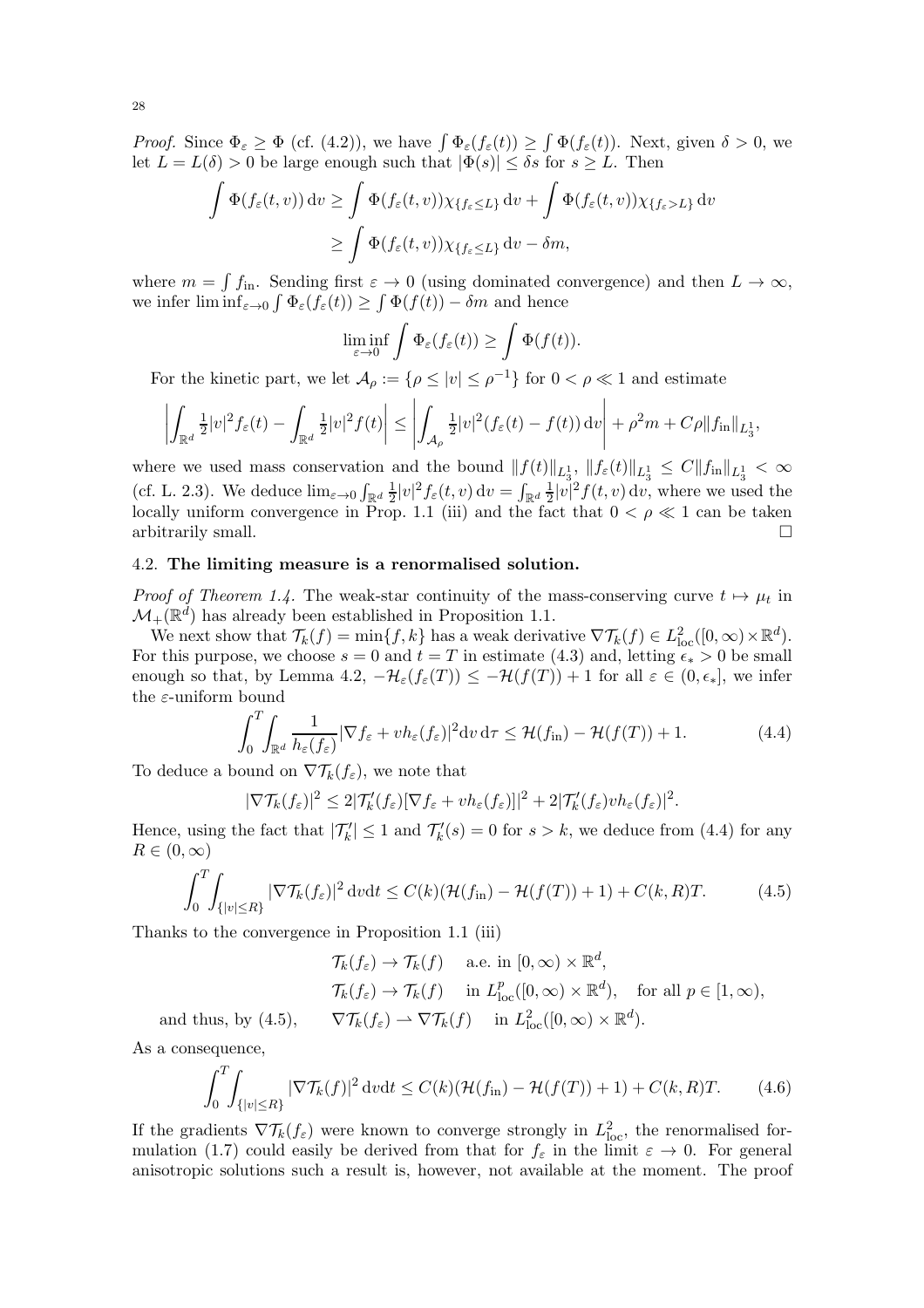*Proof.* Since $\Phi_\varepsilon \geq \Phi$ (cf. (4.2)), we have $\int \Phi_\varepsilon(f_\varepsilon(t)) \geq \int \Phi(f_\varepsilon(t))$. Next, given $\delta > 0$, we let $L = L(\delta) > 0$ be large enough such that $|\Phi(s)| \leq \delta s$ for $s \geq L$. Then

$$
\begin{aligned}
\int \Phi(f_\varepsilon(t,v))\,\mathrm{d}v &\geq \int \Phi(f_\varepsilon(t,v))\chi_{\{f_\varepsilon \leq L\}}\,\mathrm{d}v + \int \Phi(f_\varepsilon(t,v))\chi_{\{f_\varepsilon > L\}}\,\mathrm{d}v \\
&\geq \int \Phi(f_\varepsilon(t,v))\chi_{\{f_\varepsilon \leq L\}}\,\mathrm{d}v - \delta m,
\end{aligned}
$$

where $m = \int f_{\mathrm{in}}$. Sending first $\varepsilon \to 0$ (using dominated convergence) and then $L \to \infty$, we infer $\liminf_{\varepsilon\to 0} \int \Phi_\varepsilon(f_\varepsilon(t)) \geq \int \Phi(f(t)) - \delta m$ and hence

$$
\liminf_{\varepsilon \to 0} \int \Phi_\varepsilon(f_\varepsilon(t)) \geq \int \Phi(f(t)).
$$

For the kinetic part, we let $\mathcal{A}_\rho := \{\rho \leq |v| \leq \rho^{-1}\}$ for $0 < \rho \ll 1$ and estimate

$$
\left| \int_{\mathbb{R}^d} \tfrac{1}{2}|v|^2 f_\varepsilon(t) - \int_{\mathbb{R}^d} \tfrac{1}{2}|v|^2 f(t) \right| \leq \left| \int_{\mathcal{A}_\rho} \tfrac{1}{2}|v|^2 (f_\varepsilon(t) - f(t))\,\mathrm{d}v \right| + \rho^2 m + C\rho \|f_{\mathrm{in}}\|_{L^1_3},
$$

where we used mass conservation and the bound $\|f(t)\|_{L^1_3},\ \|f_\varepsilon(t)\|_{L^1_3} \leq C\|f_{\mathrm{in}}\|_{L^1_3} < \infty$ (cf. L. 2.3). We deduce $\lim_{\varepsilon\to 0} \int_{\mathbb{R}^d} \frac{1}{2}|v|^2 f_\varepsilon(t,v)\,\mathrm{d}v = \int_{\mathbb{R}^d} \frac{1}{2}|v|^2 f(t,v)\,\mathrm{d}v$, where we used the locally uniform convergence in Prop. 1.1 (iii) and the fact that $0 < \rho \ll 1$ can be taken arbitrarily small. □

## 4.2. The limiting measure is a renormalised solution.

*Proof of Theorem 1.4.* The weak-star continuity of the mass-conserving curve $t \mapsto \mu_t$ in $\mathcal{M}_+(\mathbb{R}^d)$ has already been established in Proposition 1.1.

We next show that $\mathcal{T}_k(f) = \min\{f, k\}$ has a weak derivative $\nabla \mathcal{T}_k(f) \in L^2_{\mathrm{loc}}([0,\infty) \times \mathbb{R}^d)$. For this purpose, we choose $s = 0$ and $t = T$ in estimate (4.3) and, letting $\epsilon_* > 0$ be small enough so that, by Lemma 4.2, $-\mathcal{H}_\varepsilon(f_\varepsilon(T)) \leq -\mathcal{H}(f(T)) + 1$ for all $\varepsilon \in (0, \epsilon_*]$, we infer the $\varepsilon$-uniform bound

$$
\int_0^T \int_{\mathbb{R}^d} \frac{1}{h_\varepsilon(f_\varepsilon)} |\nabla f_\varepsilon + v h_\varepsilon(f_\varepsilon)|^2 \mathrm{d}v\,\mathrm{d}\tau \leq \mathcal{H}(f_{\mathrm{in}}) - \mathcal{H}(f(T)) + 1. \tag{4.4}
$$

To deduce a bound on $\nabla \mathcal{T}_k(f_\varepsilon)$, we note that

$$
|\nabla \mathcal{T}_k(f_\varepsilon)|^2 \leq 2|\mathcal{T}_k'(f_\varepsilon)[\nabla f_\varepsilon + v h_\varepsilon(f_\varepsilon)]|^2 + 2|\mathcal{T}_k'(f_\varepsilon) v h_\varepsilon(f_\varepsilon)|^2.
$$

Hence, using the fact that $|\mathcal{T}_k'| \leq 1$ and $\mathcal{T}_k'(s) = 0$ for $s > k$, we deduce from (4.4) for any $R \in (0, \infty)$

$$
\int_0^T \int_{\{|v| \leq R\}} |\nabla \mathcal{T}_k(f_\varepsilon)|^2 \,\mathrm{d}v\mathrm{d}t \leq C(k)(\mathcal{H}(f_{\mathrm{in}}) - \mathcal{H}(f(T)) + 1) + C(k,R)T. \tag{4.5}
$$

Thanks to the convergence in Proposition 1.1 (iii)

$$
\begin{aligned}
&\mathcal{T}_k(f_\varepsilon) \to \mathcal{T}_k(f) \quad \text{a.e. in } [0,\infty) \times \mathbb{R}^d, \\
&\mathcal{T}_k(f_\varepsilon) \to \mathcal{T}_k(f) \quad \text{in } L^p_{\mathrm{loc}}([0,\infty) \times \mathbb{R}^d), \quad \text{for all } p \in [1,\infty), \\
\text{and thus, by (4.5),} \quad &\nabla \mathcal{T}_k(f_\varepsilon) \rightharpoonup \nabla \mathcal{T}_k(f) \quad \text{in } L^2_{\mathrm{loc}}([0,\infty) \times \mathbb{R}^d).
\end{aligned}
$$

As a consequence,

$$
\int_0^T \int_{\{|v| \leq R\}} |\nabla \mathcal{T}_k(f)|^2 \,\mathrm{d}v\mathrm{d}t \leq C(k)(\mathcal{H}(f_{\mathrm{in}}) - \mathcal{H}(f(T)) + 1) + C(k,R)T. \tag{4.6}
$$

If the gradients $\nabla \mathcal{T}_k(f_\varepsilon)$ were known to converge strongly in $L^2_{\mathrm{loc}}$, the renormalised formulation (1.7) could easily be derived from that for $f_\varepsilon$ in the limit $\varepsilon \to 0$. For general anisotropic solutions such a result is, however, not available at the moment. The proof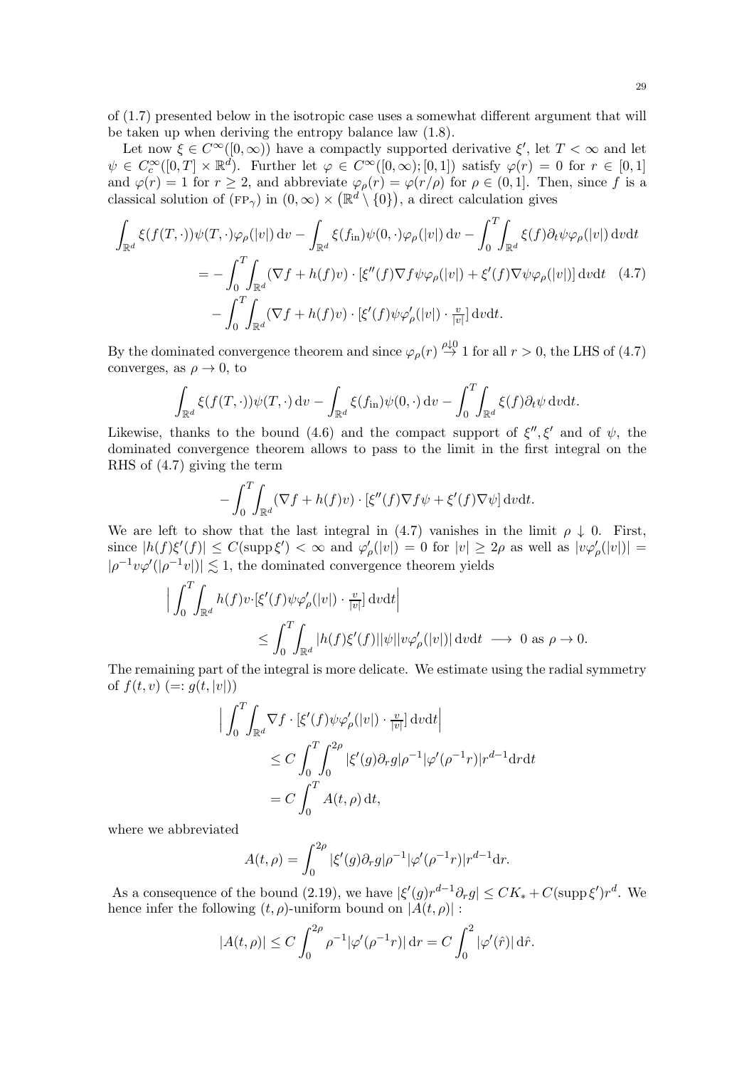of (1.7) presented below in the isotropic case uses a somewhat different argument that will be taken up when deriving the entropy balance law (1.8).

Let now $\xi \in C^\infty([0,\infty))$ have a compactly supported derivative $\xi'$, let $T < \infty$ and let $\psi \in C_c^\infty([0,T] \times \mathbb{R}^d)$. Further let $\varphi \in C^\infty([0,\infty);[0,1])$ satisfy $\varphi(r) = 0$ for $r \in [0,1]$ and $\varphi(r) = 1$ for $r \geq 2$, and abbreviate $\varphi_\rho(r) = \varphi(r/\rho)$ for $\rho \in (0,1]$. Then, since $f$ is a classical solution of (FP$_\gamma$) in $(0,\infty) \times (\mathbb{R}^d \setminus \{0\})$, a direct calculation gives

$$
\begin{aligned}
\int_{\mathbb{R}^d} \xi(f(T,\cdot))\psi(T,\cdot)\varphi_\rho(|v|)\,\mathrm{d}v - \int_{\mathbb{R}^d} \xi(f_{\mathrm{in}})\psi(0,\cdot)\varphi_\rho(|v|)\,\mathrm{d}v - \int_0^T\!\!\int_{\mathbb{R}^d} \xi(f)\partial_t\psi\varphi_\rho(|v|)\,\mathrm{d}v\mathrm{d}t \\
= -\int_0^T\!\!\int_{\mathbb{R}^d} (\nabla f + h(f)v)\cdot[\xi''(f)\nabla f\psi\varphi_\rho(|v|) + \xi'(f)\nabla\psi\varphi_\rho(|v|)]\,\mathrm{d}v\mathrm{d}t \quad (4.7)\\
- \int_0^T\!\!\int_{\mathbb{R}^d} (\nabla f + h(f)v)\cdot[\xi'(f)\psi\varphi_\rho'(|v|)\cdot \tfrac{v}{|v|}]\,\mathrm{d}v\mathrm{d}t.
\end{aligned}
$$

By the dominated convergence theorem and since $\varphi_\rho(r) \overset{\rho\downarrow 0}{\to} 1$ for all $r > 0$, the LHS of (4.7) converges, as $\rho \to 0$, to

$$
\int_{\mathbb{R}^d} \xi(f(T,\cdot))\psi(T,\cdot)\,\mathrm{d}v - \int_{\mathbb{R}^d} \xi(f_{\mathrm{in}})\psi(0,\cdot)\,\mathrm{d}v - \int_0^T\!\!\int_{\mathbb{R}^d} \xi(f)\partial_t\psi\,\mathrm{d}v\mathrm{d}t.
$$

Likewise, thanks to the bound (4.6) and the compact support of $\xi'', \xi'$ and of $\psi$, the dominated convergence theorem allows to pass to the limit in the first integral on the RHS of (4.7) giving the term

$$
-\int_0^T\!\!\int_{\mathbb{R}^d} (\nabla f + h(f)v)\cdot[\xi''(f)\nabla f\psi + \xi'(f)\nabla\psi]\,\mathrm{d}v\mathrm{d}t.
$$

We are left to show that the last integral in (4.7) vanishes in the limit $\rho \downarrow 0$. First, since $|h(f)\xi'(f)| \leq C(\operatorname{supp}\xi') < \infty$ and $\varphi_\rho'(|v|) = 0$ for $|v| \geq 2\rho$ as well as $|v\varphi_\rho'(|v|)| = |\rho^{-1}v\varphi'(|\rho^{-1}v|)| \lesssim 1$, the dominated convergence theorem yields

$$
\begin{aligned}
\Big|\int_0^T\!\!\int_{\mathbb{R}^d} h(f)v\cdot[\xi'(f)\psi\varphi_\rho'(|v|)\cdot\tfrac{v}{|v|}]\,\mathrm{d}v\mathrm{d}t\Big| \\
\leq \int_0^T\!\!\int_{\mathbb{R}^d} |h(f)\xi'(f)||\psi||v\varphi_\rho'(|v|)|\,\mathrm{d}v\mathrm{d}t \longrightarrow 0 \text{ as } \rho \to 0.
\end{aligned}
$$

The remaining part of the integral is more delicate. We estimate using the radial symmetry of $f(t,v)$ $(=: g(t,|v|))$

$$
\begin{aligned}
\Big|\int_0^T\!\!\int_{\mathbb{R}^d} \nabla f\cdot[\xi'(f)\psi\varphi_\rho'(|v|)\cdot\tfrac{v}{|v|}]\,\mathrm{d}v\mathrm{d}t\Big| \\
\leq C\int_0^T\!\!\int_0^{2\rho} |\xi'(g)\partial_r g|\rho^{-1}|\varphi'(\rho^{-1}r)|r^{d-1}\mathrm{d}r\mathrm{d}t \\
= C\int_0^T A(t,\rho)\,\mathrm{d}t,
\end{aligned}
$$

where we abbreviated

$$
A(t,\rho) = \int_0^{2\rho} |\xi'(g)\partial_r g|\rho^{-1}|\varphi'(\rho^{-1}r)|r^{d-1}\mathrm{d}r.
$$

As a consequence of the bound (2.19), we have $|\xi'(g)r^{d-1}\partial_r g| \leq CK_* + C(\operatorname{supp}\xi')r^d$. We hence infer the following $(t,\rho)$-uniform bound on $|A(t,\rho)|$ :

$$
|A(t,\rho)| \leq C\int_0^{2\rho} \rho^{-1}|\varphi'(\rho^{-1}r)|\,\mathrm{d}r = C\int_0^2 |\varphi'(\hat{r})|\,\mathrm{d}\hat{r}.
$$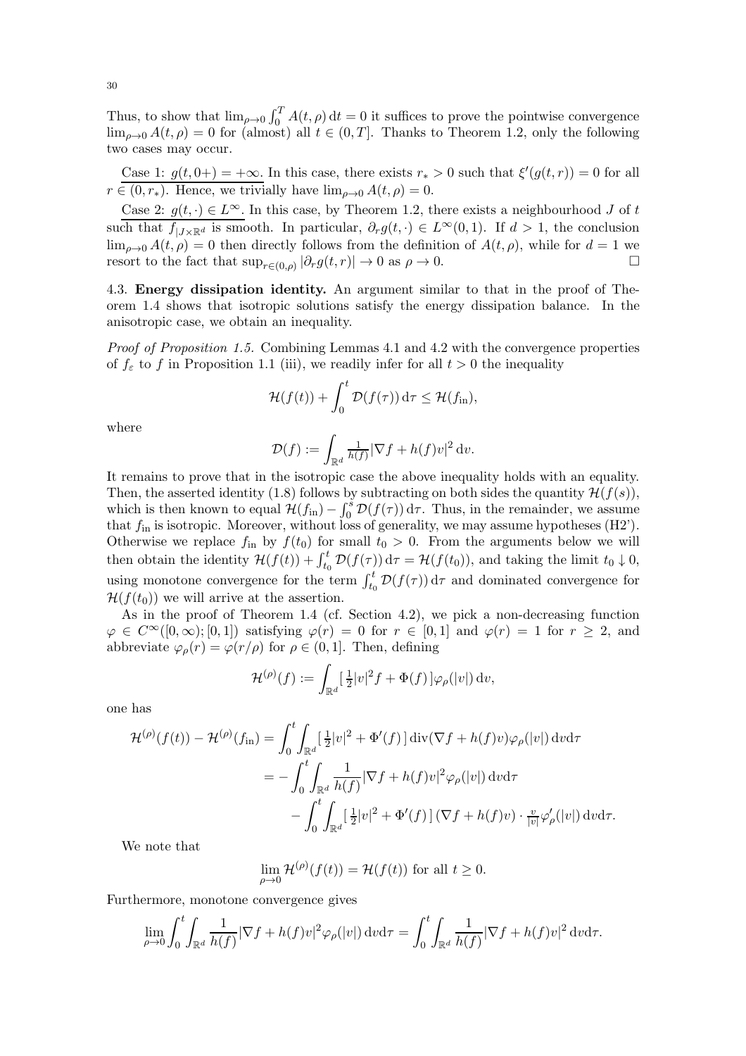Thus, to show that $\lim_{\rho\to 0}\int_0^T A(t,\rho)\,\mathrm{d}t = 0$ it suffices to prove the pointwise convergence $\lim_{\rho\to 0} A(t,\rho) = 0$ for (almost) all $t \in (0,T]$. Thanks to Theorem 1.2, only the following two cases may occur.

Case 1: $g(t,0+) = +\infty$. In this case, there exists $r_* > 0$ such that $\xi'(g(t,r)) = 0$ for all $r \in (0,r_*)$. Hence, we trivially have $\lim_{\rho\to 0} A(t,\rho) = 0$.

Case 2: $g(t,\cdot) \in L^\infty$. In this case, by Theorem 1.2, there exists a neighbourhood $J$ of $t$ such that $f_{|J\times\mathbb{R}^d}$ is smooth. In particular, $\partial_r g(t,\cdot) \in L^\infty(0,1)$. If $d > 1$, the conclusion $\lim_{\rho\to 0} A(t,\rho) = 0$ then directly follows from the definition of $A(t,\rho)$, while for $d = 1$ we resort to the fact that $\sup_{r\in(0,\rho)} |\partial_r g(t,r)| \to 0$ as $\rho \to 0$. □

4.3. **Energy dissipation identity.** An argument similar to that in the proof of Theorem 1.4 shows that isotropic solutions satisfy the energy dissipation balance. In the anisotropic case, we obtain an inequality.

*Proof of Proposition 1.5.* Combining Lemmas 4.1 and 4.2 with the convergence properties of $f_\varepsilon$ to $f$ in Proposition 1.1 (iii), we readily infer for all $t > 0$ the inequality

$$\mathcal{H}(f(t)) + \int_0^t \mathcal{D}(f(\tau))\,\mathrm{d}\tau \le \mathcal{H}(f_{\mathrm{in}}),$$

where

$$\mathcal{D}(f) := \int_{\mathbb{R}^d} \tfrac{1}{h(f)} |\nabla f + h(f)v|^2\,\mathrm{d}v.$$

It remains to prove that in the isotropic case the above inequality holds with an equality. Then, the asserted identity (1.8) follows by subtracting on both sides the quantity $\mathcal{H}(f(s))$, which is then known to equal $\mathcal{H}(f_{\mathrm{in}}) - \int_0^s \mathcal{D}(f(\tau))\,\mathrm{d}\tau$. Thus, in the remainder, we assume that $f_{\mathrm{in}}$ is isotropic. Moreover, without loss of generality, we may assume hypotheses (H2'). Otherwise we replace $f_{\mathrm{in}}$ by $f(t_0)$ for small $t_0 > 0$. From the arguments below we will then obtain the identity $\mathcal{H}(f(t)) + \int_{t_0}^t \mathcal{D}(f(\tau))\,\mathrm{d}\tau = \mathcal{H}(f(t_0))$, and taking the limit $t_0 \downarrow 0$, using monotone convergence for the term $\int_{t_0}^t \mathcal{D}(f(\tau))\,\mathrm{d}\tau$ and dominated convergence for $\mathcal{H}(f(t_0))$ we will arrive at the assertion.

As in the proof of Theorem 1.4 (cf. Section 4.2), we pick a non-decreasing function $\varphi \in C^\infty([0,\infty);[0,1])$ satisfying $\varphi(r) = 0$ for $r \in [0,1]$ and $\varphi(r) = 1$ for $r \ge 2$, and abbreviate $\varphi_\rho(r) = \varphi(r/\rho)$ for $\rho \in (0,1]$. Then, defining

$$\mathcal{H}^{(\rho)}(f) := \int_{\mathbb{R}^d} [\,\tfrac12|v|^2 f + \Phi(f)\,]\varphi_\rho(|v|)\,\mathrm{d}v,$$

one has

$$\begin{aligned}
\mathcal{H}^{(\rho)}(f(t)) - \mathcal{H}^{(\rho)}(f_{\mathrm{in}}) &= \int_0^t \int_{\mathbb{R}^d} [\,\tfrac12|v|^2 + \Phi'(f)\,]\operatorname{div}(\nabla f + h(f)v)\varphi_\rho(|v|)\,\mathrm{d}v\mathrm{d}\tau \\
&= -\int_0^t \int_{\mathbb{R}^d} \frac{1}{h(f)} |\nabla f + h(f)v|^2 \varphi_\rho(|v|)\,\mathrm{d}v\mathrm{d}\tau \\
&\quad - \int_0^t \int_{\mathbb{R}^d} [\,\tfrac12|v|^2 + \Phi'(f)\,](\nabla f + h(f)v)\cdot \tfrac{v}{|v|}\varphi_\rho'(|v|)\,\mathrm{d}v\mathrm{d}\tau.
\end{aligned}$$

We note that

$$\lim_{\rho\to 0} \mathcal{H}^{(\rho)}(f(t)) = \mathcal{H}(f(t)) \text{ for all } t \ge 0.$$

Furthermore, monotone convergence gives

$$\lim_{\rho\to 0} \int_0^t \int_{\mathbb{R}^d} \frac{1}{h(f)} |\nabla f + h(f)v|^2 \varphi_\rho(|v|)\,\mathrm{d}v\mathrm{d}\tau = \int_0^t \int_{\mathbb{R}^d} \frac{1}{h(f)} |\nabla f + h(f)v|^2\,\mathrm{d}v\mathrm{d}\tau.$$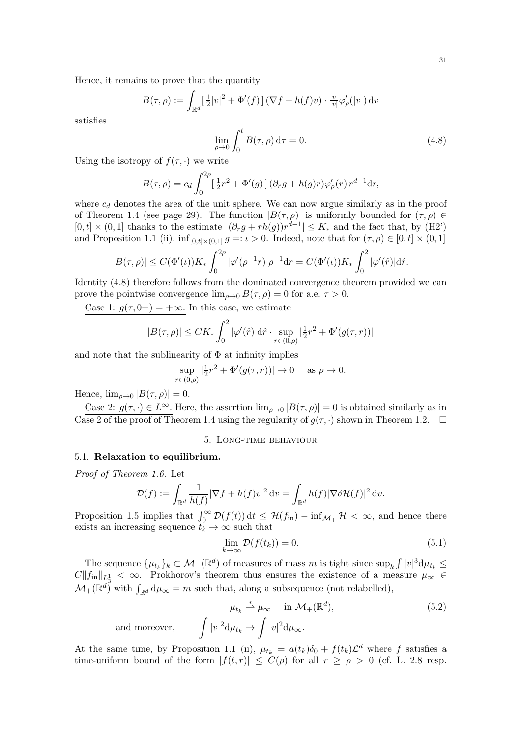Hence, it remains to prove that the quantity

$$B(\tau,\rho) := \int_{\mathbb{R}^d} \left[\tfrac{1}{2}|v|^2 + \Phi'(f)\right] (\nabla f + h(f)v) \cdot \tfrac{v}{|v|}\varphi_\rho'(|v|)\,\mathrm{d}v$$

satisfies

$$\lim_{\rho\to 0}\int_0^t B(\tau,\rho)\,\mathrm{d}\tau = 0. \tag{4.8}$$

Using the isotropy of $f(\tau,\cdot)$ we write

$$B(\tau,\rho) = c_d \int_0^{2\rho} \left[\tfrac{1}{2}r^2 + \Phi'(g)\right] (\partial_r g + h(g)r)\varphi_\rho'(r)\, r^{d-1}\mathrm{d}r,$$

where $c_d$ denotes the area of the unit sphere. We can now argue similarly as in the proof of Theorem 1.4 (see page 29). The function $|B(\tau,\rho)|$ is uniformly bounded for $(\tau,\rho) \in [0,t]\times(0,1]$ thanks to the estimate $|(\partial_r g + rh(g))r^{d-1}| \le K_*$ and the fact that, by (H2') and Proposition 1.1 (ii), $\inf_{[0,t]\times(0,1]} g =: \iota > 0$. Indeed, note that for $(\tau,\rho)\in[0,t]\times(0,1]$

$$|B(\tau,\rho)| \le C(\Phi'(\iota))K_* \int_0^{2\rho} |\varphi'(\rho^{-1}r)|\rho^{-1}\mathrm{d}r = C(\Phi'(\iota))K_*\int_0^2 |\varphi'(\hat r)|\mathrm{d}\hat r.$$

Identity (4.8) therefore follows from the dominated convergence theorem provided we can prove the pointwise convergence $\lim_{\rho\to 0} B(\tau,\rho) = 0$ for a.e. $\tau > 0$.

Case 1: $g(\tau, 0+) = +\infty$. In this case, we estimate

$$|B(\tau,\rho)| \le CK_*\int_0^2 |\varphi'(\hat r)|\mathrm{d}\hat r \cdot \sup_{r\in(0,\rho)} |\tfrac{1}{2}r^2 + \Phi'(g(\tau,r))|$$

and note that the sublinearity of $\Phi$ at infinity implies

$$\sup_{r\in(0,\rho)} |\tfrac{1}{2}r^2 + \Phi'(g(\tau,r))| \to 0 \quad \text{ as } \rho\to 0.$$

Hence, $\lim_{\rho\to 0}|B(\tau,\rho)| = 0$.

Case 2: $g(\tau,\cdot)\in L^\infty$. Here, the assertion $\lim_{\rho\to 0}|B(\tau,\rho)| = 0$ is obtained similarly as in Case 2 of the proof of Theorem 1.4 using the regularity of $g(\tau,\cdot)$ shown in Theorem 1.2. $\square$

## 5. Long-time behaviour

### 5.1. Relaxation to equilibrium.

*Proof of Theorem 1.6.* Let

$$\mathcal{D}(f) := \int_{\mathbb{R}^d} \frac{1}{h(f)}|\nabla f + h(f)v|^2\,\mathrm{d}v = \int_{\mathbb{R}^d} h(f)|\nabla\delta\mathcal{H}(f)|^2\,\mathrm{d}v.$$

Proposition 1.5 implies that $\int_0^\infty \mathcal{D}(f(t))\,\mathrm{d}t \le \mathcal{H}(f_{\text{in}}) - \inf_{\mathcal{M}_+}\mathcal{H} < \infty$, and hence there exists an increasing sequence $t_k\to\infty$ such that

$$\lim_{k\to\infty}\mathcal{D}(f(t_k)) = 0. \tag{5.1}$$

The sequence $\{\mu_{t_k}\}_k \subset \mathcal{M}_+(\mathbb{R}^d)$ of measures of mass $m$ is tight since $\sup_k\int|v|^3\mathrm{d}\mu_{t_k} \le C\|f_{\text{in}}\|_{L^1_3} < \infty$. Prokhorov's theorem thus ensures the existence of a measure $\mu_\infty \in \mathcal{M}_+(\mathbb{R}^d)$ with $\int_{\mathbb{R}^d}\mathrm{d}\mu_\infty = m$ such that, along a subsequence (not relabelled),

$$\mu_{t_k} \overset{*}{\rightharpoonup} \mu_\infty \quad \text{ in } \mathcal{M}_+(\mathbb{R}^d), \tag{5.2}$$

$$\text{and moreover,} \qquad \int |v|^2\mathrm{d}\mu_{t_k} \to \int |v|^2\mathrm{d}\mu_\infty.$$

At the same time, by Proposition 1.1 (ii), $\mu_{t_k} = a(t_k)\delta_0 + f(t_k)\mathcal{L}^d$ where $f$ satisfies a time-uniform bound of the form $|f(t,r)| \le C(\rho)$ for all $r \ge \rho > 0$ (cf. L. 2.8 resp.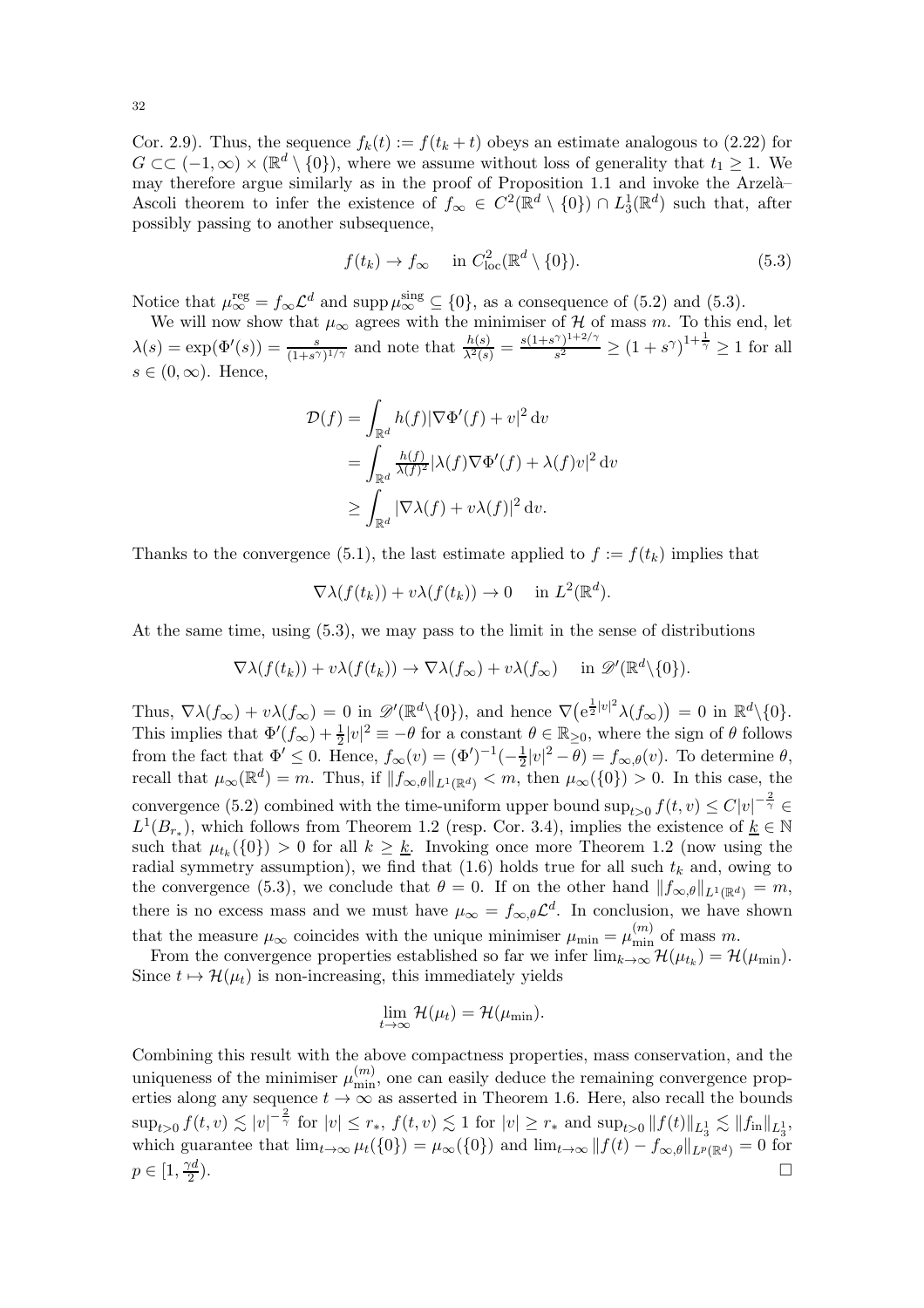Cor. 2.9). Thus, the sequence $f_k(t) := f(t_k + t)$ obeys an estimate analogous to (2.22) for $G \subset\subset (-1, \infty) \times (\mathbb{R}^d \setminus \{0\})$, where we assume without loss of generality that $t_1 \geq 1$. We may therefore argue similarly as in the proof of Proposition 1.1 and invoke the Arzelà–Ascoli theorem to infer the existence of $f_\infty \in C^2(\mathbb{R}^d \setminus \{0\}) \cap L^1_3(\mathbb{R}^d)$ such that, after possibly passing to another subsequence,

$$f(t_k) \to f_\infty \quad \text{in } C^2_{\mathrm{loc}}(\mathbb{R}^d \setminus \{0\}). \tag{5.3}$$

Notice that $\mu^{\mathrm{reg}}_\infty = f_\infty \mathcal{L}^d$ and $\operatorname{supp} \mu^{\mathrm{sing}}_\infty \subseteq \{0\}$, as a consequence of (5.2) and (5.3).

We will now show that $\mu_\infty$ agrees with the minimiser of $\mathcal{H}$ of mass $m$. To this end, let $\lambda(s) = \exp(\Phi'(s)) = \frac{s}{(1+s^\gamma)^{1/\gamma}}$ and note that $\frac{h(s)}{\lambda^2(s)} = \frac{s(1+s^\gamma)^{1+2/\gamma}}{s^2} \geq (1+s^\gamma)^{1+\frac{1}{\gamma}} \geq 1$ for all $s \in (0, \infty)$. Hence,

$$\begin{aligned}
\mathcal{D}(f) &= \int_{\mathbb{R}^d} h(f) |\nabla \Phi'(f) + v|^2 \, \mathrm{d}v \\
&= \int_{\mathbb{R}^d} \tfrac{h(f)}{\lambda(f)^2} |\lambda(f) \nabla \Phi'(f) + \lambda(f) v|^2 \, \mathrm{d}v \\
&\geq \int_{\mathbb{R}^d} |\nabla \lambda(f) + v\lambda(f)|^2 \, \mathrm{d}v.
\end{aligned}$$

Thanks to the convergence (5.1), the last estimate applied to $f := f(t_k)$ implies that

$$\nabla \lambda(f(t_k)) + v\lambda(f(t_k)) \to 0 \quad \text{in } L^2(\mathbb{R}^d).$$

At the same time, using (5.3), we may pass to the limit in the sense of distributions

$$\nabla \lambda(f(t_k)) + v\lambda(f(t_k)) \to \nabla \lambda(f_\infty) + v\lambda(f_\infty) \quad \text{in } \mathscr{D}'(\mathbb{R}^d \setminus \{0\}).$$

Thus, $\nabla \lambda(f_\infty) + v\lambda(f_\infty) = 0$ in $\mathscr{D}'(\mathbb{R}^d \setminus \{0\})$, and hence $\nabla\big(\mathrm{e}^{\frac{1}{2}|v|^2} \lambda(f_\infty)\big) = 0$ in $\mathbb{R}^d \setminus \{0\}$. This implies that $\Phi'(f_\infty) + \frac{1}{2}|v|^2 \equiv -\theta$ for a constant $\theta \in \mathbb{R}_{\geq 0}$, where the sign of $\theta$ follows from the fact that $\Phi' \leq 0$. Hence, $f_\infty(v) = (\Phi')^{-1}(-\frac{1}{2}|v|^2 - \theta) = f_{\infty,\theta}(v)$. To determine $\theta$, recall that $\mu_\infty(\mathbb{R}^d) = m$. Thus, if $\|f_{\infty,\theta}\|_{L^1(\mathbb{R}^d)} < m$, then $\mu_\infty(\{0\}) > 0$. In this case, the convergence (5.2) combined with the time-uniform upper bound $\sup_{t>0} f(t, v) \leq C|v|^{-\frac{2}{\gamma}} \in L^1(B_{r_*})$, which follows from Theorem 1.2 (resp. Cor. 3.4), implies the existence of $\underline{k} \in \mathbb{N}$ such that $\mu_{t_k}(\{0\}) > 0$ for all $k \geq \underline{k}$. Invoking once more Theorem 1.2 (now using the radial symmetry assumption), we find that (1.6) holds true for all such $t_k$ and, owing to the convergence (5.3), we conclude that $\theta = 0$. If on the other hand $\|f_{\infty,\theta}\|_{L^1(\mathbb{R}^d)} = m$, there is no excess mass and we must have $\mu_\infty = f_{\infty,\theta} \mathcal{L}^d$. In conclusion, we have shown that the measure $\mu_\infty$ coincides with the unique minimiser $\mu_{\min} = \mu^{(m)}_{\min}$ of mass $m$.

From the convergence properties established so far we infer $\lim_{k\to\infty} \mathcal{H}(\mu_{t_k}) = \mathcal{H}(\mu_{\min})$. Since $t \mapsto \mathcal{H}(\mu_t)$ is non-increasing, this immediately yields

$$\lim_{t\to\infty} \mathcal{H}(\mu_t) = \mathcal{H}(\mu_{\min}).$$

Combining this result with the above compactness properties, mass conservation, and the uniqueness of the minimiser $\mu^{(m)}_{\min}$, one can easily deduce the remaining convergence properties along any sequence $t \to \infty$ as asserted in Theorem 1.6. Here, also recall the bounds $\sup_{t>0} f(t, v) \lesssim |v|^{-\frac{2}{\gamma}}$ for $|v| \leq r_*$, $f(t, v) \lesssim 1$ for $|v| \geq r_*$ and $\sup_{t>0} \|f(t)\|_{L^1_3} \lesssim \|f_{\mathrm{in}}\|_{L^1_3}$, which guarantee that $\lim_{t\to\infty} \mu_t(\{0\}) = \mu_\infty(\{0\})$ and $\lim_{t\to\infty} \|f(t) - f_{\infty,\theta}\|_{L^p(\mathbb{R}^d)} = 0$ for $p \in [1, \frac{\gamma d}{2})$. $\square$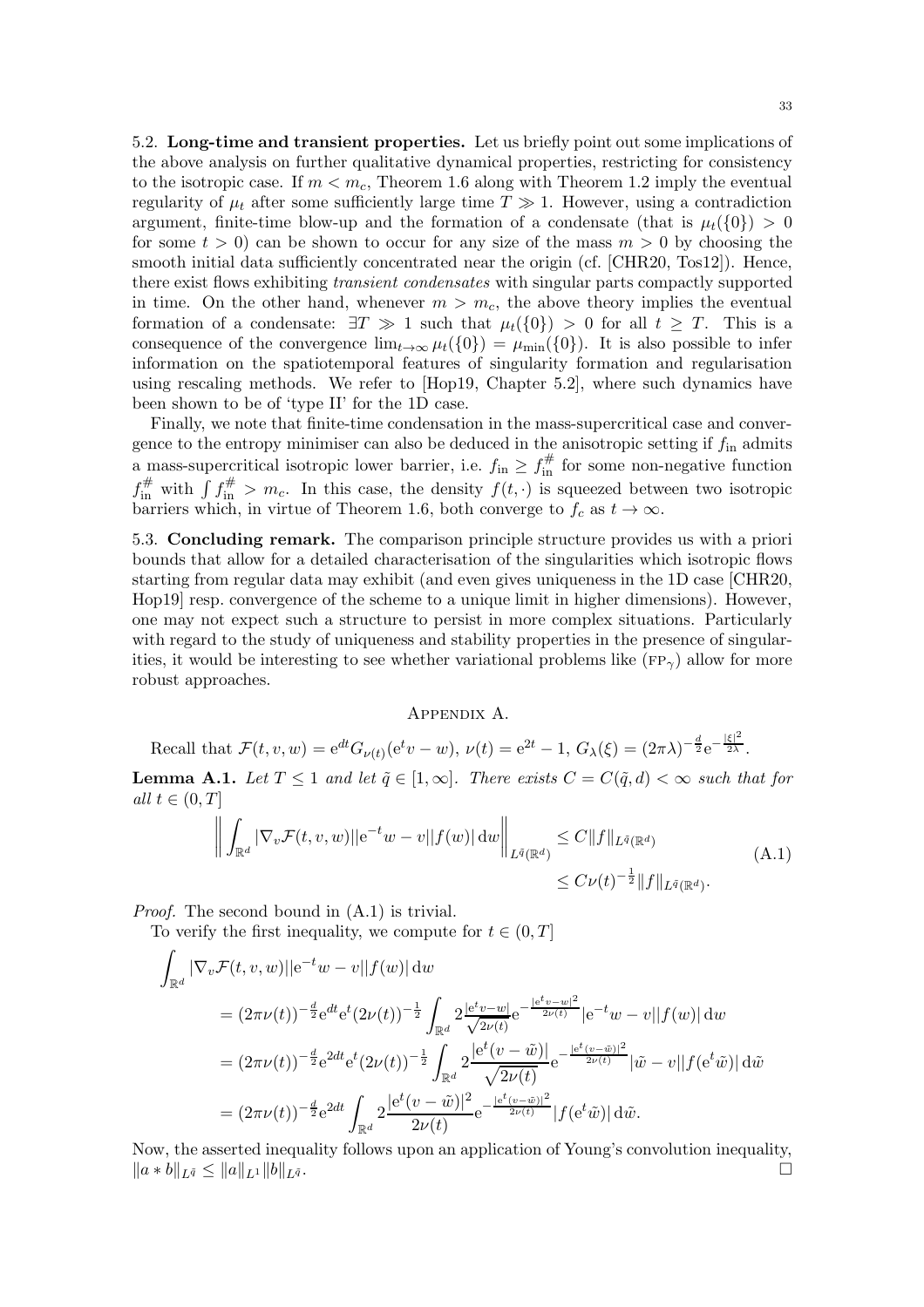5.2. **Long-time and transient properties.** Let us briefly point out some implications of the above analysis on further qualitative dynamical properties, restricting for consistency to the isotropic case. If $m < m_c$, Theorem 1.6 along with Theorem 1.2 imply the eventual regularity of $\mu_t$ after some sufficiently large time $T \gg 1$. However, using a contradiction argument, finite-time blow-up and the formation of a condensate (that is $\mu_t(\{0\}) > 0$ for some $t > 0$) can be shown to occur for any size of the mass $m > 0$ by choosing the smooth initial data sufficiently concentrated near the origin (cf. [CHR20, Tos12]). Hence, there exist flows exhibiting *transient condensates* with singular parts compactly supported in time. On the other hand, whenever $m > m_c$, the above theory implies the eventual formation of a condensate: $\exists T \gg 1$ such that $\mu_t(\{0\}) > 0$ for all $t \geq T$. This is a consequence of the convergence $\lim_{t\to\infty} \mu_t(\{0\}) = \mu_{\min}(\{0\})$. It is also possible to infer information on the spatiotemporal features of singularity formation and regularisation using rescaling methods. We refer to [Hop19, Chapter 5.2], where such dynamics have been shown to be of 'type II' for the 1D case.

Finally, we note that finite-time condensation in the mass-supercritical case and convergence to the entropy minimiser can also be deduced in the anisotropic setting if $f_{\rm in}$ admits a mass-supercritical isotropic lower barrier, i.e. $f_{\rm in} \geq f_{\rm in}^{\#}$ for some non-negative function $f_{\rm in}^{\#}$ with $\int f_{\rm in}^{\#} > m_c$. In this case, the density $f(t,\cdot)$ is squeezed between two isotropic barriers which, in virtue of Theorem 1.6, both converge to $f_c$ as $t \to \infty$.

5.3. **Concluding remark.** The comparison principle structure provides us with a priori bounds that allow for a detailed characterisation of the singularities which isotropic flows starting from regular data may exhibit (and even gives uniqueness in the 1D case [CHR20, Hop19] resp. convergence of the scheme to a unique limit in higher dimensions). However, one may not expect such a structure to persist in more complex situations. Particularly with regard to the study of uniqueness and stability properties in the presence of singularities, it would be interesting to see whether variational problems like ($\text{FP}_\gamma$) allow for more robust approaches.

## Appendix A.

Recall that $\mathcal{F}(t,v,w) = \mathrm{e}^{dt} G_{\nu(t)}(\mathrm{e}^t v - w)$, $\nu(t) = \mathrm{e}^{2t} - 1$, $G_\lambda(\xi) = (2\pi\lambda)^{-\frac{d}{2}} \mathrm{e}^{-\frac{|\xi|^2}{2\lambda}}$.

**Lemma A.1.** *Let $T \leq 1$ and let $\tilde{q} \in [1,\infty]$. There exists $C = C(\tilde{q}, d) < \infty$ such that for all $t \in (0,T]$*

$$
\begin{aligned}
\left\| \int_{\mathbb{R}^d} |\nabla_v \mathcal{F}(t,v,w)| |\mathrm{e}^{-t} w - v| |f(w)| \,\mathrm{d}w \right\|_{L^{\tilde{q}}(\mathbb{R}^d)} &\leq C \|f\|_{L^{\tilde{q}}(\mathbb{R}^d)} \\
&\leq C \nu(t)^{-\frac{1}{2}} \|f\|_{L^{\tilde{q}}(\mathbb{R}^d)}.
\end{aligned}
\tag{A.1}
$$

*Proof.* The second bound in (A.1) is trivial.

To verify the first inequality, we compute for $t \in (0,T]$

$$
\begin{aligned}
&\int_{\mathbb{R}^d} |\nabla_v \mathcal{F}(t,v,w)| |\mathrm{e}^{-t} w - v| |f(w)| \,\mathrm{d}w \\
&= (2\pi\nu(t))^{-\frac{d}{2}} \mathrm{e}^{dt} \mathrm{e}^t (2\nu(t))^{-\frac{1}{2}} \int_{\mathbb{R}^d} 2 \frac{|\mathrm{e}^t v - w|}{\sqrt{2\nu(t)}} \mathrm{e}^{-\frac{|\mathrm{e}^t v - w|^2}{2\nu(t)}} |\mathrm{e}^{-t} w - v| |f(w)| \,\mathrm{d}w \\
&= (2\pi\nu(t))^{-\frac{d}{2}} \mathrm{e}^{2dt} \mathrm{e}^t (2\nu(t))^{-\frac{1}{2}} \int_{\mathbb{R}^d} 2 \frac{|\mathrm{e}^t (v - \tilde{w})|}{\sqrt{2\nu(t)}} \mathrm{e}^{-\frac{|\mathrm{e}^t (v - \tilde{w})|^2}{2\nu(t)}} |\tilde{w} - v| |f(\mathrm{e}^t \tilde{w})| \,\mathrm{d}\tilde{w} \\
&= (2\pi\nu(t))^{-\frac{d}{2}} \mathrm{e}^{2dt} \int_{\mathbb{R}^d} 2 \frac{|\mathrm{e}^t (v - \tilde{w})|^2}{2\nu(t)} \mathrm{e}^{-\frac{|\mathrm{e}^t (v - \tilde{w})|^2}{2\nu(t)}} |f(\mathrm{e}^t \tilde{w})| \,\mathrm{d}\tilde{w}.
\end{aligned}
$$

Now, the asserted inequality follows upon an application of Young's convolution inequality, $\|a * b\|_{L^{\tilde{q}}} \leq \|a\|_{L^1} \|b\|_{L^{\tilde{q}}}$. $\square$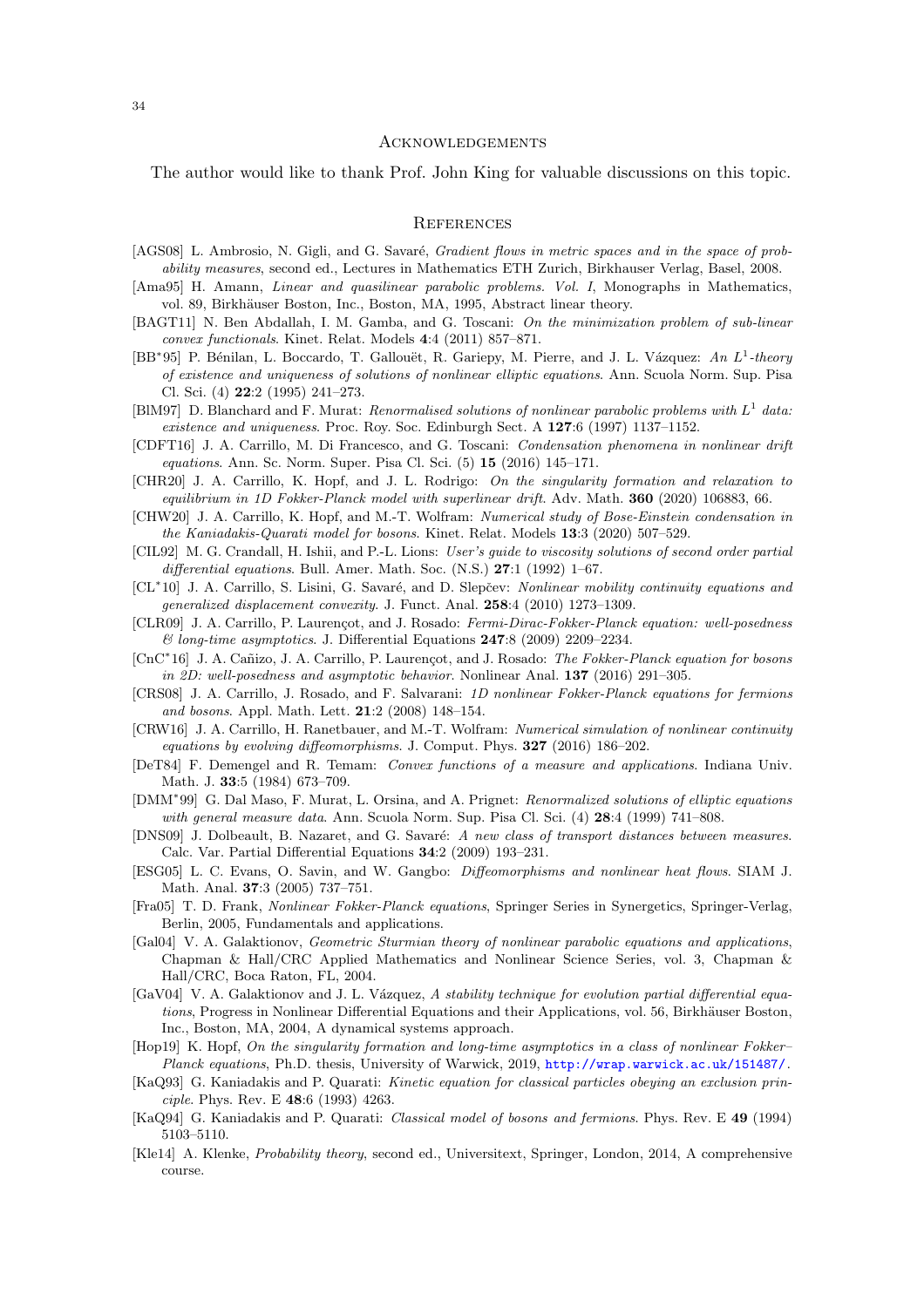## Acknowledgements

The author would like to thank Prof. John King for valuable discussions on this topic.

## References

[AGS08] L. Ambrosio, N. Gigli, and G. Savaré, *Gradient flows in metric spaces and in the space of probability measures*, second ed., Lectures in Mathematics ETH Zurich, Birkhauser Verlag, Basel, 2008.

[Ama95] H. Amann, *Linear and quasilinear parabolic problems. Vol. I*, Monographs in Mathematics, vol. 89, Birkhäuser Boston, Inc., Boston, MA, 1995, Abstract linear theory.

[BAGT11] N. Ben Abdallah, I. M. Gamba, and G. Toscani: *On the minimization problem of sub-linear convex functionals*. Kinet. Relat. Models **4**:4 (2011) 857–871.

[BB*95] P. Bénilan, L. Boccardo, T. Gallouët, R. Gariepy, M. Pierre, and J. L. Vázquez: *An $L^1$-theory of existence and uniqueness of solutions of nonlinear elliptic equations*. Ann. Scuola Norm. Sup. Pisa Cl. Sci. (4) **22**:2 (1995) 241–273.

[BlM97] D. Blanchard and F. Murat: *Renormalised solutions of nonlinear parabolic problems with $L^1$ data: existence and uniqueness*. Proc. Roy. Soc. Edinburgh Sect. A **127**:6 (1997) 1137–1152.

[CDFT16] J. A. Carrillo, M. Di Francesco, and G. Toscani: *Condensation phenomena in nonlinear drift equations*. Ann. Sc. Norm. Super. Pisa Cl. Sci. (5) **15** (2016) 145–171.

[CHR20] J. A. Carrillo, K. Hopf, and J. L. Rodrigo: *On the singularity formation and relaxation to equilibrium in 1D Fokker-Planck model with superlinear drift*. Adv. Math. **360** (2020) 106883, 66.

[CHW20] J. A. Carrillo, K. Hopf, and M.-T. Wolfram: *Numerical study of Bose-Einstein condensation in the Kaniadakis-Quarati model for bosons*. Kinet. Relat. Models **13**:3 (2020) 507–529.

[CIL92] M. G. Crandall, H. Ishii, and P.-L. Lions: *User's guide to viscosity solutions of second order partial differential equations*. Bull. Amer. Math. Soc. (N.S.) **27**:1 (1992) 1–67.

[CL*10] J. A. Carrillo, S. Lisini, G. Savaré, and D. Slepčev: *Nonlinear mobility continuity equations and generalized displacement convexity*. J. Funct. Anal. **258**:4 (2010) 1273–1309.

[CLR09] J. A. Carrillo, P. Laurençot, and J. Rosado: *Fermi-Dirac-Fokker-Planck equation: well-posedness & long-time asymptotics*. J. Differential Equations **247**:8 (2009) 2209–2234.

[CnC*16] J. A. Cañizo, J. A. Carrillo, P. Laurençot, and J. Rosado: *The Fokker-Planck equation for bosons in 2D: well-posedness and asymptotic behavior*. Nonlinear Anal. **137** (2016) 291–305.

[CRS08] J. A. Carrillo, J. Rosado, and F. Salvarani: *1D nonlinear Fokker-Planck equations for fermions and bosons*. Appl. Math. Lett. **21**:2 (2008) 148–154.

[CRW16] J. A. Carrillo, H. Ranetbauer, and M.-T. Wolfram: *Numerical simulation of nonlinear continuity equations by evolving diffeomorphisms*. J. Comput. Phys. **327** (2016) 186–202.

[DeT84] F. Demengel and R. Temam: *Convex functions of a measure and applications*. Indiana Univ. Math. J. **33**:5 (1984) 673–709.

[DMM*99] G. Dal Maso, F. Murat, L. Orsina, and A. Prignet: *Renormalized solutions of elliptic equations with general measure data*. Ann. Scuola Norm. Sup. Pisa Cl. Sci. (4) **28**:4 (1999) 741–808.

[DNS09] J. Dolbeault, B. Nazaret, and G. Savaré: *A new class of transport distances between measures*. Calc. Var. Partial Differential Equations **34**:2 (2009) 193–231.

[ESG05] L. C. Evans, O. Savin, and W. Gangbo: *Diffeomorphisms and nonlinear heat flows*. SIAM J. Math. Anal. **37**:3 (2005) 737–751.

[Fra05] T. D. Frank, *Nonlinear Fokker-Planck equations*, Springer Series in Synergetics, Springer-Verlag, Berlin, 2005, Fundamentals and applications.

[Gal04] V. A. Galaktionov, *Geometric Sturmian theory of nonlinear parabolic equations and applications*, Chapman & Hall/CRC Applied Mathematics and Nonlinear Science Series, vol. 3, Chapman & Hall/CRC, Boca Raton, FL, 2004.

[GaV04] V. A. Galaktionov and J. L. Vázquez, *A stability technique for evolution partial differential equations*, Progress in Nonlinear Differential Equations and their Applications, vol. 56, Birkhäuser Boston, Inc., Boston, MA, 2004, A dynamical systems approach.

[Hop19] K. Hopf, *On the singularity formation and long-time asymptotics in a class of nonlinear Fokker–Planck equations*, Ph.D. thesis, University of Warwick, 2019, http://wrap.warwick.ac.uk/151487/.

[KaQ93] G. Kaniadakis and P. Quarati: *Kinetic equation for classical particles obeying an exclusion principle*. Phys. Rev. E **48**:6 (1993) 4263.

[KaQ94] G. Kaniadakis and P. Quarati: *Classical model of bosons and fermions*. Phys. Rev. E **49** (1994) 5103–5110.

[Kle14] A. Klenke, *Probability theory*, second ed., Universitext, Springer, London, 2014, A comprehensive course.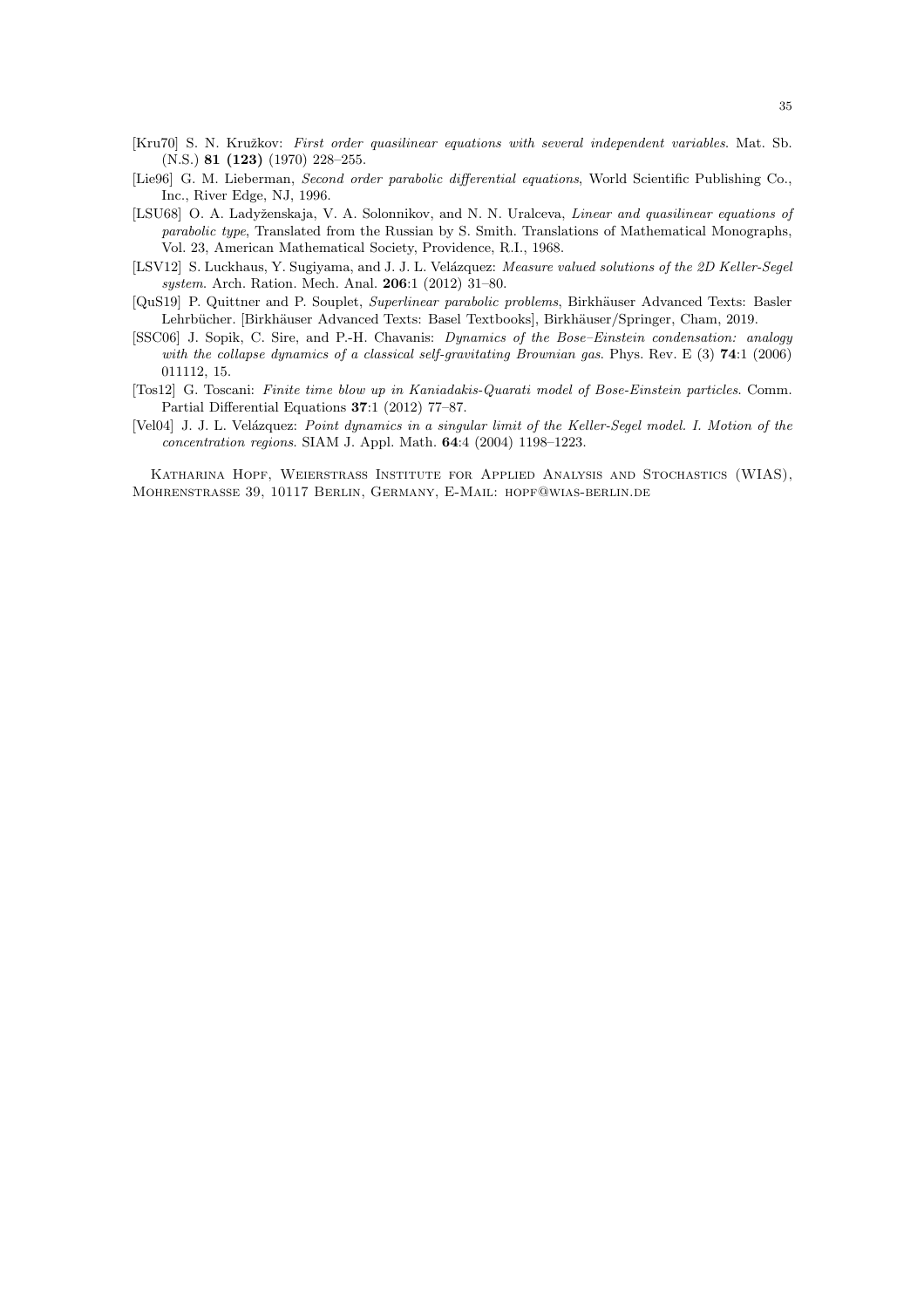[Kru70] S. N. Kružkov: *First order quasilinear equations with several independent variables*. Mat. Sb. (N.S.) **81 (123)** (1970) 228–255.

[Lie96] G. M. Lieberman, *Second order parabolic differential equations*, World Scientific Publishing Co., Inc., River Edge, NJ, 1996.

[LSU68] O. A. Ladyženskaja, V. A. Solonnikov, and N. N. Uralceva, *Linear and quasilinear equations of parabolic type*, Translated from the Russian by S. Smith. Translations of Mathematical Monographs, Vol. 23, American Mathematical Society, Providence, R.I., 1968.

[LSV12] S. Luckhaus, Y. Sugiyama, and J. J. L. Velázquez: *Measure valued solutions of the 2D Keller-Segel system*. Arch. Ration. Mech. Anal. **206**:1 (2012) 31–80.

[QuS19] P. Quittner and P. Souplet, *Superlinear parabolic problems*, Birkhäuser Advanced Texts: Basler Lehrbücher. [Birkhäuser Advanced Texts: Basel Textbooks], Birkhäuser/Springer, Cham, 2019.

[SSC06] J. Sopik, C. Sire, and P.-H. Chavanis: *Dynamics of the Bose–Einstein condensation: analogy with the collapse dynamics of a classical self-gravitating Brownian gas*. Phys. Rev. E (3) **74**:1 (2006) 011112, 15.

[Tos12] G. Toscani: *Finite time blow up in Kaniadakis-Quarati model of Bose-Einstein particles*. Comm. Partial Differential Equations **37**:1 (2012) 77–87.

[Vel04] J. J. L. Velázquez: *Point dynamics in a singular limit of the Keller-Segel model. I. Motion of the concentration regions*. SIAM J. Appl. Math. **64**:4 (2004) 1198–1223.

Katharina Hopf, Weierstrass Institute for Applied Analysis and Stochastics (WIAS), Mohrenstrasse 39, 10117 Berlin, Germany, E-Mail: hopf@wias-berlin.de